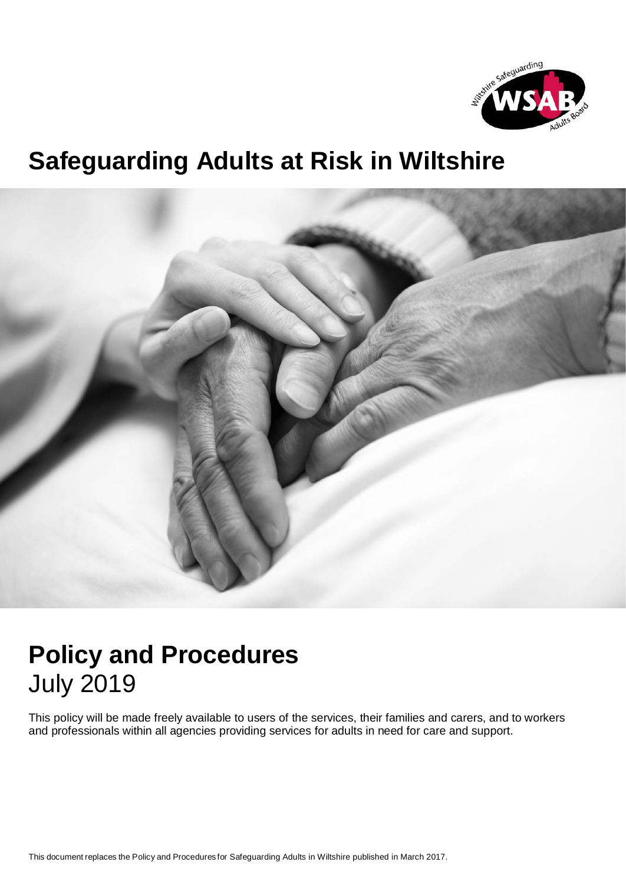# Safeguarding Adults at Risk in Wiltshire

# Policy and Procedures

July 2019

This policy will be made freely available to users of the services, their families and carers, and to workers and professionals within all agencies providing services for adults in need for care and support.

This document replaces the Policy and Procedures for Safeguarding Adults in Wiltshire published in March 2017.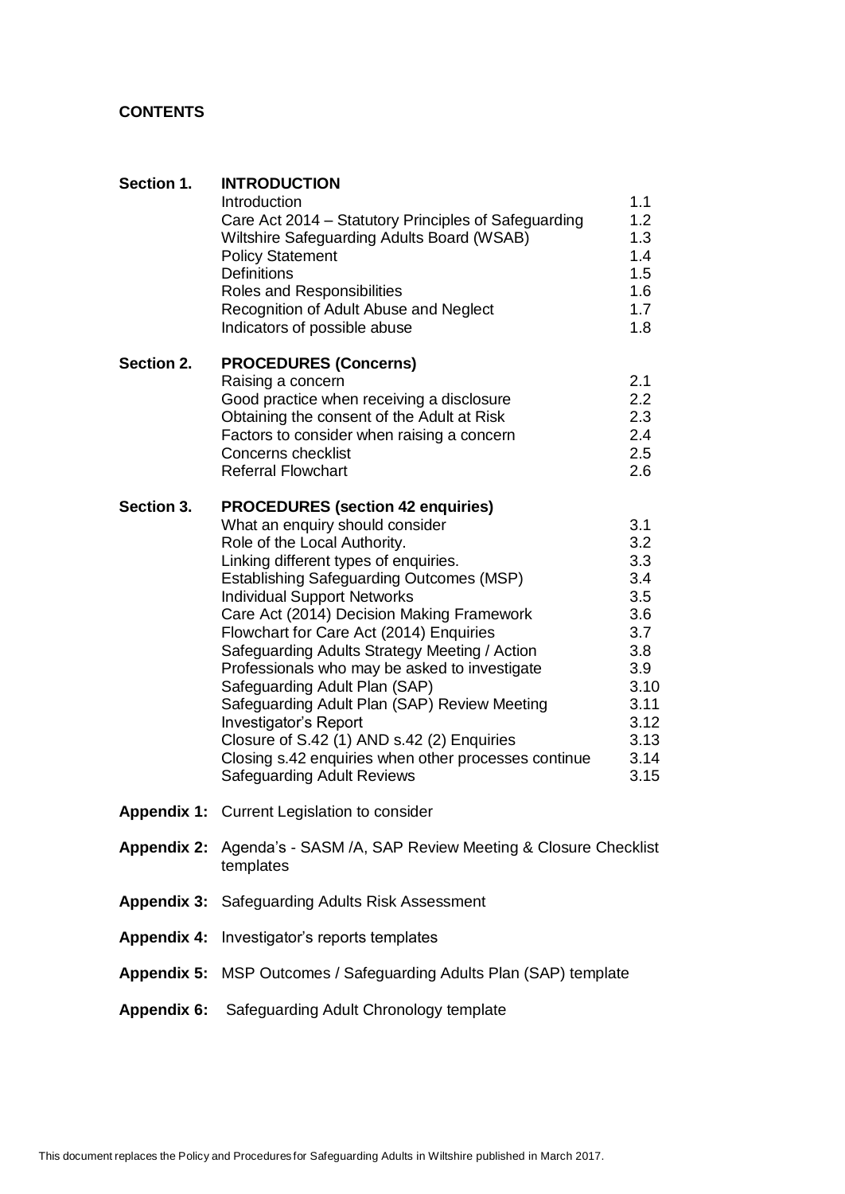**CONTENTS**

| | | |
|---|---|---|
| **Section 1.** | **INTRODUCTION** | |
| | Introduction | 1.1 |
| | Care Act 2014 – Statutory Principles of Safeguarding | 1.2 |
| | Wiltshire Safeguarding Adults Board (WSAB) | 1.3 |
| | Policy Statement | 1.4 |
| | Definitions | 1.5 |
| | Roles and Responsibilities | 1.6 |
| | Recognition of Adult Abuse and Neglect | 1.7 |
| | Indicators of possible abuse | 1.8 |
| **Section 2.** | **PROCEDURES (Concerns)** | |
| | Raising a concern | 2.1 |
| | Good practice when receiving a disclosure | 2.2 |
| | Obtaining the consent of the Adult at Risk | 2.3 |
| | Factors to consider when raising a concern | 2.4 |
| | Concerns checklist | 2.5 |
| | Referral Flowchart | 2.6 |
| **Section 3.** | **PROCEDURES (section 42 enquiries)** | |
| | What an enquiry should consider | 3.1 |
| | Role of the Local Authority. | 3.2 |
| | Linking different types of enquiries. | 3.3 |
| | Establishing Safeguarding Outcomes (MSP) | 3.4 |
| | Individual Support Networks | 3.5 |
| | Care Act (2014) Decision Making Framework | 3.6 |
| | Flowchart for Care Act (2014) Enquiries | 3.7 |
| | Safeguarding Adults Strategy Meeting / Action | 3.8 |
| | Professionals who may be asked to investigate | 3.9 |
| | Safeguarding Adult Plan (SAP) | 3.10 |
| | Safeguarding Adult Plan (SAP) Review Meeting | 3.11 |
| | Investigator's Report | 3.12 |
| | Closure of S.42 (1) AND s.42 (2) Enquiries | 3.13 |
| | Closing s.42 enquiries when other processes continue | 3.14 |
| | Safeguarding Adult Reviews | 3.15 |

**Appendix 1:** Current Legislation to consider

**Appendix 2:** Agenda's - SASM /A, SAP Review Meeting & Closure Checklist templates

**Appendix 3:** Safeguarding Adults Risk Assessment

**Appendix 4:** Investigator's reports templates

**Appendix 5:** MSP Outcomes / Safeguarding Adults Plan (SAP) template

**Appendix 6:** Safeguarding Adult Chronology template

This document replaces the Policy and Procedures for Safeguarding Adults in Wiltshire published in March 2017.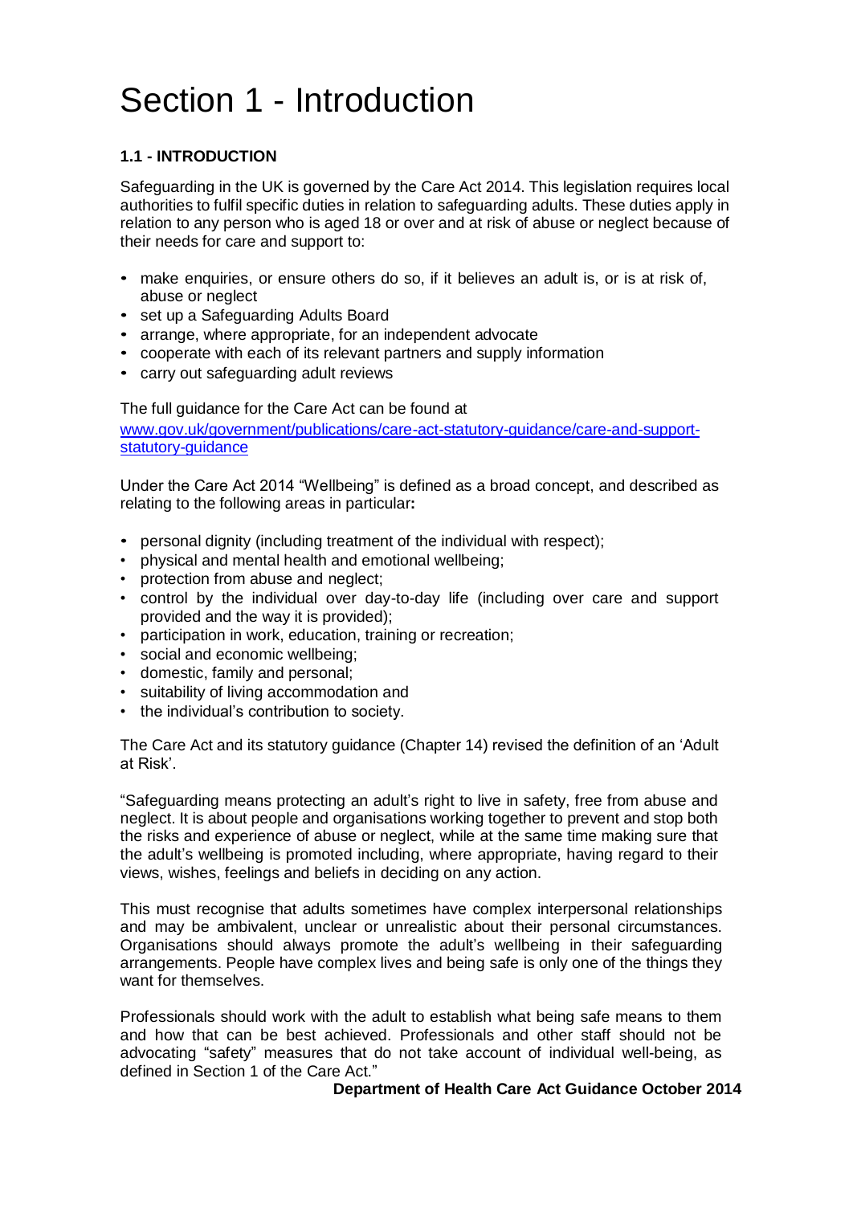# Section 1 - Introduction

**1.1 - INTRODUCTION**

Safeguarding in the UK is governed by the Care Act 2014. This legislation requires local authorities to fulfil specific duties in relation to safeguarding adults. These duties apply in relation to any person who is aged 18 or over and at risk of abuse or neglect because of their needs for care and support to:

- make enquiries, or ensure others do so, if it believes an adult is, or is at risk of, abuse or neglect
- set up a Safeguarding Adults Board
- arrange, where appropriate, for an independent advocate
- cooperate with each of its relevant partners and supply information
- carry out safeguarding adult reviews

The full guidance for the Care Act can be found at [www.gov.uk/government/publications/care-act-statutory-guidance/care-and-support-statutory-guidance](www.gov.uk/government/publications/care-act-statutory-guidance/care-and-support-statutory-guidance)

Under the Care Act 2014 "Wellbeing" is defined as a broad concept, and described as relating to the following areas in particular**:**

- personal dignity (including treatment of the individual with respect);
- physical and mental health and emotional wellbeing;
- protection from abuse and neglect;
- control by the individual over day-to-day life (including over care and support provided and the way it is provided);
- participation in work, education, training or recreation;
- social and economic wellbeing;
- domestic, family and personal;
- suitability of living accommodation and
- the individual's contribution to society.

The Care Act and its statutory guidance (Chapter 14) revised the definition of an 'Adult at Risk'.

"Safeguarding means protecting an adult's right to live in safety, free from abuse and neglect. It is about people and organisations working together to prevent and stop both the risks and experience of abuse or neglect, while at the same time making sure that the adult's wellbeing is promoted including, where appropriate, having regard to their views, wishes, feelings and beliefs in deciding on any action.

This must recognise that adults sometimes have complex interpersonal relationships and may be ambivalent, unclear or unrealistic about their personal circumstances. Organisations should always promote the adult's wellbeing in their safeguarding arrangements. People have complex lives and being safe is only one of the things they want for themselves.

Professionals should work with the adult to establish what being safe means to them and how that can be best achieved. Professionals and other staff should not be advocating "safety" measures that do not take account of individual well-being, as defined in Section 1 of the Care Act."

**Department of Health Care Act Guidance October 2014**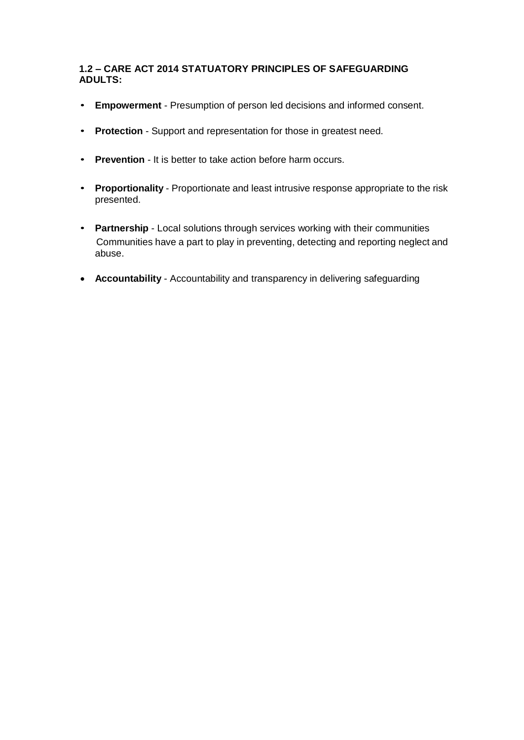## 1.2 – CARE ACT 2014 STATUTORY PRINCIPLES OF SAFEGUARDING ADULTS:

- **Empowerment** - Presumption of person led decisions and informed consent.
- **Protection** - Support and representation for those in greatest need.
- **Prevention** - It is better to take action before harm occurs.
- **Proportionality** - Proportionate and least intrusive response appropriate to the risk presented.
- **Partnership** - Local solutions through services working with their communities Communities have a part to play in preventing, detecting and reporting neglect and abuse.
- **Accountability** - Accountability and transparency in delivering safeguarding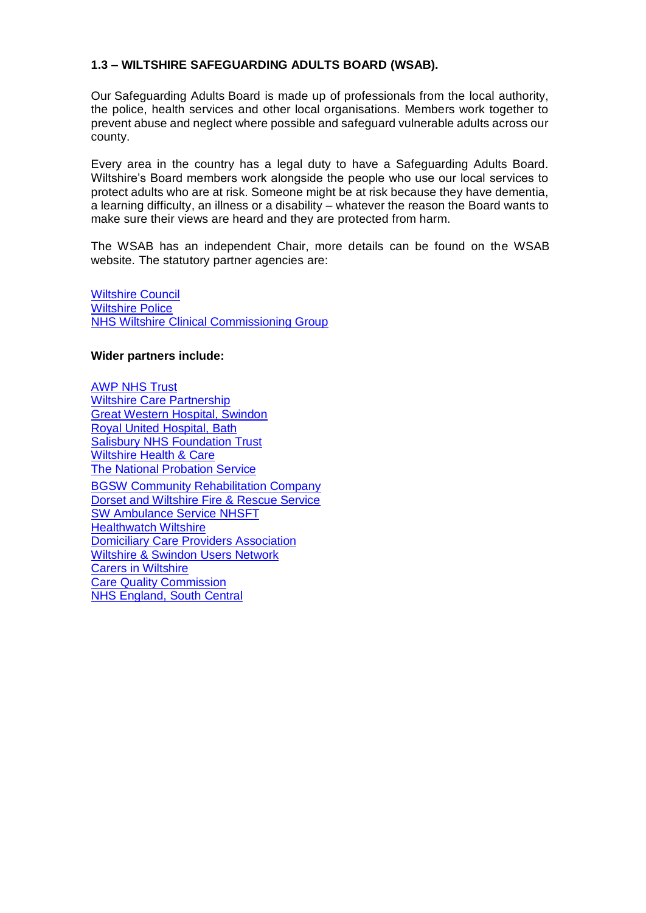## 1.3 – WILTSHIRE SAFEGUARDING ADULTS BOARD (WSAB).

Our Safeguarding Adults Board is made up of professionals from the local authority, the police, health services and other local organisations. Members work together to prevent abuse and neglect where possible and safeguard vulnerable adults across our county.

Every area in the country has a legal duty to have a Safeguarding Adults Board. Wiltshire's Board members work alongside the people who use our local services to protect adults who are at risk. Someone might be at risk because they have dementia, a learning difficulty, an illness or a disability – whatever the reason the Board wants to make sure their views are heard and they are protected from harm.

The WSAB has an independent Chair, more details can be found on the WSAB website. The statutory partner agencies are:

Wiltshire Council
Wiltshire Police
NHS Wiltshire Clinical Commissioning Group

**Wider partners include:**

AWP NHS Trust
Wiltshire Care Partnership
Great Western Hospital, Swindon
Royal United Hospital, Bath
Salisbury NHS Foundation Trust
Wiltshire Health & Care
The National Probation Service
BGSW Community Rehabilitation Company
Dorset and Wiltshire Fire & Rescue Service
SW Ambulance Service NHSFT
Healthwatch Wiltshire
Domiciliary Care Providers Association
Wiltshire & Swindon Users Network
Carers in Wiltshire
Care Quality Commission
NHS England, South Central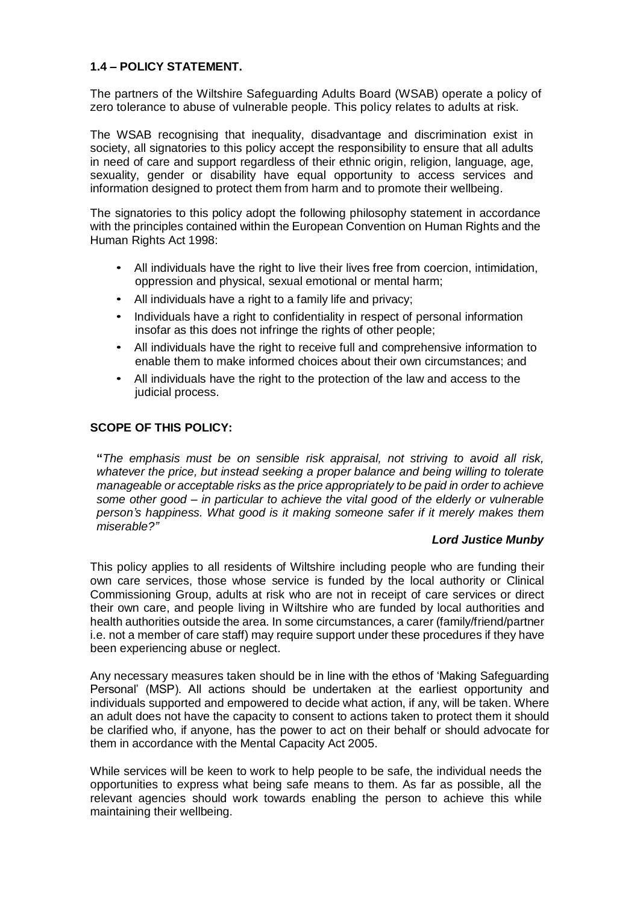## 1.4 – POLICY STATEMENT.

The partners of the Wiltshire Safeguarding Adults Board (WSAB) operate a policy of zero tolerance to abuse of vulnerable people. This policy relates to adults at risk.

The WSAB recognising that inequality, disadvantage and discrimination exist in society, all signatories to this policy accept the responsibility to ensure that all adults in need of care and support regardless of their ethnic origin, religion, language, age, sexuality, gender or disability have equal opportunity to access services and information designed to protect them from harm and to promote their wellbeing.

The signatories to this policy adopt the following philosophy statement in accordance with the principles contained within the European Convention on Human Rights and the Human Rights Act 1998:

- All individuals have the right to live their lives free from coercion, intimidation, oppression and physical, sexual emotional or mental harm;
- All individuals have a right to a family life and privacy;
- Individuals have a right to confidentiality in respect of personal information insofar as this does not infringe the rights of other people;
- All individuals have the right to receive full and comprehensive information to enable them to make informed choices about their own circumstances; and
- All individuals have the right to the protection of the law and access to the judicial process.

## SCOPE OF THIS POLICY:

**"***The emphasis must be on sensible risk appraisal, not striving to avoid all risk, whatever the price, but instead seeking a proper balance and being willing to tolerate manageable or acceptable risks as the price appropriately to be paid in order to achieve some other good – in particular to achieve the vital good of the elderly or vulnerable person's happiness. What good is it making someone safer if it merely makes them miserable?"*

***Lord Justice Munby***

This policy applies to all residents of Wiltshire including people who are funding their own care services, those whose service is funded by the local authority or Clinical Commissioning Group, adults at risk who are not in receipt of care services or direct their own care, and people living in Wiltshire who are funded by local authorities and health authorities outside the area. In some circumstances, a carer (family/friend/partner i.e. not a member of care staff) may require support under these procedures if they have been experiencing abuse or neglect.

Any necessary measures taken should be in line with the ethos of 'Making Safeguarding Personal' (MSP). All actions should be undertaken at the earliest opportunity and individuals supported and empowered to decide what action, if any, will be taken. Where an adult does not have the capacity to consent to actions taken to protect them it should be clarified who, if anyone, has the power to act on their behalf or should advocate for them in accordance with the Mental Capacity Act 2005.

While services will be keen to work to help people to be safe, the individual needs the opportunities to express what being safe means to them. As far as possible, all the relevant agencies should work towards enabling the person to achieve this while maintaining their wellbeing.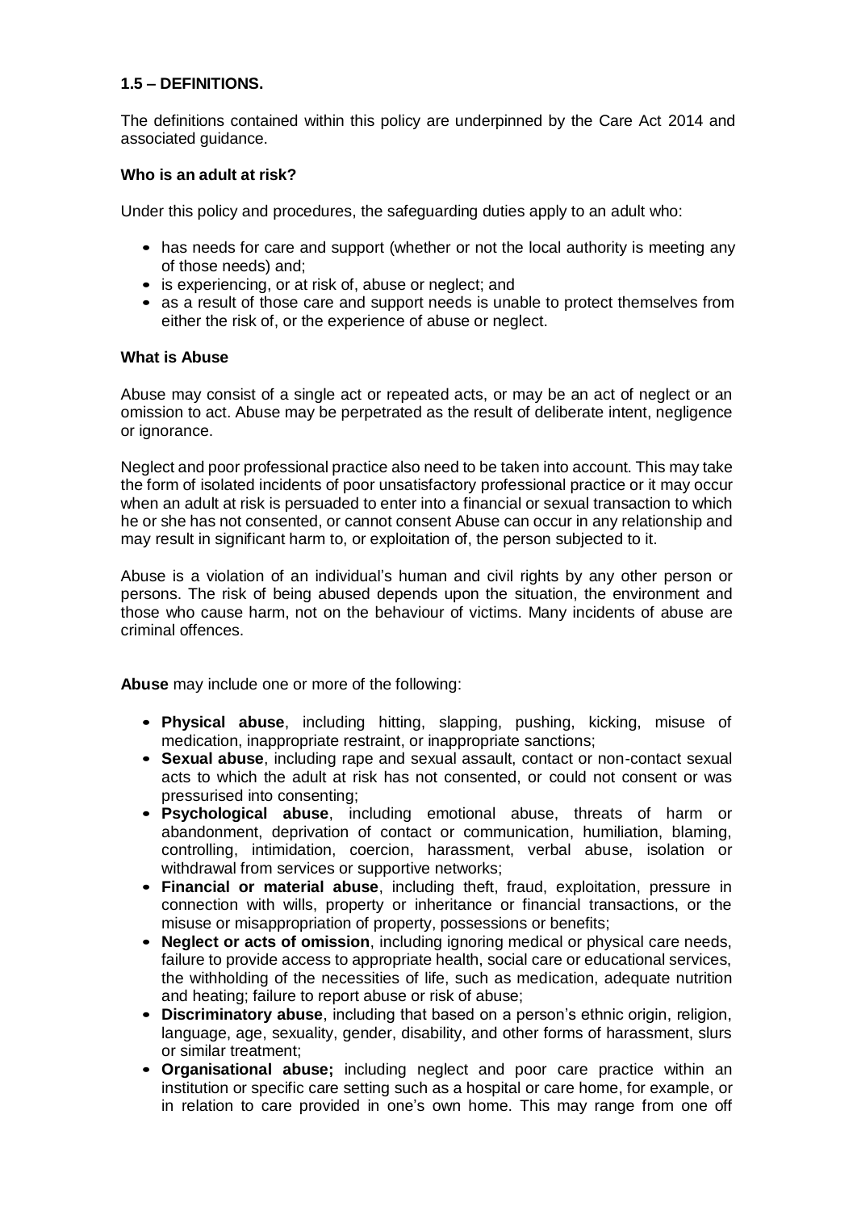## 1.5 – DEFINITIONS.

The definitions contained within this policy are underpinned by the Care Act 2014 and associated guidance.

### Who is an adult at risk?

Under this policy and procedures, the safeguarding duties apply to an adult who:

- has needs for care and support (whether or not the local authority is meeting any of those needs) and;
- is experiencing, or at risk of, abuse or neglect; and
- as a result of those care and support needs is unable to protect themselves from either the risk of, or the experience of abuse or neglect.

### What is Abuse

Abuse may consist of a single act or repeated acts, or may be an act of neglect or an omission to act. Abuse may be perpetrated as the result of deliberate intent, negligence or ignorance.

Neglect and poor professional practice also need to be taken into account. This may take the form of isolated incidents of poor unsatisfactory professional practice or it may occur when an adult at risk is persuaded to enter into a financial or sexual transaction to which he or she has not consented, or cannot consent Abuse can occur in any relationship and may result in significant harm to, or exploitation of, the person subjected to it.

Abuse is a violation of an individual's human and civil rights by any other person or persons. The risk of being abused depends upon the situation, the environment and those who cause harm, not on the behaviour of victims. Many incidents of abuse are criminal offences.

**Abuse** may include one or more of the following:

- **Physical abuse**, including hitting, slapping, pushing, kicking, misuse of medication, inappropriate restraint, or inappropriate sanctions;
- **Sexual abuse**, including rape and sexual assault, contact or non-contact sexual acts to which the adult at risk has not consented, or could not consent or was pressurised into consenting;
- **Psychological abuse**, including emotional abuse, threats of harm or abandonment, deprivation of contact or communication, humiliation, blaming, controlling, intimidation, coercion, harassment, verbal abuse, isolation or withdrawal from services or supportive networks;
- **Financial or material abuse**, including theft, fraud, exploitation, pressure in connection with wills, property or inheritance or financial transactions, or the misuse or misappropriation of property, possessions or benefits;
- **Neglect or acts of omission**, including ignoring medical or physical care needs, failure to provide access to appropriate health, social care or educational services, the withholding of the necessities of life, such as medication, adequate nutrition and heating; failure to report abuse or risk of abuse;
- **Discriminatory abuse**, including that based on a person's ethnic origin, religion, language, age, sexuality, gender, disability, and other forms of harassment, slurs or similar treatment;
- **Organisational abuse;** including neglect and poor care practice within an institution or specific care setting such as a hospital or care home, for example, or in relation to care provided in one's own home. This may range from one off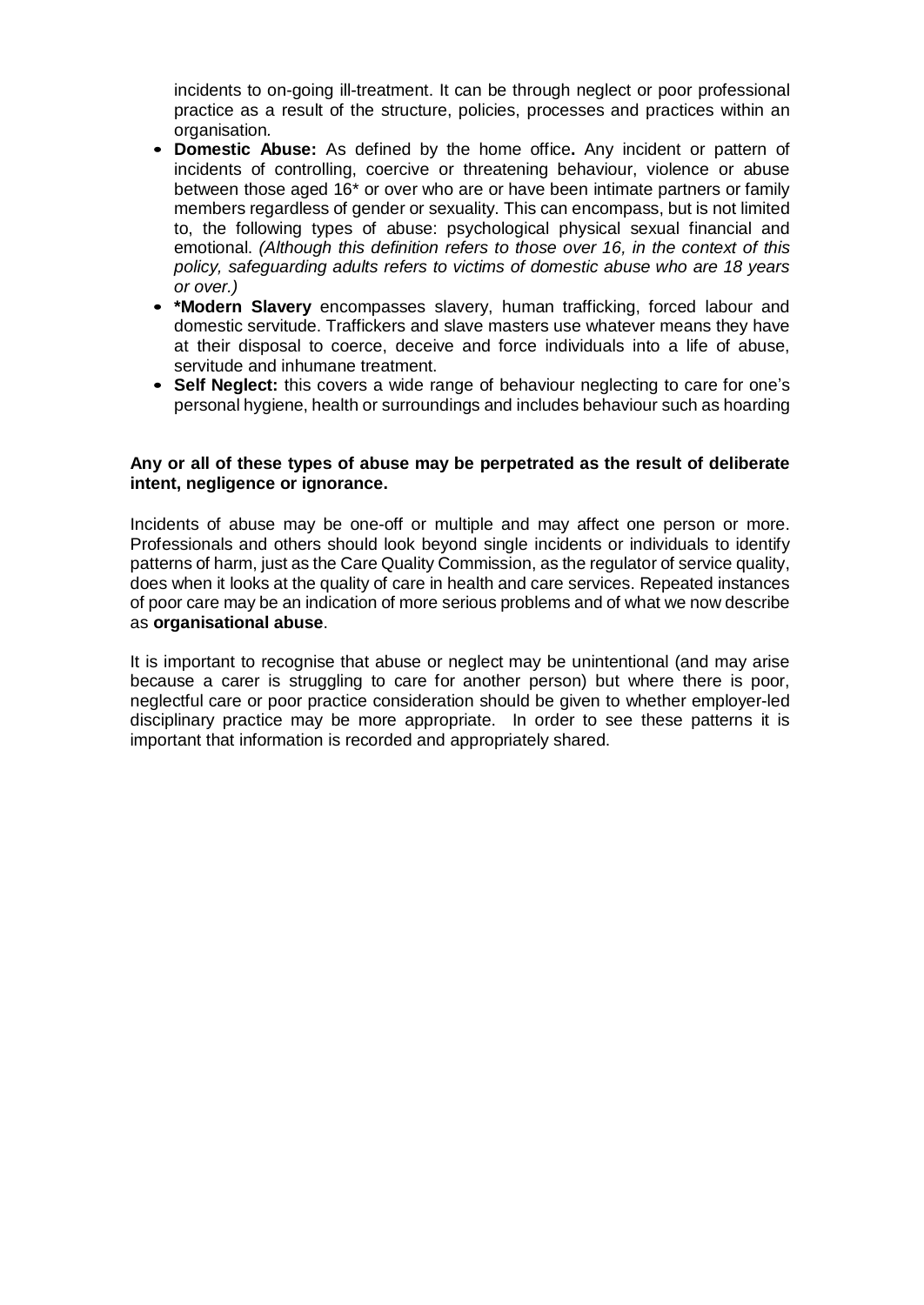incidents to on-going ill-treatment. It can be through neglect or poor professional practice as a result of the structure, policies, processes and practices within an organisation.

- **Domestic Abuse:** As defined by the home office**.** Any incident or pattern of incidents of controlling, coercive or threatening behaviour, violence or abuse between those aged 16* or over who are or have been intimate partners or family members regardless of gender or sexuality. This can encompass, but is not limited to, the following types of abuse: psychological physical sexual financial and emotional. *(Although this definition refers to those over 16, in the context of this policy, safeguarding adults refers to victims of domestic abuse who are 18 years or over.)*
- ***Modern Slavery** encompasses slavery, human trafficking, forced labour and domestic servitude. Traffickers and slave masters use whatever means they have at their disposal to coerce, deceive and force individuals into a life of abuse, servitude and inhumane treatment.
- **Self Neglect:** this covers a wide range of behaviour neglecting to care for one's personal hygiene, health or surroundings and includes behaviour such as hoarding

**Any or all of these types of abuse may be perpetrated as the result of deliberate intent, negligence or ignorance.**

Incidents of abuse may be one-off or multiple and may affect one person or more. Professionals and others should look beyond single incidents or individuals to identify patterns of harm, just as the Care Quality Commission, as the regulator of service quality, does when it looks at the quality of care in health and care services. Repeated instances of poor care may be an indication of more serious problems and of what we now describe as **organisational abuse**.

It is important to recognise that abuse or neglect may be unintentional (and may arise because a carer is struggling to care for another person) but where there is poor, neglectful care or poor practice consideration should be given to whether employer-led disciplinary practice may be more appropriate. In order to see these patterns it is important that information is recorded and appropriately shared.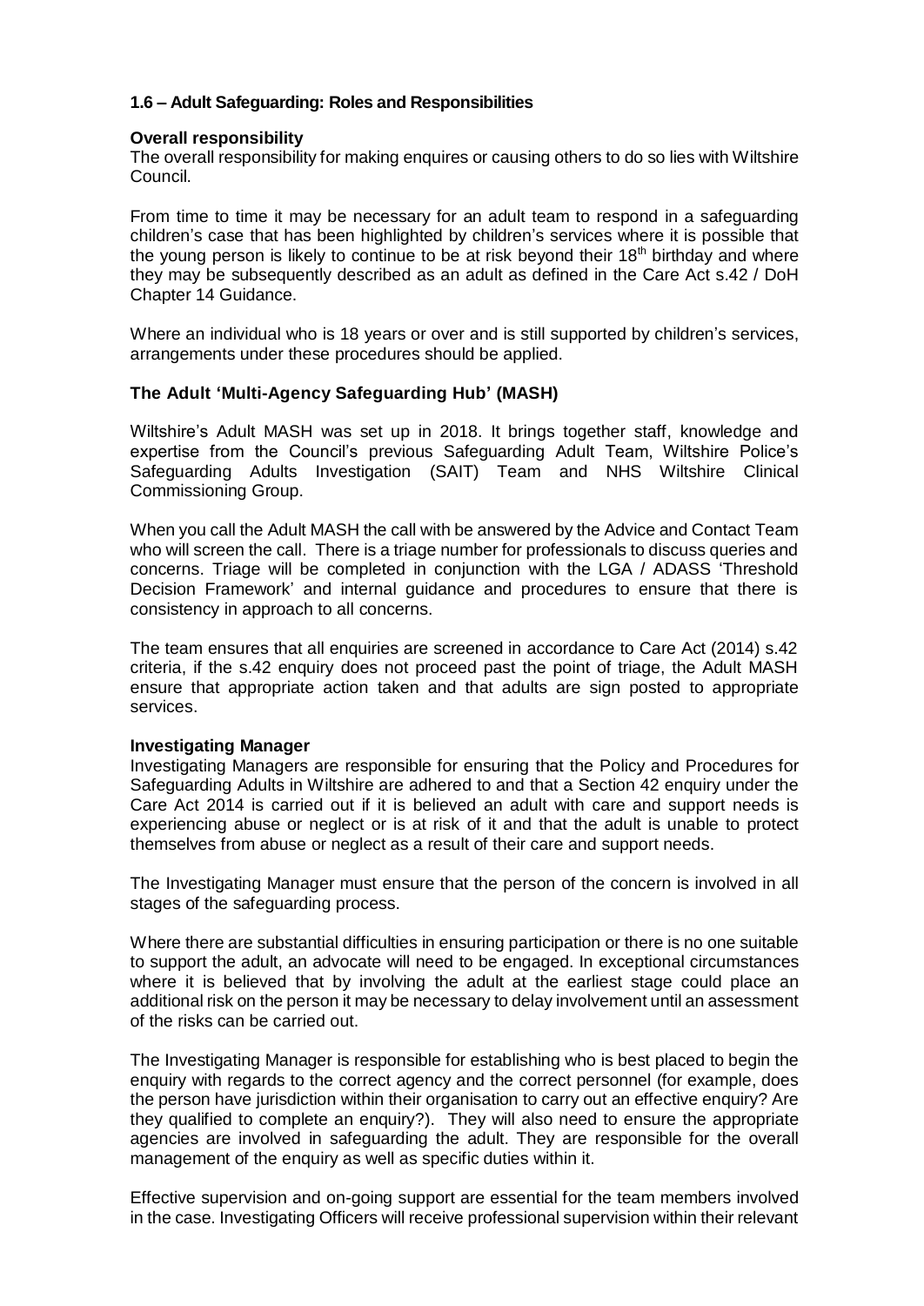**1.6 – Adult Safeguarding: Roles and Responsibilities**

**Overall responsibility**

The overall responsibility for making enquires or causing others to do so lies with Wiltshire Council.

From time to time it may be necessary for an adult team to respond in a safeguarding children's case that has been highlighted by children's services where it is possible that the young person is likely to continue to be at risk beyond their 18th birthday and where they may be subsequently described as an adult as defined in the Care Act s.42 / DoH Chapter 14 Guidance.

Where an individual who is 18 years or over and is still supported by children's services, arrangements under these procedures should be applied.

**The Adult 'Multi-Agency Safeguarding Hub' (MASH)**

Wiltshire's Adult MASH was set up in 2018. It brings together staff, knowledge and expertise from the Council's previous Safeguarding Adult Team, Wiltshire Police's Safeguarding Adults Investigation (SAIT) Team and NHS Wiltshire Clinical Commissioning Group.

When you call the Adult MASH the call with be answered by the Advice and Contact Team who will screen the call. There is a triage number for professionals to discuss queries and concerns. Triage will be completed in conjunction with the LGA / ADASS 'Threshold Decision Framework' and internal guidance and procedures to ensure that there is consistency in approach to all concerns.

The team ensures that all enquiries are screened in accordance to Care Act (2014) s.42 criteria, if the s.42 enquiry does not proceed past the point of triage, the Adult MASH ensure that appropriate action taken and that adults are sign posted to appropriate services.

**Investigating Manager**

Investigating Managers are responsible for ensuring that the Policy and Procedures for Safeguarding Adults in Wiltshire are adhered to and that a Section 42 enquiry under the Care Act 2014 is carried out if it is believed an adult with care and support needs is experiencing abuse or neglect or is at risk of it and that the adult is unable to protect themselves from abuse or neglect as a result of their care and support needs.

The Investigating Manager must ensure that the person of the concern is involved in all stages of the safeguarding process.

Where there are substantial difficulties in ensuring participation or there is no one suitable to support the adult, an advocate will need to be engaged. In exceptional circumstances where it is believed that by involving the adult at the earliest stage could place an additional risk on the person it may be necessary to delay involvement until an assessment of the risks can be carried out.

The Investigating Manager is responsible for establishing who is best placed to begin the enquiry with regards to the correct agency and the correct personnel (for example, does the person have jurisdiction within their organisation to carry out an effective enquiry? Are they qualified to complete an enquiry?). They will also need to ensure the appropriate agencies are involved in safeguarding the adult. They are responsible for the overall management of the enquiry as well as specific duties within it.

Effective supervision and on-going support are essential for the team members involved in the case. Investigating Officers will receive professional supervision within their relevant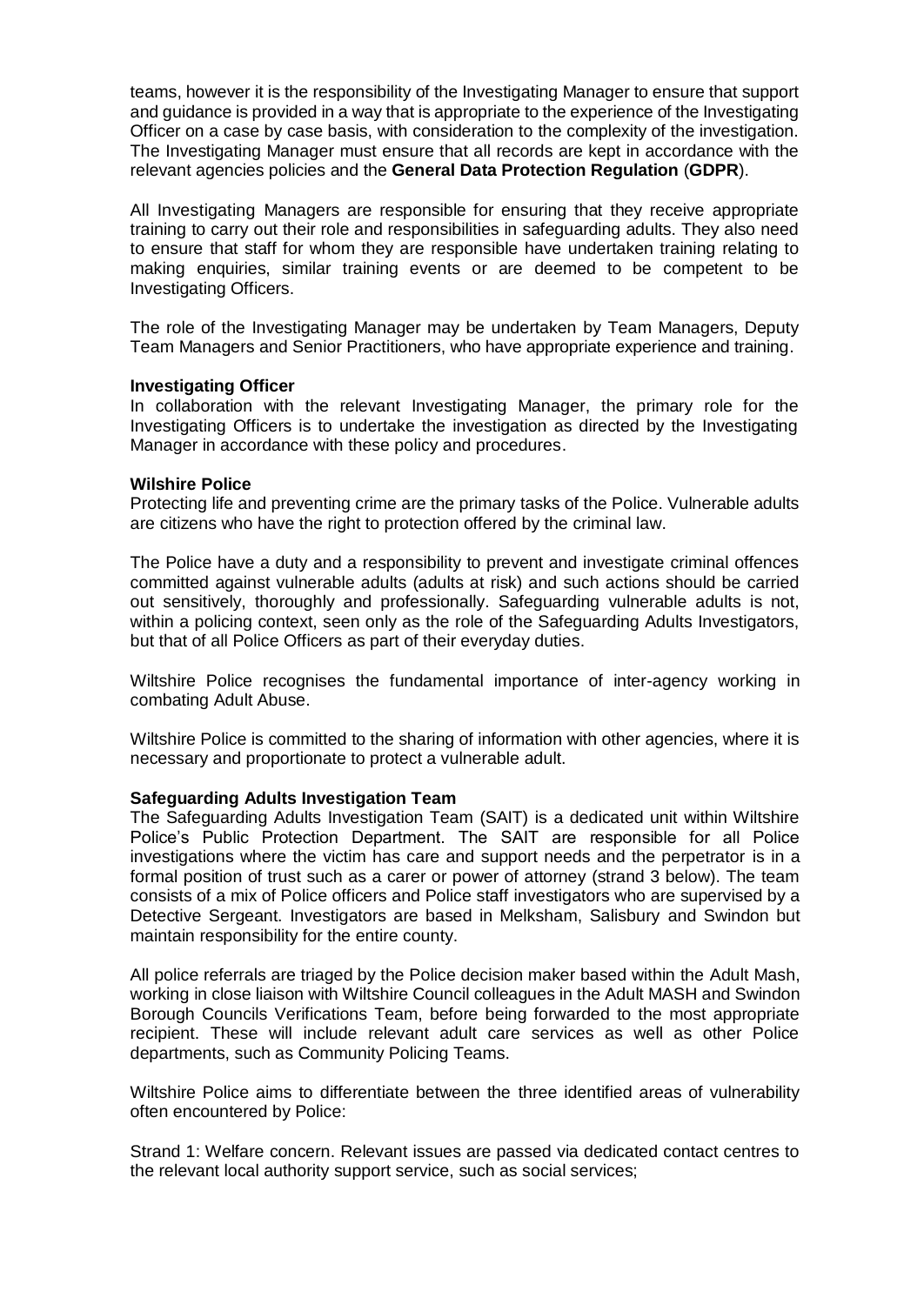teams, however it is the responsibility of the Investigating Manager to ensure that support and guidance is provided in a way that is appropriate to the experience of the Investigating Officer on a case by case basis, with consideration to the complexity of the investigation. The Investigating Manager must ensure that all records are kept in accordance with the relevant agencies policies and the **General Data Protection Regulation** (**GDPR**).

All Investigating Managers are responsible for ensuring that they receive appropriate training to carry out their role and responsibilities in safeguarding adults. They also need to ensure that staff for whom they are responsible have undertaken training relating to making enquiries, similar training events or are deemed to be competent to be Investigating Officers.

The role of the Investigating Manager may be undertaken by Team Managers, Deputy Team Managers and Senior Practitioners, who have appropriate experience and training.

**Investigating Officer**

In collaboration with the relevant Investigating Manager, the primary role for the Investigating Officers is to undertake the investigation as directed by the Investigating Manager in accordance with these policy and procedures.

**Wilshire Police**

Protecting life and preventing crime are the primary tasks of the Police. Vulnerable adults are citizens who have the right to protection offered by the criminal law.

The Police have a duty and a responsibility to prevent and investigate criminal offences committed against vulnerable adults (adults at risk) and such actions should be carried out sensitively, thoroughly and professionally. Safeguarding vulnerable adults is not, within a policing context, seen only as the role of the Safeguarding Adults Investigators, but that of all Police Officers as part of their everyday duties.

Wiltshire Police recognises the fundamental importance of inter-agency working in combating Adult Abuse.

Wiltshire Police is committed to the sharing of information with other agencies, where it is necessary and proportionate to protect a vulnerable adult.

**Safeguarding Adults Investigation Team**

The Safeguarding Adults Investigation Team (SAIT) is a dedicated unit within Wiltshire Police's Public Protection Department. The SAIT are responsible for all Police investigations where the victim has care and support needs and the perpetrator is in a formal position of trust such as a carer or power of attorney (strand 3 below). The team consists of a mix of Police officers and Police staff investigators who are supervised by a Detective Sergeant. Investigators are based in Melksham, Salisbury and Swindon but maintain responsibility for the entire county.

All police referrals are triaged by the Police decision maker based within the Adult Mash, working in close liaison with Wiltshire Council colleagues in the Adult MASH and Swindon Borough Councils Verifications Team, before being forwarded to the most appropriate recipient. These will include relevant adult care services as well as other Police departments, such as Community Policing Teams.

Wiltshire Police aims to differentiate between the three identified areas of vulnerability often encountered by Police:

Strand 1: Welfare concern. Relevant issues are passed via dedicated contact centres to the relevant local authority support service, such as social services;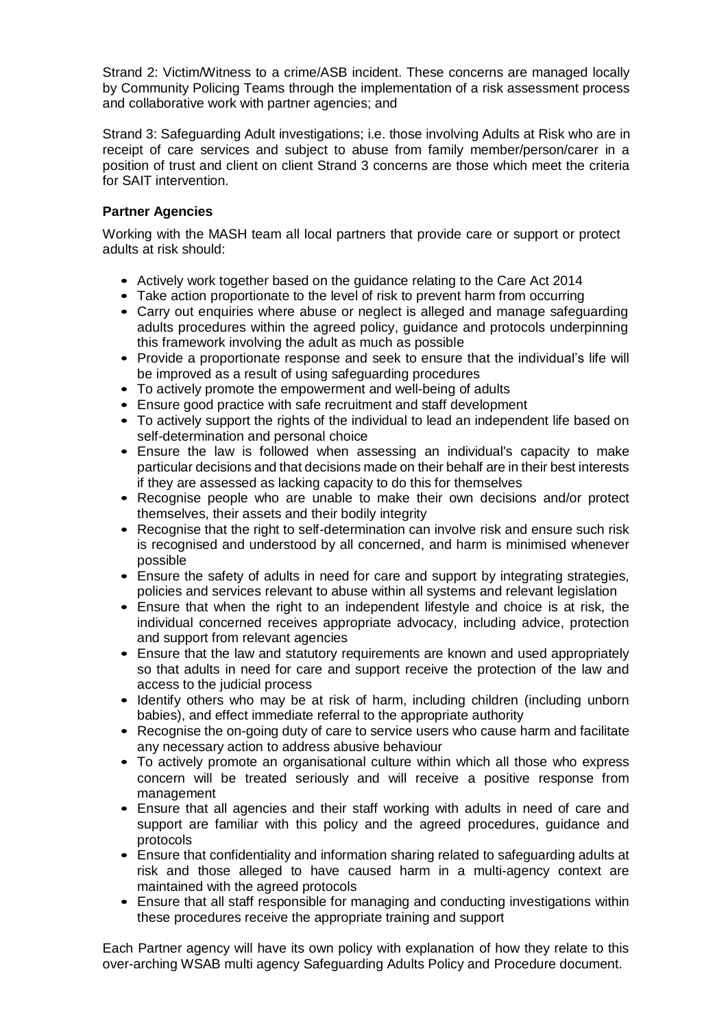Strand 2: Victim/Witness to a crime/ASB incident. These concerns are managed locally by Community Policing Teams through the implementation of a risk assessment process and collaborative work with partner agencies; and

Strand 3: Safeguarding Adult investigations; i.e. those involving Adults at Risk who are in receipt of care services and subject to abuse from family member/person/carer in a position of trust and client on client Strand 3 concerns are those which meet the criteria for SAIT intervention.

**Partner Agencies**

Working with the MASH team all local partners that provide care or support or protect adults at risk should:

- Actively work together based on the guidance relating to the Care Act 2014
- Take action proportionate to the level of risk to prevent harm from occurring
- Carry out enquiries where abuse or neglect is alleged and manage safeguarding adults procedures within the agreed policy, guidance and protocols underpinning this framework involving the adult as much as possible
- Provide a proportionate response and seek to ensure that the individual's life will be improved as a result of using safeguarding procedures
- To actively promote the empowerment and well-being of adults
- Ensure good practice with safe recruitment and staff development
- To actively support the rights of the individual to lead an independent life based on self-determination and personal choice
- Ensure the law is followed when assessing an individual's capacity to make particular decisions and that decisions made on their behalf are in their best interests if they are assessed as lacking capacity to do this for themselves
- Recognise people who are unable to make their own decisions and/or protect themselves, their assets and their bodily integrity
- Recognise that the right to self-determination can involve risk and ensure such risk is recognised and understood by all concerned, and harm is minimised whenever possible
- Ensure the safety of adults in need for care and support by integrating strategies, policies and services relevant to abuse within all systems and relevant legislation
- Ensure that when the right to an independent lifestyle and choice is at risk, the individual concerned receives appropriate advocacy, including advice, protection and support from relevant agencies
- Ensure that the law and statutory requirements are known and used appropriately so that adults in need for care and support receive the protection of the law and access to the judicial process
- Identify others who may be at risk of harm, including children (including unborn babies), and effect immediate referral to the appropriate authority
- Recognise the on-going duty of care to service users who cause harm and facilitate any necessary action to address abusive behaviour
- To actively promote an organisational culture within which all those who express concern will be treated seriously and will receive a positive response from management
- Ensure that all agencies and their staff working with adults in need of care and support are familiar with this policy and the agreed procedures, guidance and protocols
- Ensure that confidentiality and information sharing related to safeguarding adults at risk and those alleged to have caused harm in a multi-agency context are maintained with the agreed protocols
- Ensure that all staff responsible for managing and conducting investigations within these procedures receive the appropriate training and support

Each Partner agency will have its own policy with explanation of how they relate to this over-arching WSAB multi agency Safeguarding Adults Policy and Procedure document.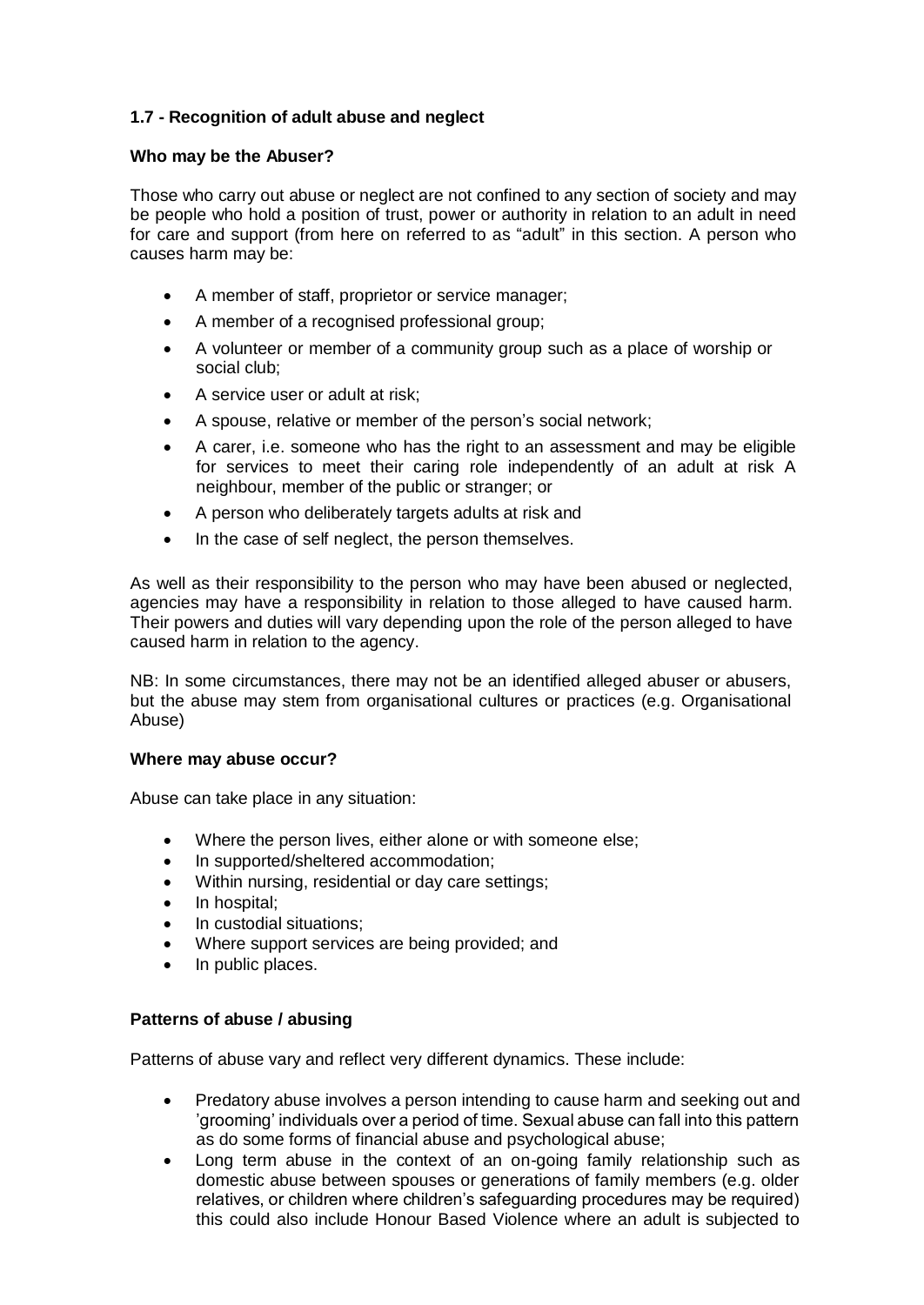**1.7 - Recognition of adult abuse and neglect**

**Who may be the Abuser?**

Those who carry out abuse or neglect are not confined to any section of society and may be people who hold a position of trust, power or authority in relation to an adult in need for care and support (from here on referred to as "adult" in this section. A person who causes harm may be:

- A member of staff, proprietor or service manager;
- A member of a recognised professional group;
- A volunteer or member of a community group such as a place of worship or social club;
- A service user or adult at risk;
- A spouse, relative or member of the person's social network;
- A carer, i.e. someone who has the right to an assessment and may be eligible for services to meet their caring role independently of an adult at risk A neighbour, member of the public or stranger; or
- A person who deliberately targets adults at risk and
- In the case of self neglect, the person themselves.

As well as their responsibility to the person who may have been abused or neglected, agencies may have a responsibility in relation to those alleged to have caused harm. Their powers and duties will vary depending upon the role of the person alleged to have caused harm in relation to the agency.

NB: In some circumstances, there may not be an identified alleged abuser or abusers, but the abuse may stem from organisational cultures or practices (e.g. Organisational Abuse)

**Where may abuse occur?**

Abuse can take place in any situation:

- Where the person lives, either alone or with someone else;
- In supported/sheltered accommodation;
- Within nursing, residential or day care settings;
- In hospital;
- In custodial situations;
- Where support services are being provided; and
- In public places.

**Patterns of abuse / abusing**

Patterns of abuse vary and reflect very different dynamics. These include:

- Predatory abuse involves a person intending to cause harm and seeking out and 'grooming' individuals over a period of time. Sexual abuse can fall into this pattern as do some forms of financial abuse and psychological abuse;
- Long term abuse in the context of an on-going family relationship such as domestic abuse between spouses or generations of family members (e.g. older relatives, or children where children's safeguarding procedures may be required) this could also include Honour Based Violence where an adult is subjected to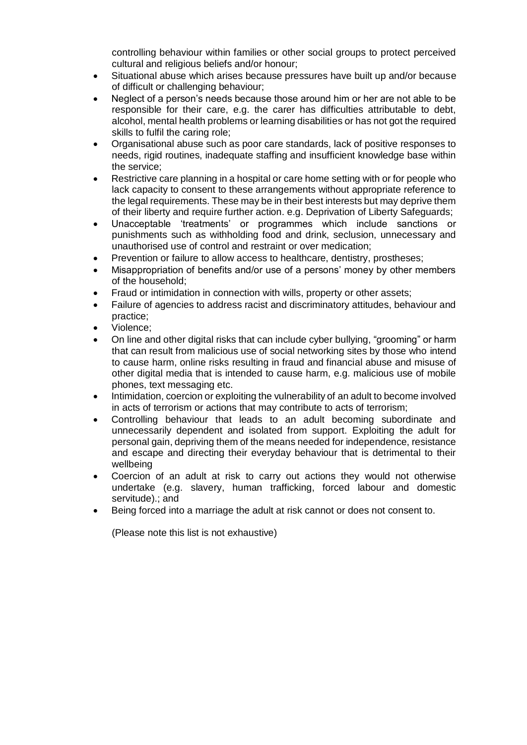controlling behaviour within families or other social groups to protect perceived cultural and religious beliefs and/or honour;

- Situational abuse which arises because pressures have built up and/or because of difficult or challenging behaviour;
- Neglect of a person's needs because those around him or her are not able to be responsible for their care, e.g. the carer has difficulties attributable to debt, alcohol, mental health problems or learning disabilities or has not got the required skills to fulfil the caring role;
- Organisational abuse such as poor care standards, lack of positive responses to needs, rigid routines, inadequate staffing and insufficient knowledge base within the service;
- Restrictive care planning in a hospital or care home setting with or for people who lack capacity to consent to these arrangements without appropriate reference to the legal requirements. These may be in their best interests but may deprive them of their liberty and require further action. e.g. Deprivation of Liberty Safeguards;
- Unacceptable 'treatments' or programmes which include sanctions or punishments such as withholding food and drink, seclusion, unnecessary and unauthorised use of control and restraint or over medication;
- Prevention or failure to allow access to healthcare, dentistry, prostheses;
- Misappropriation of benefits and/or use of a persons' money by other members of the household;
- Fraud or intimidation in connection with wills, property or other assets;
- Failure of agencies to address racist and discriminatory attitudes, behaviour and practice;
- Violence;
- On line and other digital risks that can include cyber bullying, "grooming" or harm that can result from malicious use of social networking sites by those who intend to cause harm, online risks resulting in fraud and financial abuse and misuse of other digital media that is intended to cause harm, e.g. malicious use of mobile phones, text messaging etc.
- Intimidation, coercion or exploiting the vulnerability of an adult to become involved in acts of terrorism or actions that may contribute to acts of terrorism;
- Controlling behaviour that leads to an adult becoming subordinate and unnecessarily dependent and isolated from support. Exploiting the adult for personal gain, depriving them of the means needed for independence, resistance and escape and directing their everyday behaviour that is detrimental to their wellbeing
- Coercion of an adult at risk to carry out actions they would not otherwise undertake (e.g. slavery, human trafficking, forced labour and domestic servitude).; and
- Being forced into a marriage the adult at risk cannot or does not consent to.

(Please note this list is not exhaustive)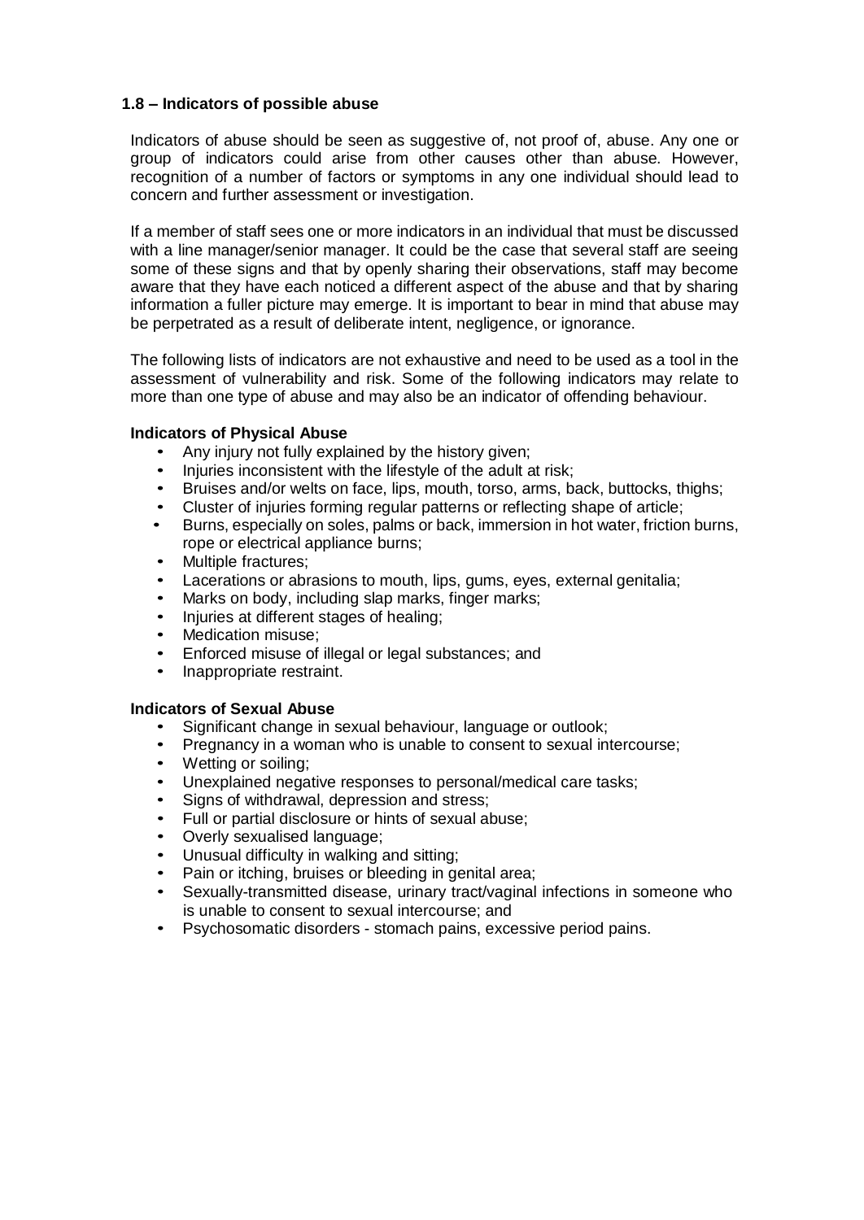### 1.8 – Indicators of possible abuse

Indicators of abuse should be seen as suggestive of, not proof of, abuse. Any one or group of indicators could arise from other causes other than abuse. However, recognition of a number of factors or symptoms in any one individual should lead to concern and further assessment or investigation.

If a member of staff sees one or more indicators in an individual that must be discussed with a line manager/senior manager. It could be the case that several staff are seeing some of these signs and that by openly sharing their observations, staff may become aware that they have each noticed a different aspect of the abuse and that by sharing information a fuller picture may emerge. It is important to bear in mind that abuse may be perpetrated as a result of deliberate intent, negligence, or ignorance.

The following lists of indicators are not exhaustive and need to be used as a tool in the assessment of vulnerability and risk. Some of the following indicators may relate to more than one type of abuse and may also be an indicator of offending behaviour.

**Indicators of Physical Abuse**

- Any injury not fully explained by the history given;
- Injuries inconsistent with the lifestyle of the adult at risk;
- Bruises and/or welts on face, lips, mouth, torso, arms, back, buttocks, thighs;
- Cluster of injuries forming regular patterns or reflecting shape of article;
- Burns, especially on soles, palms or back, immersion in hot water, friction burns, rope or electrical appliance burns;
- Multiple fractures;
- Lacerations or abrasions to mouth, lips, gums, eyes, external genitalia;
- Marks on body, including slap marks, finger marks;
- Injuries at different stages of healing;
- Medication misuse;
- Enforced misuse of illegal or legal substances; and
- Inappropriate restraint.

**Indicators of Sexual Abuse**

- Significant change in sexual behaviour, language or outlook;
- Pregnancy in a woman who is unable to consent to sexual intercourse;
- Wetting or soiling;
- Unexplained negative responses to personal/medical care tasks;
- Signs of withdrawal, depression and stress;
- Full or partial disclosure or hints of sexual abuse;
- Overly sexualised language;
- Unusual difficulty in walking and sitting;
- Pain or itching, bruises or bleeding in genital area;
- Sexually-transmitted disease, urinary tract/vaginal infections in someone who is unable to consent to sexual intercourse; and
- Psychosomatic disorders - stomach pains, excessive period pains.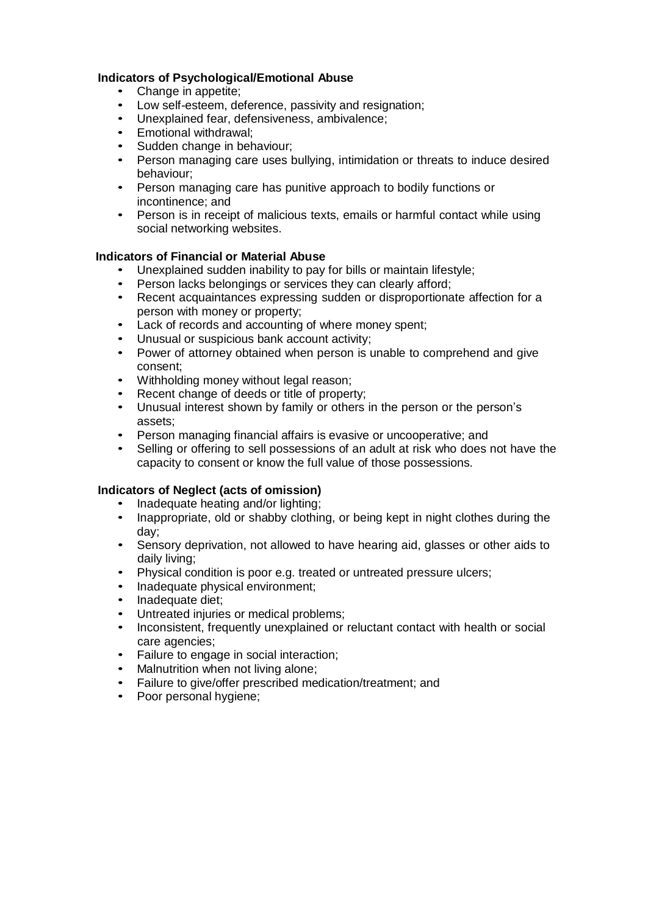**Indicators of Psychological/Emotional Abuse**

- Change in appetite;
- Low self-esteem, deference, passivity and resignation;
- Unexplained fear, defensiveness, ambivalence;
- Emotional withdrawal;
- Sudden change in behaviour;
- Person managing care uses bullying, intimidation or threats to induce desired behaviour;
- Person managing care has punitive approach to bodily functions or incontinence; and
- Person is in receipt of malicious texts, emails or harmful contact while using social networking websites.

**Indicators of Financial or Material Abuse**

- Unexplained sudden inability to pay for bills or maintain lifestyle;
- Person lacks belongings or services they can clearly afford;
- Recent acquaintances expressing sudden or disproportionate affection for a person with money or property;
- Lack of records and accounting of where money spent;
- Unusual or suspicious bank account activity;
- Power of attorney obtained when person is unable to comprehend and give consent;
- Withholding money without legal reason;
- Recent change of deeds or title of property;
- Unusual interest shown by family or others in the person or the person's assets;
- Person managing financial affairs is evasive or uncooperative; and
- Selling or offering to sell possessions of an adult at risk who does not have the capacity to consent or know the full value of those possessions.

**Indicators of Neglect (acts of omission)**

- Inadequate heating and/or lighting;
- Inappropriate, old or shabby clothing, or being kept in night clothes during the day;
- Sensory deprivation, not allowed to have hearing aid, glasses or other aids to daily living;
- Physical condition is poor e.g. treated or untreated pressure ulcers;
- Inadequate physical environment;
- Inadequate diet;
- Untreated injuries or medical problems;
- Inconsistent, frequently unexplained or reluctant contact with health or social care agencies;
- Failure to engage in social interaction;
- Malnutrition when not living alone;
- Failure to give/offer prescribed medication/treatment; and
- Poor personal hygiene;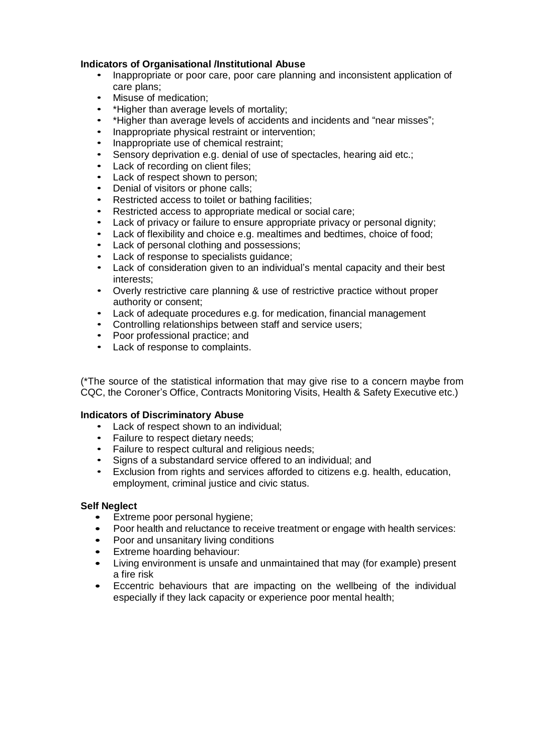**Indicators of Organisational /Institutional Abuse**

- Inappropriate or poor care, poor care planning and inconsistent application of care plans;
- Misuse of medication;
- *Higher than average levels of mortality;
- *Higher than average levels of accidents and incidents and "near misses";
- Inappropriate physical restraint or intervention;
- Inappropriate use of chemical restraint;
- Sensory deprivation e.g. denial of use of spectacles, hearing aid etc.;
- Lack of recording on client files;
- Lack of respect shown to person;
- Denial of visitors or phone calls;
- Restricted access to toilet or bathing facilities;
- Restricted access to appropriate medical or social care;
- Lack of privacy or failure to ensure appropriate privacy or personal dignity;
- Lack of flexibility and choice e.g. mealtimes and bedtimes, choice of food;
- Lack of personal clothing and possessions;
- Lack of response to specialists guidance;
- Lack of consideration given to an individual's mental capacity and their best interests;
- Overly restrictive care planning & use of restrictive practice without proper authority or consent;
- Lack of adequate procedures e.g. for medication, financial management
- Controlling relationships between staff and service users;
- Poor professional practice; and
- Lack of response to complaints.

(*The source of the statistical information that may give rise to a concern maybe from CQC, the Coroner's Office, Contracts Monitoring Visits, Health & Safety Executive etc.)

**Indicators of Discriminatory Abuse**

- Lack of respect shown to an individual;
- Failure to respect dietary needs;
- Failure to respect cultural and religious needs;
- Signs of a substandard service offered to an individual; and
- Exclusion from rights and services afforded to citizens e.g. health, education, employment, criminal justice and civic status.

**Self Neglect**

- Extreme poor personal hygiene;
- Poor health and reluctance to receive treatment or engage with health services:
- Poor and unsanitary living conditions
- Extreme hoarding behaviour:
- Living environment is unsafe and unmaintained that may (for example) present a fire risk
- Eccentric behaviours that are impacting on the wellbeing of the individual especially if they lack capacity or experience poor mental health;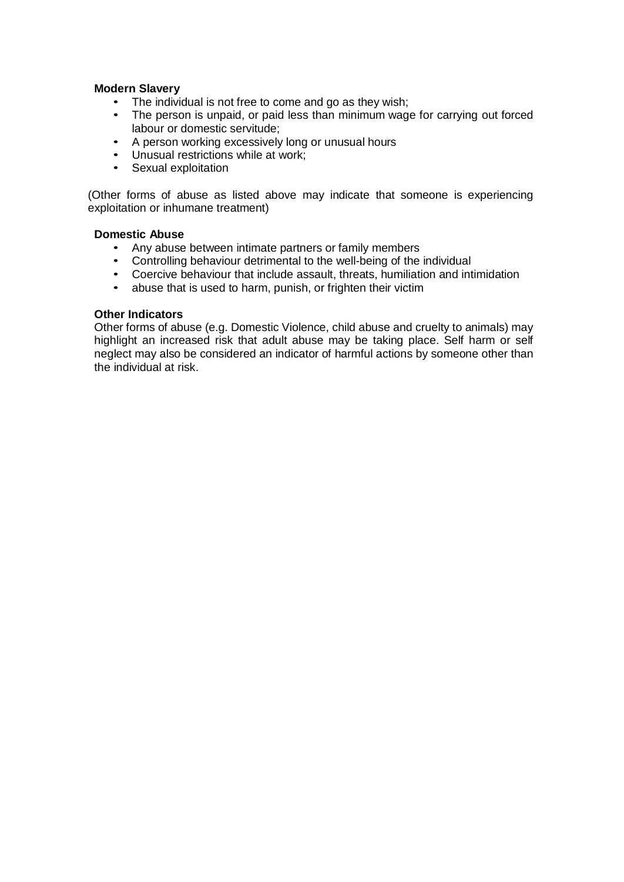**Modern Slavery**

- The individual is not free to come and go as they wish;
- The person is unpaid, or paid less than minimum wage for carrying out forced labour or domestic servitude;
- A person working excessively long or unusual hours
- Unusual restrictions while at work;
- Sexual exploitation

(Other forms of abuse as listed above may indicate that someone is experiencing exploitation or inhumane treatment)

**Domestic Abuse**

- Any abuse between intimate partners or family members
- Controlling behaviour detrimental to the well-being of the individual
- Coercive behaviour that include assault, threats, humiliation and intimidation
- abuse that is used to harm, punish, or frighten their victim

**Other Indicators**

Other forms of abuse (e.g. Domestic Violence, child abuse and cruelty to animals) may highlight an increased risk that adult abuse may be taking place. Self harm or self neglect may also be considered an indicator of harmful actions by someone other than the individual at risk.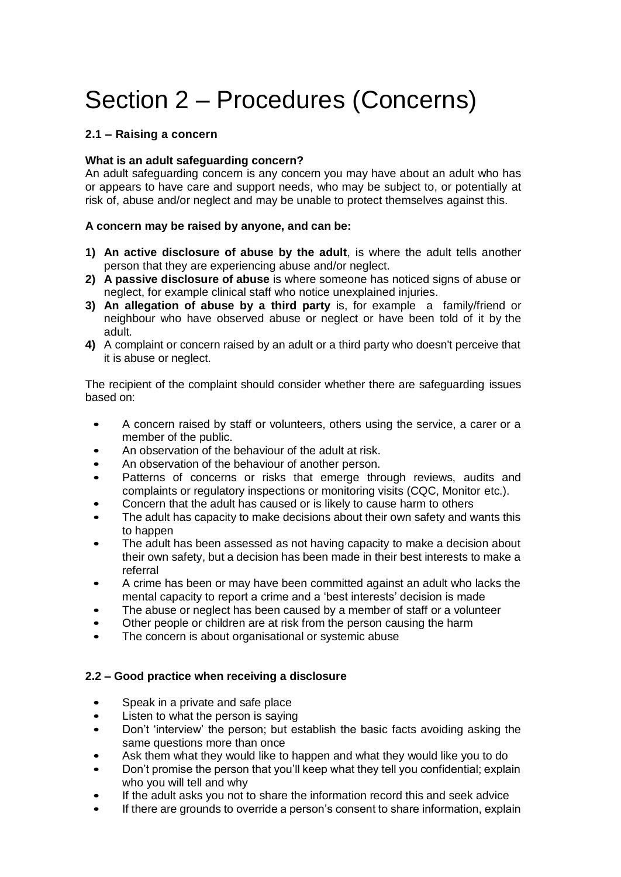# Section 2 – Procedures (Concerns)

### 2.1 – Raising a concern

**What is an adult safeguarding concern?**

An adult safeguarding concern is any concern you may have about an adult who has or appears to have care and support needs, who may be subject to, or potentially at risk of, abuse and/or neglect and may be unable to protect themselves against this.

**A concern may be raised by anyone, and can be:**

1) **An active disclosure of abuse by the adult**, is where the adult tells another person that they are experiencing abuse and/or neglect.
2) **A passive disclosure of abuse** is where someone has noticed signs of abuse or neglect, for example clinical staff who notice unexplained injuries.
3) **An allegation of abuse by a third party** is, for example a family/friend or neighbour who have observed abuse or neglect or have been told of it by the adult.
4) A complaint or concern raised by an adult or a third party who doesn't perceive that it is abuse or neglect.

The recipient of the complaint should consider whether there are safeguarding issues based on:

- A concern raised by staff or volunteers, others using the service, a carer or a member of the public.
- An observation of the behaviour of the adult at risk.
- An observation of the behaviour of another person.
- Patterns of concerns or risks that emerge through reviews, audits and complaints or regulatory inspections or monitoring visits (CQC, Monitor etc.).
- Concern that the adult has caused or is likely to cause harm to others
- The adult has capacity to make decisions about their own safety and wants this to happen
- The adult has been assessed as not having capacity to make a decision about their own safety, but a decision has been made in their best interests to make a referral
- A crime has been or may have been committed against an adult who lacks the mental capacity to report a crime and a 'best interests' decision is made
- The abuse or neglect has been caused by a member of staff or a volunteer
- Other people or children are at risk from the person causing the harm
- The concern is about organisational or systemic abuse

### 2.2 – Good practice when receiving a disclosure

- Speak in a private and safe place
- Listen to what the person is saying
- Don't 'interview' the person; but establish the basic facts avoiding asking the same questions more than once
- Ask them what they would like to happen and what they would like you to do
- Don't promise the person that you'll keep what they tell you confidential; explain who you will tell and why
- If the adult asks you not to share the information record this and seek advice
- If there are grounds to override a person's consent to share information, explain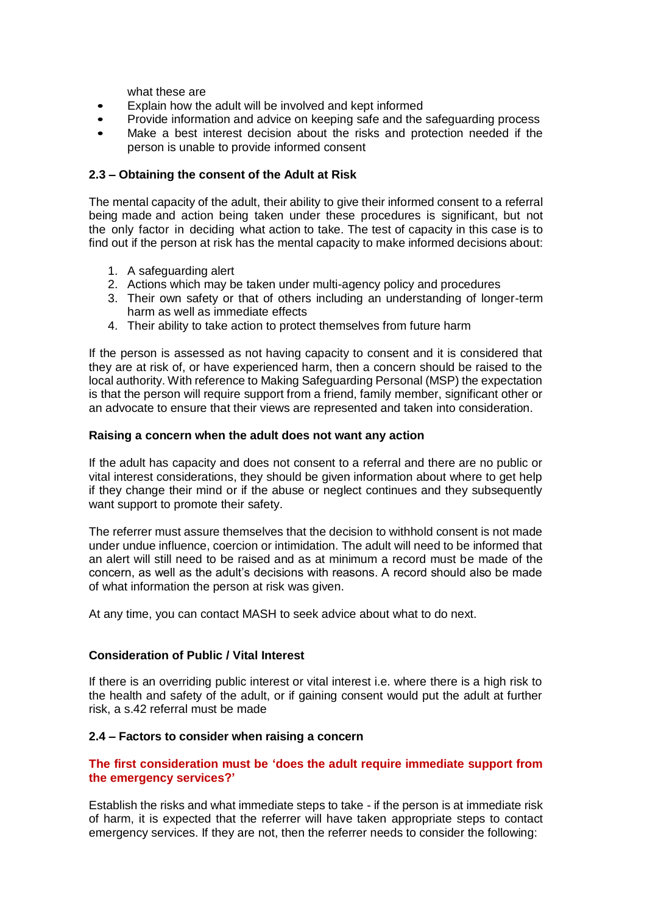what these are

- Explain how the adult will be involved and kept informed
- Provide information and advice on keeping safe and the safeguarding process
- Make a best interest decision about the risks and protection needed if the person is unable to provide informed consent

### 2.3 – Obtaining the consent of the Adult at Risk

The mental capacity of the adult, their ability to give their informed consent to a referral being made and action being taken under these procedures is significant, but not the only factor in deciding what action to take. The test of capacity in this case is to find out if the person at risk has the mental capacity to make informed decisions about:

1. A safeguarding alert
2. Actions which may be taken under multi-agency policy and procedures
3. Their own safety or that of others including an understanding of longer-term harm as well as immediate effects
4. Their ability to take action to protect themselves from future harm

If the person is assessed as not having capacity to consent and it is considered that they are at risk of, or have experienced harm, then a concern should be raised to the local authority. With reference to Making Safeguarding Personal (MSP) the expectation is that the person will require support from a friend, family member, significant other or an advocate to ensure that their views are represented and taken into consideration.

#### Raising a concern when the adult does not want any action

If the adult has capacity and does not consent to a referral and there are no public or vital interest considerations, they should be given information about where to get help if they change their mind or if the abuse or neglect continues and they subsequently want support to promote their safety.

The referrer must assure themselves that the decision to withhold consent is not made under undue influence, coercion or intimidation. The adult will need to be informed that an alert will still need to be raised and as at minimum a record must be made of the concern, as well as the adult's decisions with reasons. A record should also be made of what information the person at risk was given.

At any time, you can contact MASH to seek advice about what to do next.

#### Consideration of Public / Vital Interest

If there is an overriding public interest or vital interest i.e. where there is a high risk to the health and safety of the adult, or if gaining consent would put the adult at further risk, a s.42 referral must be made

### 2.4 – Factors to consider when raising a concern

**The first consideration must be 'does the adult require immediate support from the emergency services?'**

Establish the risks and what immediate steps to take - if the person is at immediate risk of harm, it is expected that the referrer will have taken appropriate steps to contact emergency services. If they are not, then the referrer needs to consider the following: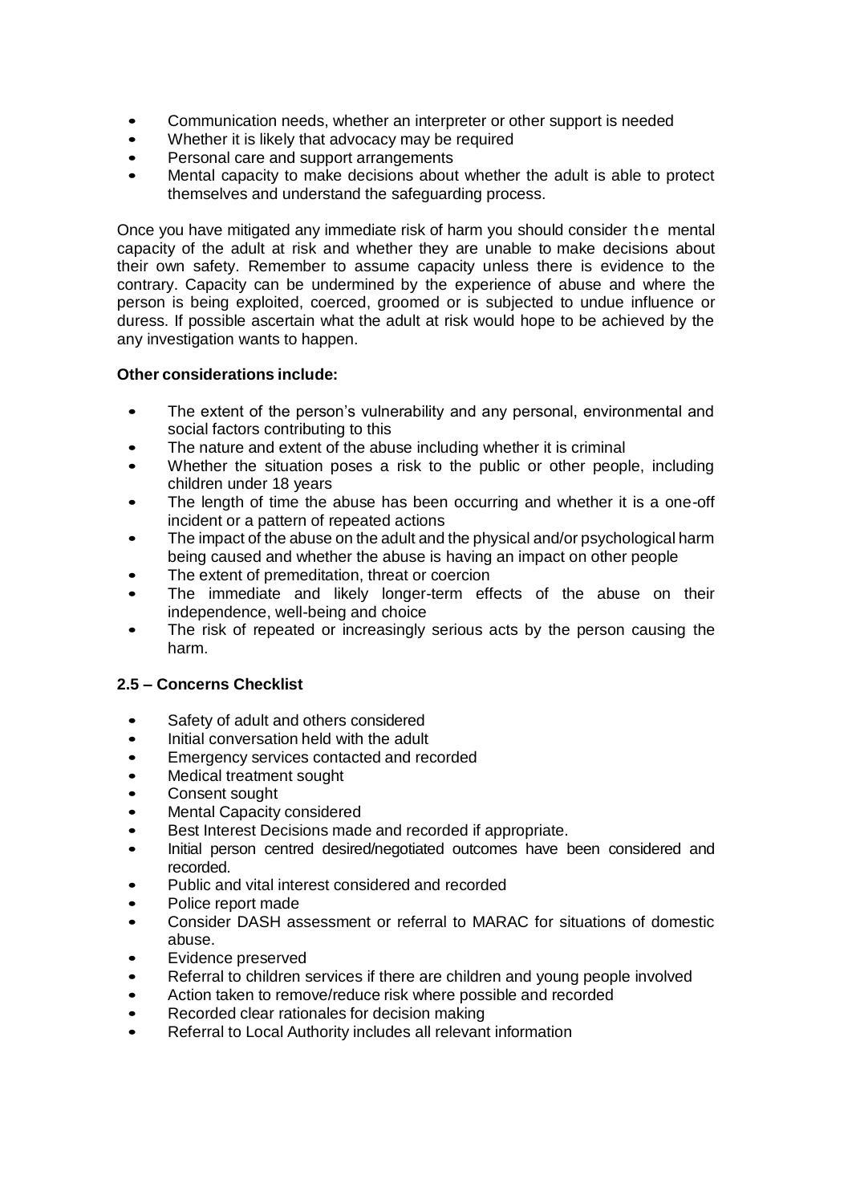- Communication needs, whether an interpreter or other support is needed
- Whether it is likely that advocacy may be required
- Personal care and support arrangements
- Mental capacity to make decisions about whether the adult is able to protect themselves and understand the safeguarding process.

Once you have mitigated any immediate risk of harm you should consider the mental capacity of the adult at risk and whether they are unable to make decisions about their own safety. Remember to assume capacity unless there is evidence to the contrary. Capacity can be undermined by the experience of abuse and where the person is being exploited, coerced, groomed or is subjected to undue influence or duress. If possible ascertain what the adult at risk would hope to be achieved by the any investigation wants to happen.

**Other considerations include:**

- The extent of the person's vulnerability and any personal, environmental and social factors contributing to this
- The nature and extent of the abuse including whether it is criminal
- Whether the situation poses a risk to the public or other people, including children under 18 years
- The length of time the abuse has been occurring and whether it is a one-off incident or a pattern of repeated actions
- The impact of the abuse on the adult and the physical and/or psychological harm being caused and whether the abuse is having an impact on other people
- The extent of premeditation, threat or coercion
- The immediate and likely longer-term effects of the abuse on their independence, well-being and choice
- The risk of repeated or increasingly serious acts by the person causing the harm.

### 2.5 – Concerns Checklist

- Safety of adult and others considered
- Initial conversation held with the adult
- Emergency services contacted and recorded
- Medical treatment sought
- Consent sought
- Mental Capacity considered
- Best Interest Decisions made and recorded if appropriate.
- Initial person centred desired/negotiated outcomes have been considered and recorded.
- Public and vital interest considered and recorded
- Police report made
- Consider DASH assessment or referral to MARAC for situations of domestic abuse.
- Evidence preserved
- Referral to children services if there are children and young people involved
- Action taken to remove/reduce risk where possible and recorded
- Recorded clear rationales for decision making
- Referral to Local Authority includes all relevant information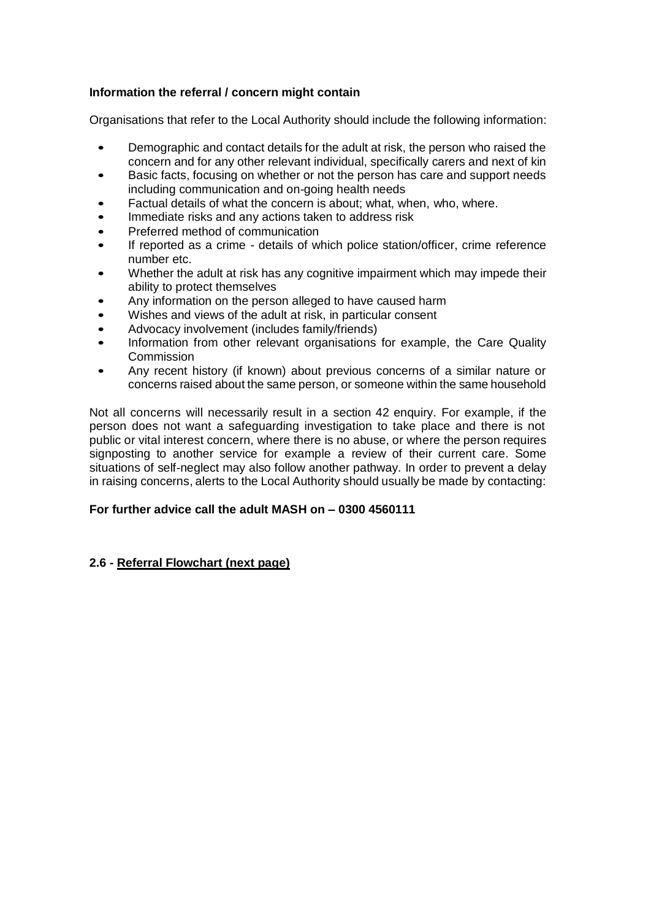**Information the referral / concern might contain**

Organisations that refer to the Local Authority should include the following information:

- Demographic and contact details for the adult at risk, the person who raised the concern and for any other relevant individual, specifically carers and next of kin
- Basic facts, focusing on whether or not the person has care and support needs including communication and on-going health needs
- Factual details of what the concern is about; what, when, who, where.
- Immediate risks and any actions taken to address risk
- Preferred method of communication
- If reported as a crime - details of which police station/officer, crime reference number etc.
- Whether the adult at risk has any cognitive impairment which may impede their ability to protect themselves
- Any information on the person alleged to have caused harm
- Wishes and views of the adult at risk, in particular consent
- Advocacy involvement (includes family/friends)
- Information from other relevant organisations for example, the Care Quality Commission
- Any recent history (if known) about previous concerns of a similar nature or concerns raised about the same person, or someone within the same household

Not all concerns will necessarily result in a section 42 enquiry. For example, if the person does not want a safeguarding investigation to take place and there is not public or vital interest concern, where there is no abuse, or where the person requires signposting to another service for example a review of their current care. Some situations of self-neglect may also follow another pathway. In order to prevent a delay in raising concerns, alerts to the Local Authority should usually be made by contacting:

**For further advice call the adult MASH on – 0300 4560111**

**2.6 - Referral Flowchart (next page)**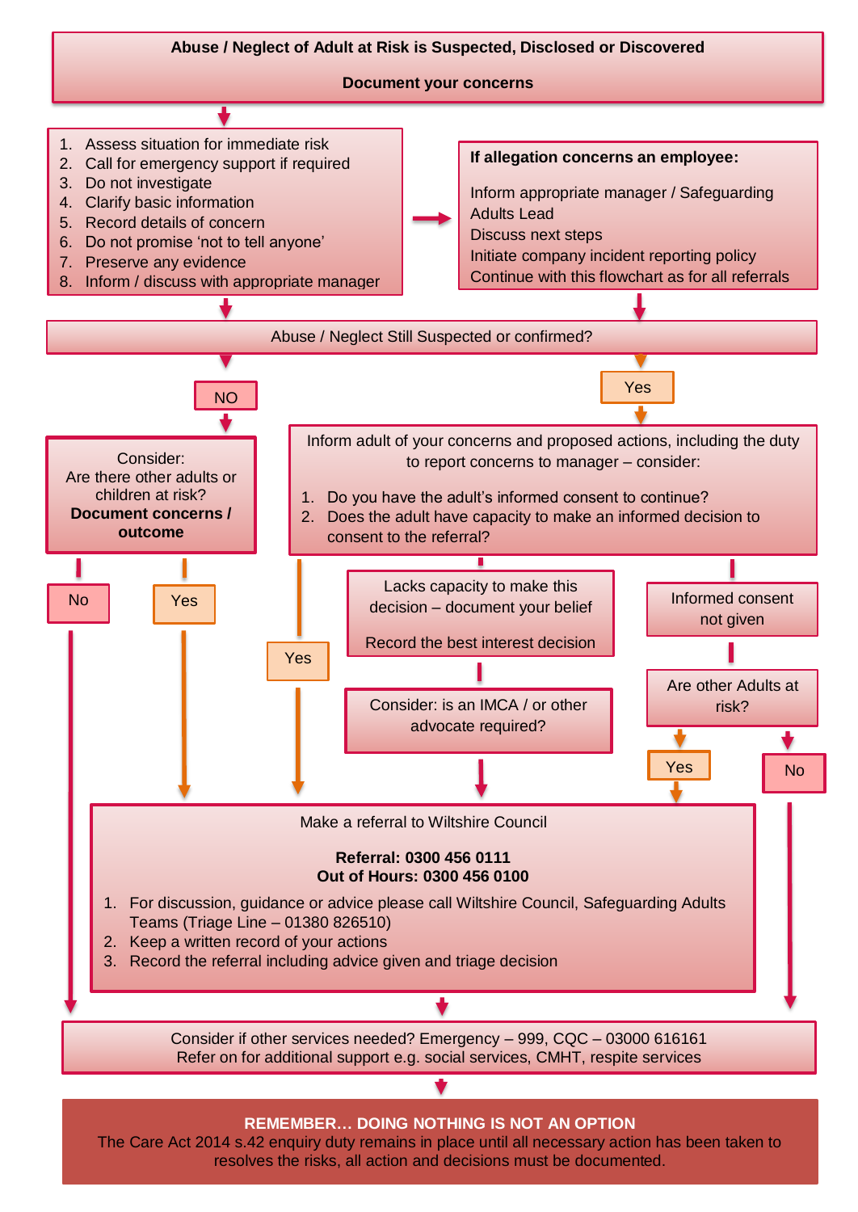**Abuse / Neglect of Adult at Risk is Suspected, Disclosed or Discovered**

**Document your concerns**

1. Assess situation for immediate risk
2. Call for emergency support if required
3. Do not investigate
4. Clarify basic information
5. Record details of concern
6. Do not promise 'not to tell anyone'
7. Preserve any evidence
8. Inform / discuss with appropriate manager

**If allegation concerns an employee:**

Inform appropriate manager / Safeguarding Adults Lead
Discuss next steps
Initiate company incident reporting policy
Continue with this flowchart as for all referrals

Abuse / Neglect Still Suspected or confirmed?

NO

Consider:
Are there other adults or children at risk?
**Document concerns / outcome**

No

Yes

Yes

Inform adult of your concerns and proposed actions, including the duty to report concerns to manager – consider:

1. Do you have the adult's informed consent to continue?
2. Does the adult have capacity to make an informed decision to consent to the referral?

Yes

Lacks capacity to make this decision – document your belief

Record the best interest decision

Consider: is an IMCA / or other advocate required?

Informed consent not given

Are other Adults at risk?

Yes

No

Make a referral to Wiltshire Council

**Referral: 0300 456 0111**
**Out of Hours: 0300 456 0100**

1. For discussion, guidance or advice please call Wiltshire Council, Safeguarding Adults Teams (Triage Line – 01380 826510)
2. Keep a written record of your actions
3. Record the referral including advice given and triage decision

Consider if other services needed? Emergency – 999, CQC – 03000 616161
Refer on for additional support e.g. social services, CMHT, respite services

**REMEMBER… DOING NOTHING IS NOT AN OPTION**
The Care Act 2014 s.42 enquiry duty remains in place until all necessary action has been taken to resolves the risks, all action and decisions must be documented.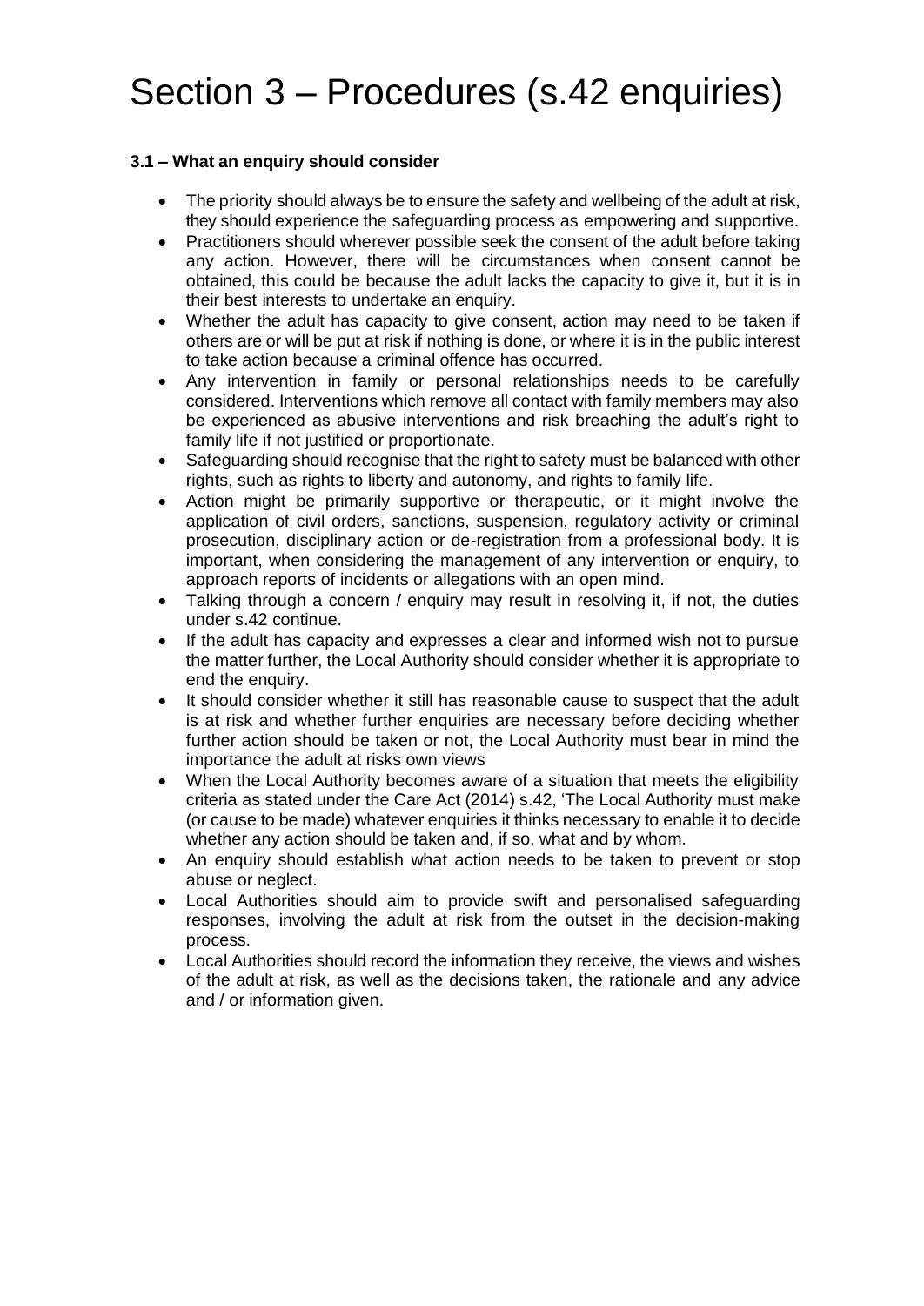# Section 3 – Procedures (s.42 enquiries)

**3.1 – What an enquiry should consider**

- The priority should always be to ensure the safety and wellbeing of the adult at risk, they should experience the safeguarding process as empowering and supportive.
- Practitioners should wherever possible seek the consent of the adult before taking any action. However, there will be circumstances when consent cannot be obtained, this could be because the adult lacks the capacity to give it, but it is in their best interests to undertake an enquiry.
- Whether the adult has capacity to give consent, action may need to be taken if others are or will be put at risk if nothing is done, or where it is in the public interest to take action because a criminal offence has occurred.
- Any intervention in family or personal relationships needs to be carefully considered. Interventions which remove all contact with family members may also be experienced as abusive interventions and risk breaching the adult's right to family life if not justified or proportionate.
- Safeguarding should recognise that the right to safety must be balanced with other rights, such as rights to liberty and autonomy, and rights to family life.
- Action might be primarily supportive or therapeutic, or it might involve the application of civil orders, sanctions, suspension, regulatory activity or criminal prosecution, disciplinary action or de-registration from a professional body. It is important, when considering the management of any intervention or enquiry, to approach reports of incidents or allegations with an open mind.
- Talking through a concern / enquiry may result in resolving it, if not, the duties under s.42 continue.
- If the adult has capacity and expresses a clear and informed wish not to pursue the matter further, the Local Authority should consider whether it is appropriate to end the enquiry.
- It should consider whether it still has reasonable cause to suspect that the adult is at risk and whether further enquiries are necessary before deciding whether further action should be taken or not, the Local Authority must bear in mind the importance the adult at risks own views
- When the Local Authority becomes aware of a situation that meets the eligibility criteria as stated under the Care Act (2014) s.42, 'The Local Authority must make (or cause to be made) whatever enquiries it thinks necessary to enable it to decide whether any action should be taken and, if so, what and by whom.
- An enquiry should establish what action needs to be taken to prevent or stop abuse or neglect.
- Local Authorities should aim to provide swift and personalised safeguarding responses, involving the adult at risk from the outset in the decision-making process.
- Local Authorities should record the information they receive, the views and wishes of the adult at risk, as well as the decisions taken, the rationale and any advice and / or information given.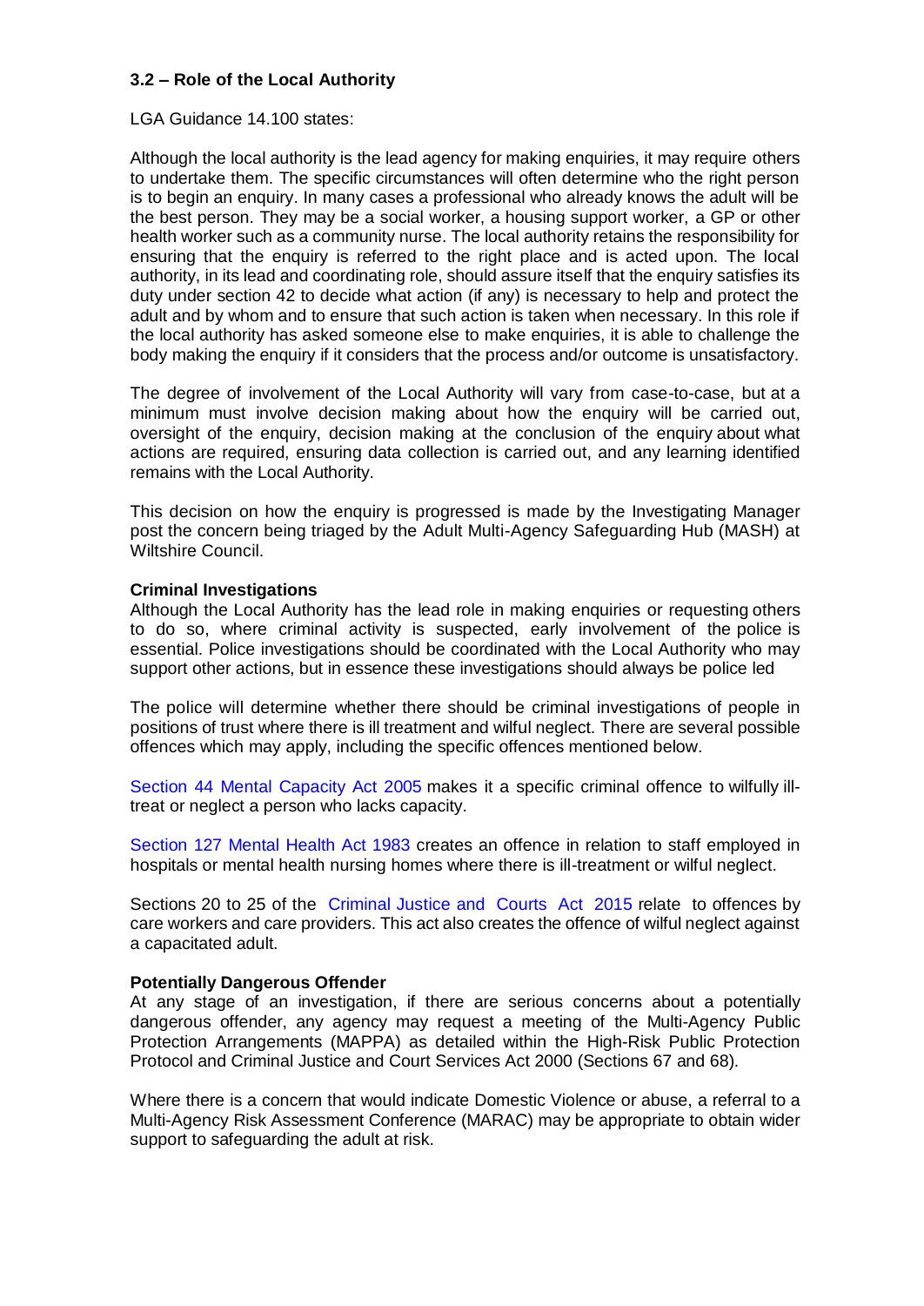### 3.2 – Role of the Local Authority

LGA Guidance 14.100 states:

Although the local authority is the lead agency for making enquiries, it may require others to undertake them. The specific circumstances will often determine who the right person is to begin an enquiry. In many cases a professional who already knows the adult will be the best person. They may be a social worker, a housing support worker, a GP or other health worker such as a community nurse. The local authority retains the responsibility for ensuring that the enquiry is referred to the right place and is acted upon. The local authority, in its lead and coordinating role, should assure itself that the enquiry satisfies its duty under section 42 to decide what action (if any) is necessary to help and protect the adult and by whom and to ensure that such action is taken when necessary. In this role if the local authority has asked someone else to make enquiries, it is able to challenge the body making the enquiry if it considers that the process and/or outcome is unsatisfactory.

The degree of involvement of the Local Authority will vary from case-to-case, but at a minimum must involve decision making about how the enquiry will be carried out, oversight of the enquiry, decision making at the conclusion of the enquiry about what actions are required, ensuring data collection is carried out, and any learning identified remains with the Local Authority.

This decision on how the enquiry is progressed is made by the Investigating Manager post the concern being triaged by the Adult Multi-Agency Safeguarding Hub (MASH) at Wiltshire Council.

**Criminal Investigations**

Although the Local Authority has the lead role in making enquiries or requesting others to do so, where criminal activity is suspected, early involvement of the police is essential. Police investigations should be coordinated with the Local Authority who may support other actions, but in essence these investigations should always be police led

The police will determine whether there should be criminal investigations of people in positions of trust where there is ill treatment and wilful neglect. There are several possible offences which may apply, including the specific offences mentioned below.

Section 44 Mental Capacity Act 2005 makes it a specific criminal offence to wilfully ill-treat or neglect a person who lacks capacity.

Section 127 Mental Health Act 1983 creates an offence in relation to staff employed in hospitals or mental health nursing homes where there is ill-treatment or wilful neglect.

Sections 20 to 25 of the Criminal Justice and Courts Act 2015 relate to offences by care workers and care providers. This act also creates the offence of wilful neglect against a capacitated adult.

**Potentially Dangerous Offender**

At any stage of an investigation, if there are serious concerns about a potentially dangerous offender, any agency may request a meeting of the Multi-Agency Public Protection Arrangements (MAPPA) as detailed within the High-Risk Public Protection Protocol and Criminal Justice and Court Services Act 2000 (Sections 67 and 68).

Where there is a concern that would indicate Domestic Violence or abuse, a referral to a Multi-Agency Risk Assessment Conference (MARAC) may be appropriate to obtain wider support to safeguarding the adult at risk.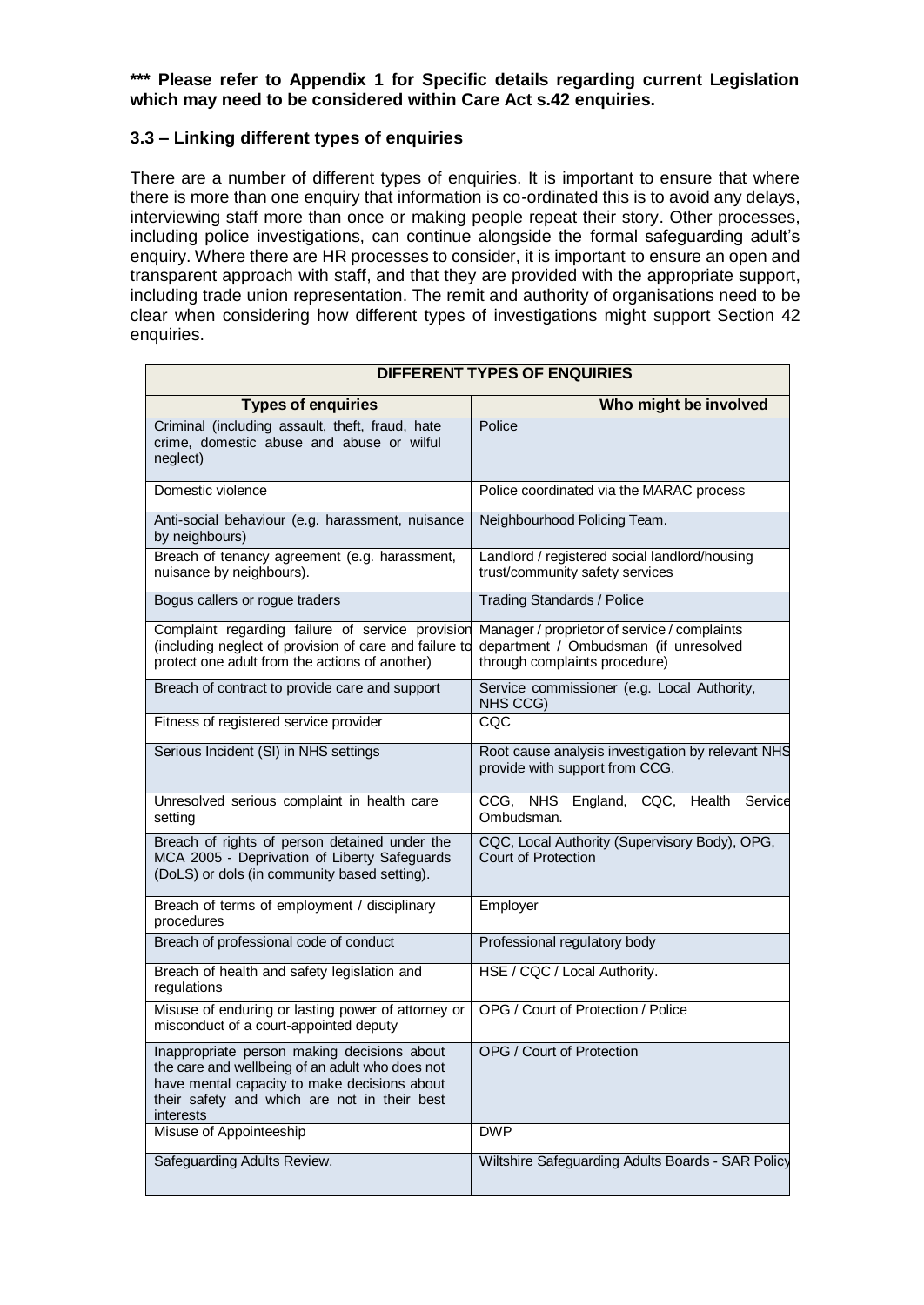**\*\*\* Please refer to Appendix 1 for Specific details regarding current Legislation which may need to be considered within Care Act s.42 enquiries.**

### 3.3 – Linking different types of enquiries

There are a number of different types of enquiries. It is important to ensure that where there is more than one enquiry that information is co-ordinated this is to avoid any delays, interviewing staff more than once or making people repeat their story. Other processes, including police investigations, can continue alongside the formal safeguarding adult's enquiry. Where there are HR processes to consider, it is important to ensure an open and transparent approach with staff, and that they are provided with the appropriate support, including trade union representation. The remit and authority of organisations need to be clear when considering how different types of investigations might support Section 42 enquiries.

| DIFFERENT TYPES OF ENQUIRIES | |
|---|---|
| **Types of enquiries** | **Who might be involved** |
| Criminal (including assault, theft, fraud, hate crime, domestic abuse and abuse or wilful neglect) | Police |
| Domestic violence | Police coordinated via the MARAC process |
| Anti-social behaviour (e.g. harassment, nuisance by neighbours) | Neighbourhood Policing Team. |
| Breach of tenancy agreement (e.g. harassment, nuisance by neighbours). | Landlord / registered social landlord/housing trust/community safety services |
| Bogus callers or rogue traders | Trading Standards / Police |
| Complaint regarding failure of service provision (including neglect of provision of care and failure to protect one adult from the actions of another) | Manager / proprietor of service / complaints department / Ombudsman (if unresolved through complaints procedure) |
| Breach of contract to provide care and support | Service commissioner (e.g. Local Authority, NHS CCG) |
| Fitness of registered service provider | CQC |
| Serious Incident (SI) in NHS settings | Root cause analysis investigation by relevant NHS provide with support from CCG. |
| Unresolved serious complaint in health care setting | CCG, NHS England, CQC, Health Service Ombudsman. |
| Breach of rights of person detained under the MCA 2005 - Deprivation of Liberty Safeguards (DoLS) or dols (in community based setting). | CQC, Local Authority (Supervisory Body), OPG, Court of Protection |
| Breach of terms of employment / disciplinary procedures | Employer |
| Breach of professional code of conduct | Professional regulatory body |
| Breach of health and safety legislation and regulations | HSE / CQC / Local Authority. |
| Misuse of enduring or lasting power of attorney or misconduct of a court-appointed deputy | OPG / Court of Protection / Police |
| Inappropriate person making decisions about the care and wellbeing of an adult who does not have mental capacity to make decisions about their safety and which are not in their best interests | OPG / Court of Protection |
| Misuse of Appointeeship | DWP |
| Safeguarding Adults Review. | Wiltshire Safeguarding Adults Boards - SAR Policy |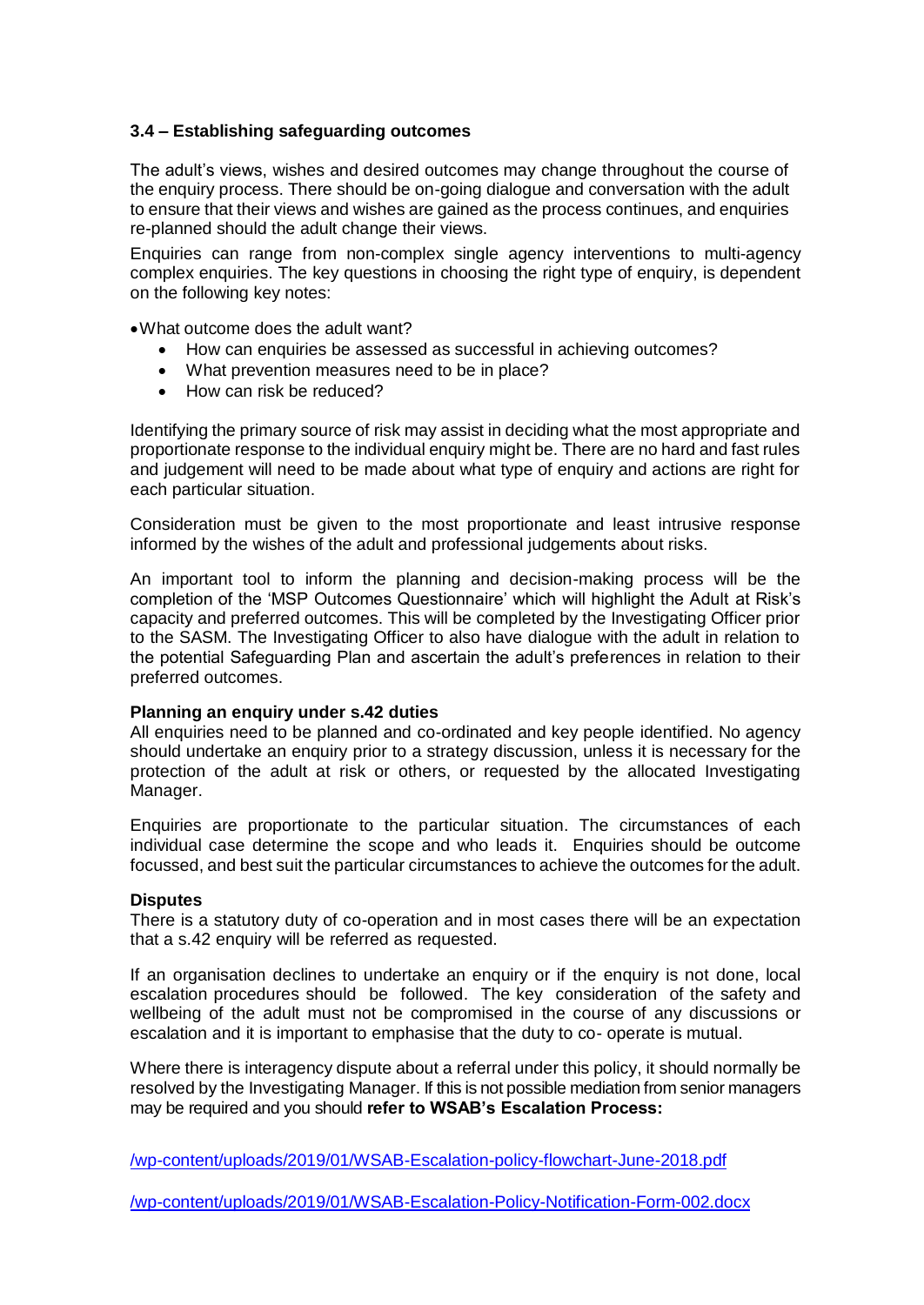### 3.4 – Establishing safeguarding outcomes

The adult's views, wishes and desired outcomes may change throughout the course of the enquiry process. There should be on-going dialogue and conversation with the adult to ensure that their views and wishes are gained as the process continues, and enquiries re-planned should the adult change their views.

Enquiries can range from non-complex single agency interventions to multi-agency complex enquiries. The key questions in choosing the right type of enquiry, is dependent on the following key notes:

- What outcome does the adult want?
- How can enquiries be assessed as successful in achieving outcomes?
- What prevention measures need to be in place?
- How can risk be reduced?

Identifying the primary source of risk may assist in deciding what the most appropriate and proportionate response to the individual enquiry might be. There are no hard and fast rules and judgement will need to be made about what type of enquiry and actions are right for each particular situation.

Consideration must be given to the most proportionate and least intrusive response informed by the wishes of the adult and professional judgements about risks.

An important tool to inform the planning and decision-making process will be the completion of the 'MSP Outcomes Questionnaire' which will highlight the Adult at Risk's capacity and preferred outcomes. This will be completed by the Investigating Officer prior to the SASM. The Investigating Officer to also have dialogue with the adult in relation to the potential Safeguarding Plan and ascertain the adult's preferences in relation to their preferred outcomes.

**Planning an enquiry under s.42 duties**

All enquiries need to be planned and co-ordinated and key people identified. No agency should undertake an enquiry prior to a strategy discussion, unless it is necessary for the protection of the adult at risk or others, or requested by the allocated Investigating Manager.

Enquiries are proportionate to the particular situation. The circumstances of each individual case determine the scope and who leads it. Enquiries should be outcome focussed, and best suit the particular circumstances to achieve the outcomes for the adult.

**Disputes**

There is a statutory duty of co-operation and in most cases there will be an expectation that a s.42 enquiry will be referred as requested.

If an organisation declines to undertake an enquiry or if the enquiry is not done, local escalation procedures should be followed. The key consideration of the safety and wellbeing of the adult must not be compromised in the course of any discussions or escalation and it is important to emphasise that the duty to co- operate is mutual.

Where there is interagency dispute about a referral under this policy, it should normally be resolved by the Investigating Manager. If this is not possible mediation from senior managers may be required and you should **refer to WSAB's Escalation Process:**

/wp-content/uploads/2019/01/WSAB-Escalation-policy-flowchart-June-2018.pdf

/wp-content/uploads/2019/01/WSAB-Escalation-Policy-Notification-Form-002.docx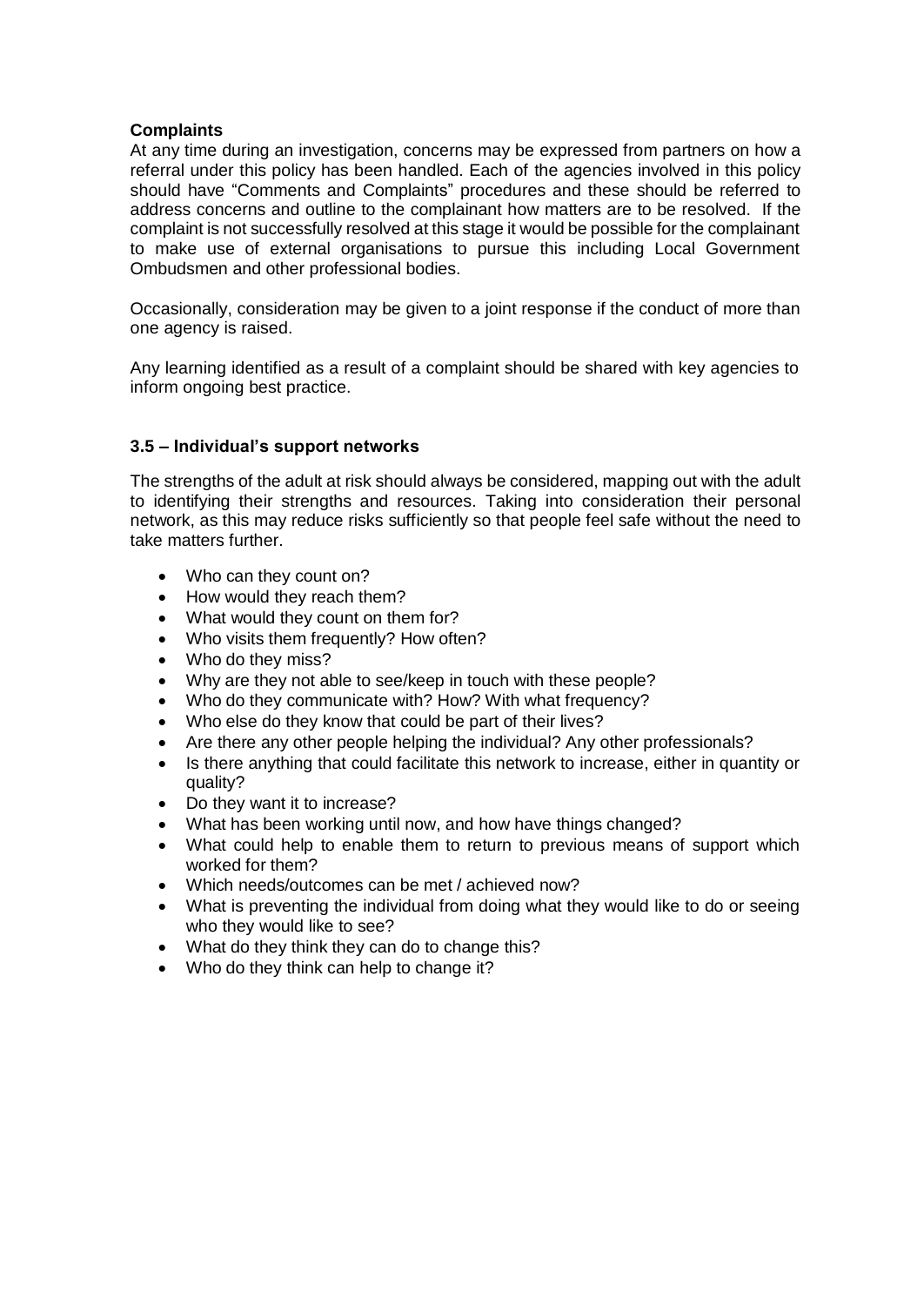**Complaints**

At any time during an investigation, concerns may be expressed from partners on how a referral under this policy has been handled. Each of the agencies involved in this policy should have "Comments and Complaints" procedures and these should be referred to address concerns and outline to the complainant how matters are to be resolved. If the complaint is not successfully resolved at this stage it would be possible for the complainant to make use of external organisations to pursue this including Local Government Ombudsmen and other professional bodies.

Occasionally, consideration may be given to a joint response if the conduct of more than one agency is raised.

Any learning identified as a result of a complaint should be shared with key agencies to inform ongoing best practice.

### 3.5 – Individual's support networks

The strengths of the adult at risk should always be considered, mapping out with the adult to identifying their strengths and resources. Taking into consideration their personal network, as this may reduce risks sufficiently so that people feel safe without the need to take matters further.

- Who can they count on?
- How would they reach them?
- What would they count on them for?
- Who visits them frequently? How often?
- Who do they miss?
- Why are they not able to see/keep in touch with these people?
- Who do they communicate with? How? With what frequency?
- Who else do they know that could be part of their lives?
- Are there any other people helping the individual? Any other professionals?
- Is there anything that could facilitate this network to increase, either in quantity or quality?
- Do they want it to increase?
- What has been working until now, and how have things changed?
- What could help to enable them to return to previous means of support which worked for them?
- Which needs/outcomes can be met / achieved now?
- What is preventing the individual from doing what they would like to do or seeing who they would like to see?
- What do they think they can do to change this?
- Who do they think can help to change it?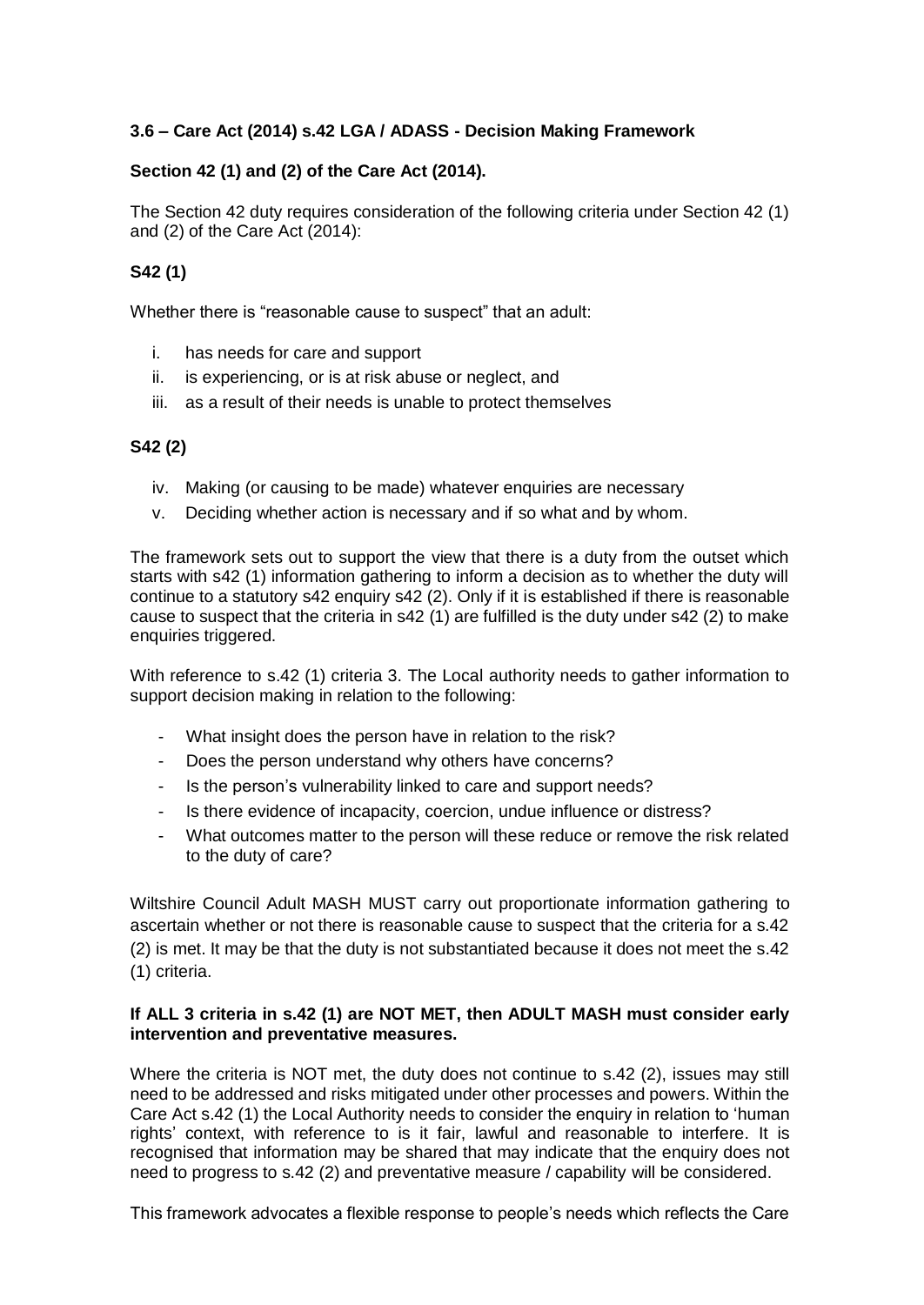### 3.6 – Care Act (2014) s.42 LGA / ADASS - Decision Making Framework

**Section 42 (1) and (2) of the Care Act (2014).**

The Section 42 duty requires consideration of the following criteria under Section 42 (1) and (2) of the Care Act (2014):

**S42 (1)**

Whether there is "reasonable cause to suspect" that an adult:

i. has needs for care and support
ii. is experiencing, or is at risk abuse or neglect, and
iii. as a result of their needs is unable to protect themselves

**S42 (2)**

iv. Making (or causing to be made) whatever enquiries are necessary
v. Deciding whether action is necessary and if so what and by whom.

The framework sets out to support the view that there is a duty from the outset which starts with s42 (1) information gathering to inform a decision as to whether the duty will continue to a statutory s42 enquiry s42 (2). Only if it is established if there is reasonable cause to suspect that the criteria in s42 (1) are fulfilled is the duty under s42 (2) to make enquiries triggered.

With reference to s.42 (1) criteria 3. The Local authority needs to gather information to support decision making in relation to the following:

- What insight does the person have in relation to the risk?
- Does the person understand why others have concerns?
- Is the person's vulnerability linked to care and support needs?
- Is there evidence of incapacity, coercion, undue influence or distress?
- What outcomes matter to the person will these reduce or remove the risk related to the duty of care?

Wiltshire Council Adult MASH MUST carry out proportionate information gathering to ascertain whether or not there is reasonable cause to suspect that the criteria for a s.42 (2) is met. It may be that the duty is not substantiated because it does not meet the s.42 (1) criteria.

**If ALL 3 criteria in s.42 (1) are NOT MET, then ADULT MASH must consider early intervention and preventative measures.**

Where the criteria is NOT met, the duty does not continue to s.42 (2), issues may still need to be addressed and risks mitigated under other processes and powers. Within the Care Act s.42 (1) the Local Authority needs to consider the enquiry in relation to 'human rights' context, with reference to is it fair, lawful and reasonable to interfere. It is recognised that information may be shared that may indicate that the enquiry does not need to progress to s.42 (2) and preventative measure / capability will be considered.

This framework advocates a flexible response to people's needs which reflects the Care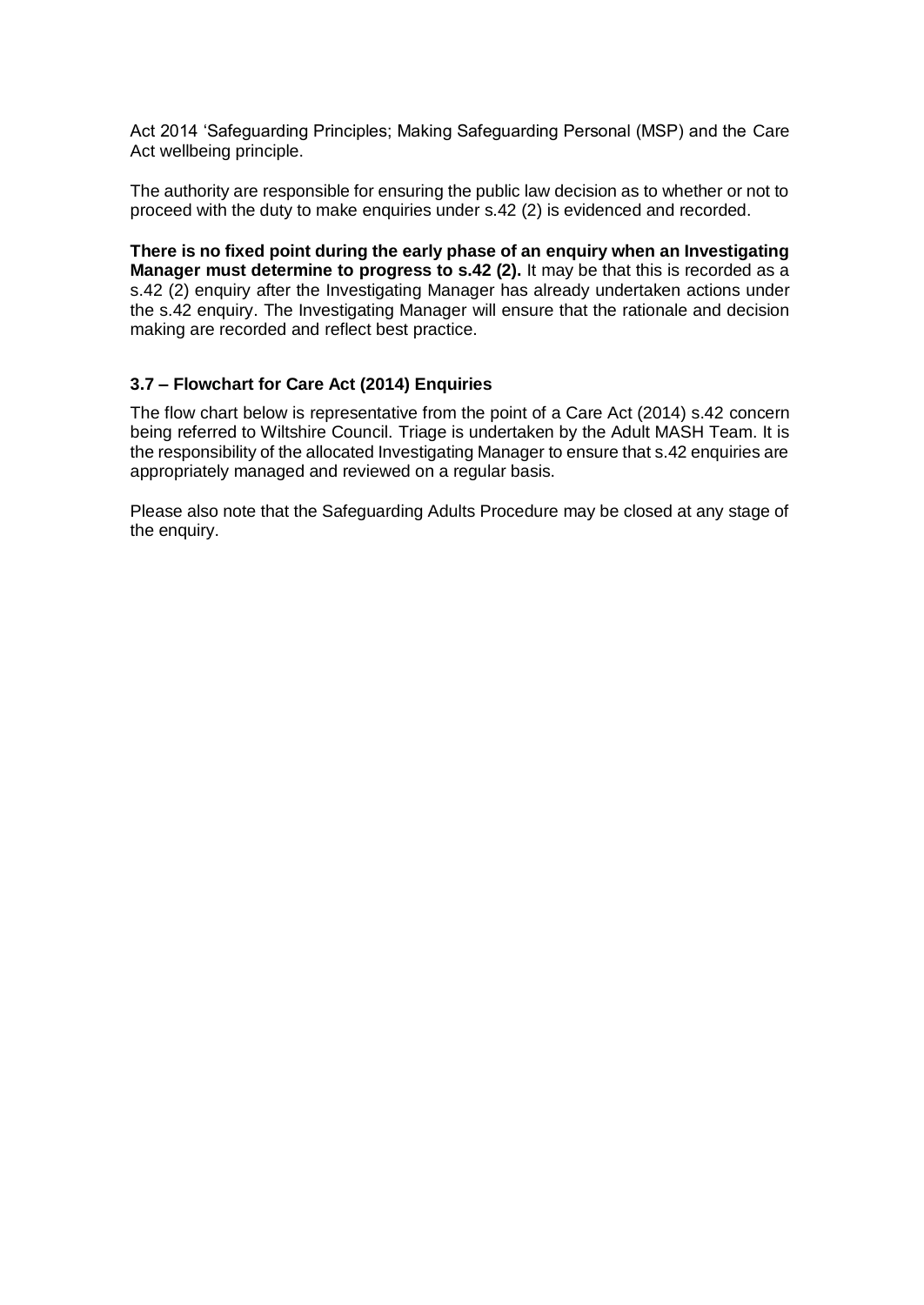Act 2014 'Safeguarding Principles; Making Safeguarding Personal (MSP) and the Care Act wellbeing principle.

The authority are responsible for ensuring the public law decision as to whether or not to proceed with the duty to make enquiries under s.42 (2) is evidenced and recorded.

**There is no fixed point during the early phase of an enquiry when an Investigating Manager must determine to progress to s.42 (2).** It may be that this is recorded as a s.42 (2) enquiry after the Investigating Manager has already undertaken actions under the s.42 enquiry. The Investigating Manager will ensure that the rationale and decision making are recorded and reflect best practice.

### 3.7 – Flowchart for Care Act (2014) Enquiries

The flow chart below is representative from the point of a Care Act (2014) s.42 concern being referred to Wiltshire Council. Triage is undertaken by the Adult MASH Team. It is the responsibility of the allocated Investigating Manager to ensure that s.42 enquiries are appropriately managed and reviewed on a regular basis.

Please also note that the Safeguarding Adults Procedure may be closed at any stage of the enquiry.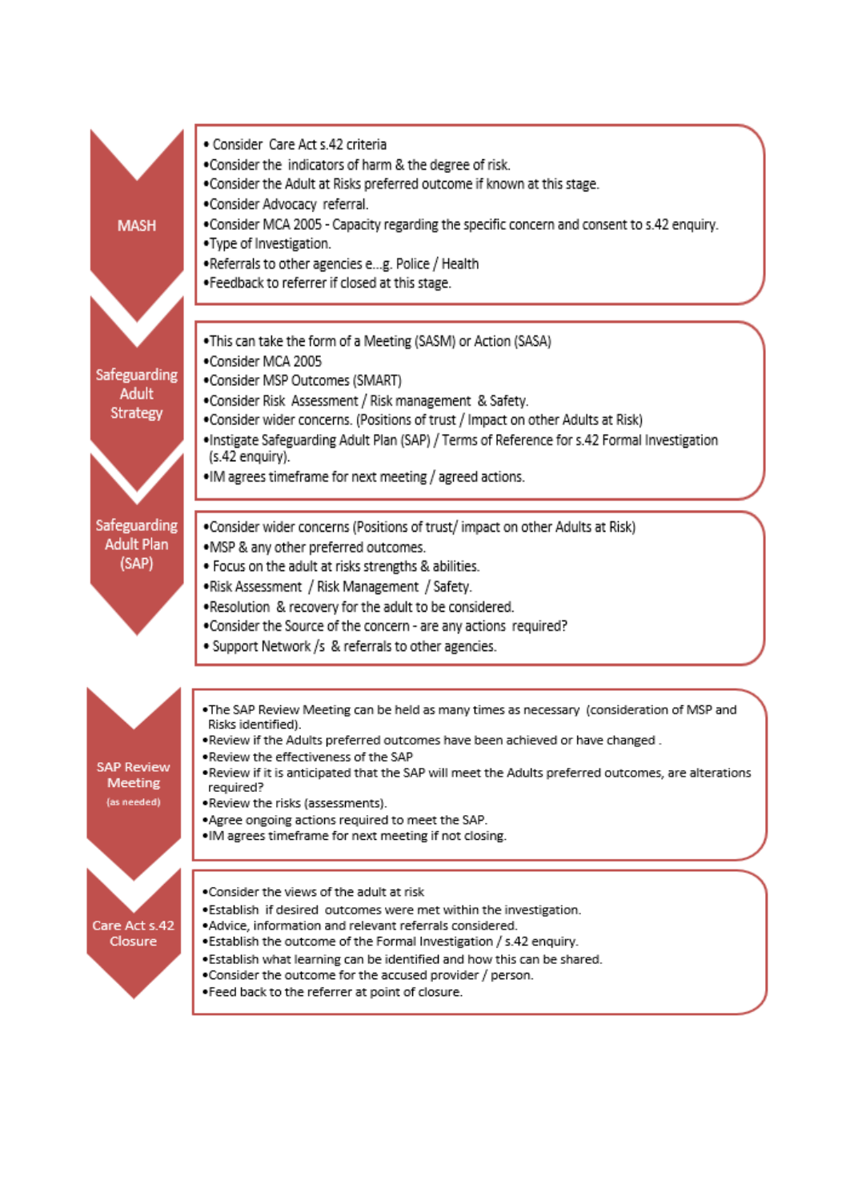## MASH

- Consider Care Act s.42 criteria
- Consider the indicators of harm & the degree of risk.
- Consider the Adult at Risks preferred outcome if known at this stage.
- Consider Advocacy referral.
- Consider MCA 2005 - Capacity regarding the specific concern and consent to s.42 enquiry.
- Type of Investigation.
- Referrals to other agencies e...g. Police / Health
- Feedback to referrer if closed at this stage.

## Safeguarding Adult Strategy

- This can take the form of a Meeting (SASM) or Action (SASA)
- Consider MCA 2005
- Consider MSP Outcomes (SMART)
- Consider Risk Assessment / Risk management & Safety.
- Consider wider concerns. (Positions of trust / Impact on other Adults at Risk)
- Instigate Safeguarding Adult Plan (SAP) / Terms of Reference for s.42 Formal Investigation (s.42 enquiry).
- IM agrees timeframe for next meeting / agreed actions.

## Safeguarding Adult Plan (SAP)

- Consider wider concerns (Positions of trust/ impact on other Adults at Risk)
- MSP & any other preferred outcomes.
- Focus on the adult at risks strengths & abilities.
- Risk Assessment / Risk Management / Safety.
- Resolution & recovery for the adult to be considered.
- Consider the Source of the concern - are any actions required?
- Support Network /s & referrals to other agencies.

## SAP Review Meeting (as needed)

- The SAP Review Meeting can be held as many times as necessary (consideration of MSP and Risks identified).
- Review if the Adults preferred outcomes have been achieved or have changed .
- Review the effectiveness of the SAP
- Review if it is anticipated that the SAP will meet the Adults preferred outcomes, are alterations required?
- Review the risks (assessments).
- Agree ongoing actions required to meet the SAP.
- IM agrees timeframe for next meeting if not closing.

## Care Act s.42 Closure

- Consider the views of the adult at risk
- Establish if desired outcomes were met within the investigation.
- Advice, information and relevant referrals considered.
- Establish the outcome of the Formal Investigation / s.42 enquiry.
- Establish what learning can be identified and how this can be shared.
- Consider the outcome for the accused provider / person.
- Feed back to the referrer at point of closure.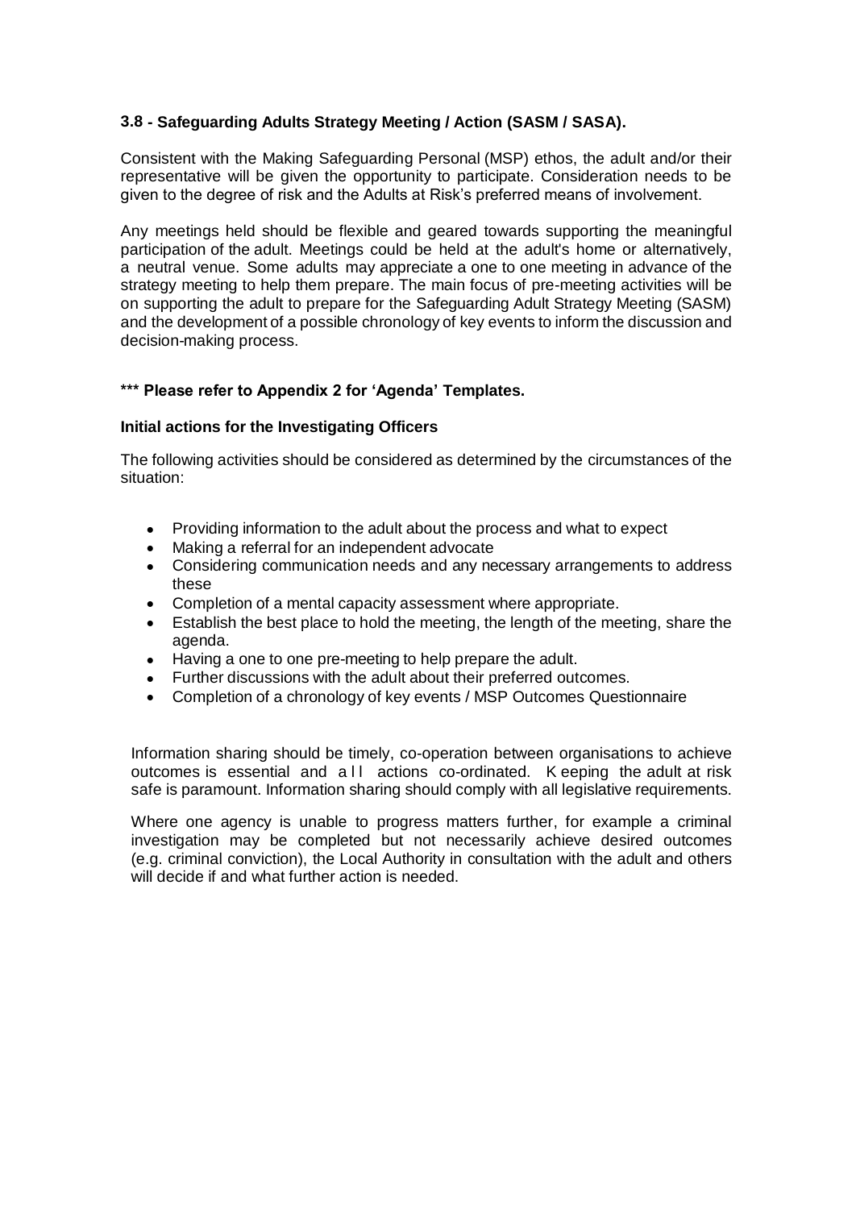### 3.8 - Safeguarding Adults Strategy Meeting / Action (SASM / SASA).

Consistent with the Making Safeguarding Personal (MSP) ethos, the adult and/or their representative will be given the opportunity to participate. Consideration needs to be given to the degree of risk and the Adults at Risk's preferred means of involvement.

Any meetings held should be flexible and geared towards supporting the meaningful participation of the adult. Meetings could be held at the adult's home or alternatively, a neutral venue. Some adults may appreciate a one to one meeting in advance of the strategy meeting to help them prepare. The main focus of pre-meeting activities will be on supporting the adult to prepare for the Safeguarding Adult Strategy Meeting (SASM) and the development of a possible chronology of key events to inform the discussion and decision-making process.

**\*\*\* Please refer to Appendix 2 for 'Agenda' Templates.**

**Initial actions for the Investigating Officers**

The following activities should be considered as determined by the circumstances of the situation:

- Providing information to the adult about the process and what to expect
- Making a referral for an independent advocate
- Considering communication needs and any necessary arrangements to address these
- Completion of a mental capacity assessment where appropriate.
- Establish the best place to hold the meeting, the length of the meeting, share the agenda.
- Having a one to one pre-meeting to help prepare the adult.
- Further discussions with the adult about their preferred outcomes.
- Completion of a chronology of key events / MSP Outcomes Questionnaire

Information sharing should be timely, co-operation between organisations to achieve outcomes is essential and all actions co-ordinated. Keeping the adult at risk safe is paramount. Information sharing should comply with all legislative requirements.

Where one agency is unable to progress matters further, for example a criminal investigation may be completed but not necessarily achieve desired outcomes (e.g. criminal conviction), the Local Authority in consultation with the adult and others will decide if and what further action is needed.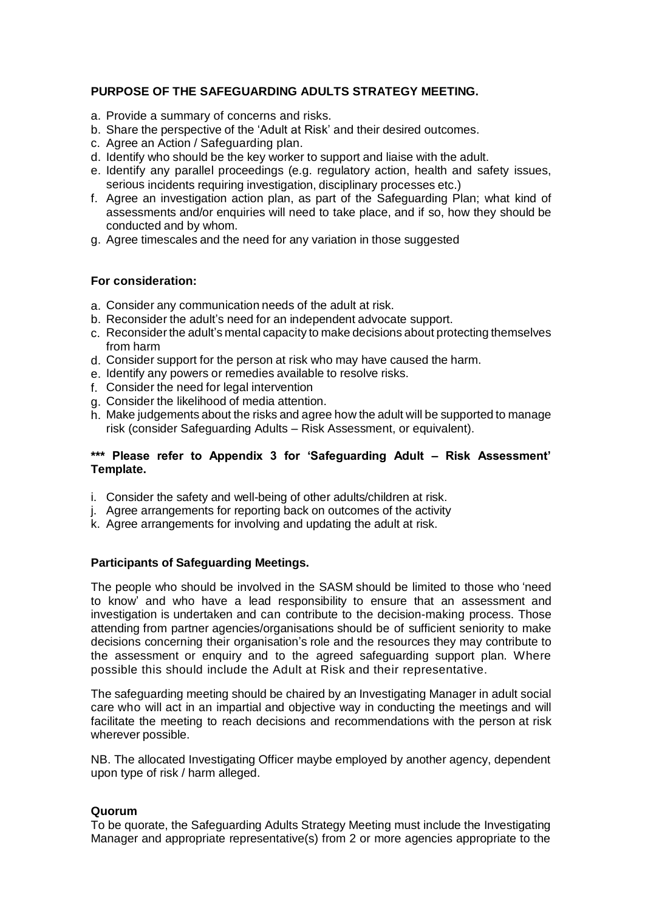**PURPOSE OF THE SAFEGUARDING ADULTS STRATEGY MEETING.**

a. Provide a summary of concerns and risks.
b. Share the perspective of the 'Adult at Risk' and their desired outcomes.
c. Agree an Action / Safeguarding plan.
d. Identify who should be the key worker to support and liaise with the adult.
e. Identify any parallel proceedings (e.g. regulatory action, health and safety issues, serious incidents requiring investigation, disciplinary processes etc.)
f. Agree an investigation action plan, as part of the Safeguarding Plan; what kind of assessments and/or enquiries will need to take place, and if so, how they should be conducted and by whom.
g. Agree timescales and the need for any variation in those suggested

**For consideration:**

a. Consider any communication needs of the adult at risk.
b. Reconsider the adult's need for an independent advocate support.
c. Reconsider the adult's mental capacity to make decisions about protecting themselves from harm
d. Consider support for the person at risk who may have caused the harm.
e. Identify any powers or remedies available to resolve risks.
f. Consider the need for legal intervention
g. Consider the likelihood of media attention.
h. Make judgements about the risks and agree how the adult will be supported to manage risk (consider Safeguarding Adults – Risk Assessment, or equivalent).

**\*\*\* Please refer to Appendix 3 for 'Safeguarding Adult – Risk Assessment' Template.**

i. Consider the safety and well-being of other adults/children at risk.
j. Agree arrangements for reporting back on outcomes of the activity
k. Agree arrangements for involving and updating the adult at risk.

**Participants of Safeguarding Meetings.**

The people who should be involved in the SASM should be limited to those who 'need to know' and who have a lead responsibility to ensure that an assessment and investigation is undertaken and can contribute to the decision-making process. Those attending from partner agencies/organisations should be of sufficient seniority to make decisions concerning their organisation's role and the resources they may contribute to the assessment or enquiry and to the agreed safeguarding support plan. Where possible this should include the Adult at Risk and their representative.

The safeguarding meeting should be chaired by an Investigating Manager in adult social care who will act in an impartial and objective way in conducting the meetings and will facilitate the meeting to reach decisions and recommendations with the person at risk wherever possible.

NB. The allocated Investigating Officer maybe employed by another agency, dependent upon type of risk / harm alleged.

**Quorum**

To be quorate, the Safeguarding Adults Strategy Meeting must include the Investigating Manager and appropriate representative(s) from 2 or more agencies appropriate to the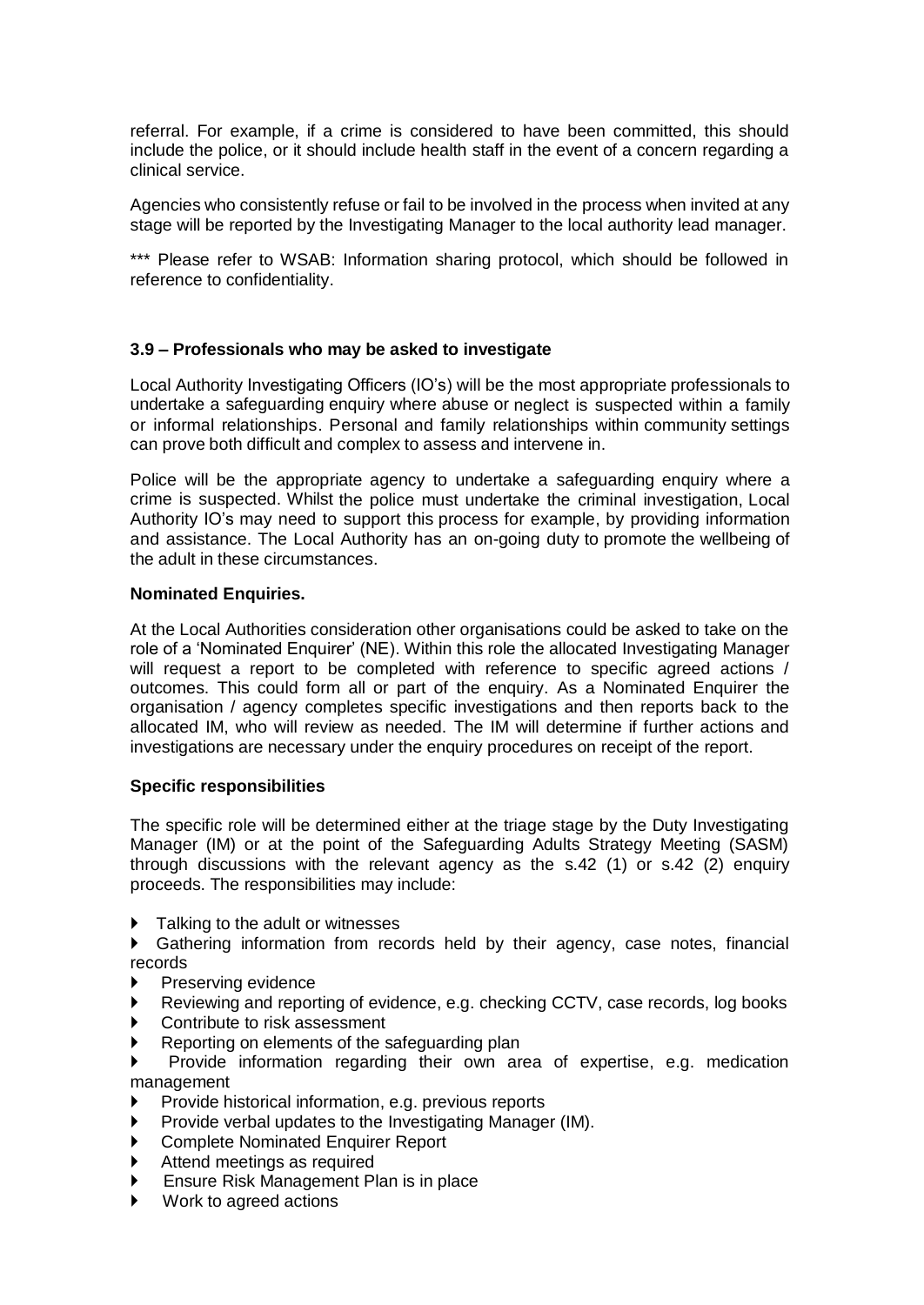referral. For example, if a crime is considered to have been committed, this should include the police, or it should include health staff in the event of a concern regarding a clinical service.

Agencies who consistently refuse or fail to be involved in the process when invited at any stage will be reported by the Investigating Manager to the local authority lead manager.

*** Please refer to WSAB: Information sharing protocol, which should be followed in reference to confidentiality.

### 3.9 – Professionals who may be asked to investigate

Local Authority Investigating Officers (IO's) will be the most appropriate professionals to undertake a safeguarding enquiry where abuse or neglect is suspected within a family or informal relationships. Personal and family relationships within community settings can prove both difficult and complex to assess and intervene in.

Police will be the appropriate agency to undertake a safeguarding enquiry where a crime is suspected. Whilst the police must undertake the criminal investigation, Local Authority IO's may need to support this process for example, by providing information and assistance. The Local Authority has an on-going duty to promote the wellbeing of the adult in these circumstances.

**Nominated Enquiries.**

At the Local Authorities consideration other organisations could be asked to take on the role of a 'Nominated Enquirer' (NE). Within this role the allocated Investigating Manager will request a report to be completed with reference to specific agreed actions / outcomes. This could form all or part of the enquiry. As a Nominated Enquirer the organisation / agency completes specific investigations and then reports back to the allocated IM, who will review as needed. The IM will determine if further actions and investigations are necessary under the enquiry procedures on receipt of the report.

**Specific responsibilities**

The specific role will be determined either at the triage stage by the Duty Investigating Manager (IM) or at the point of the Safeguarding Adults Strategy Meeting (SASM) through discussions with the relevant agency as the s.42 (1) or s.42 (2) enquiry proceeds. The responsibilities may include:

- Talking to the adult or witnesses
- Gathering information from records held by their agency, case notes, financial records
- Preserving evidence
- Reviewing and reporting of evidence, e.g. checking CCTV, case records, log books
- Contribute to risk assessment
- Reporting on elements of the safeguarding plan
- Provide information regarding their own area of expertise, e.g. medication management
- Provide historical information, e.g. previous reports
- Provide verbal updates to the Investigating Manager (IM).
- Complete Nominated Enquirer Report
- Attend meetings as required
- Ensure Risk Management Plan is in place
- Work to agreed actions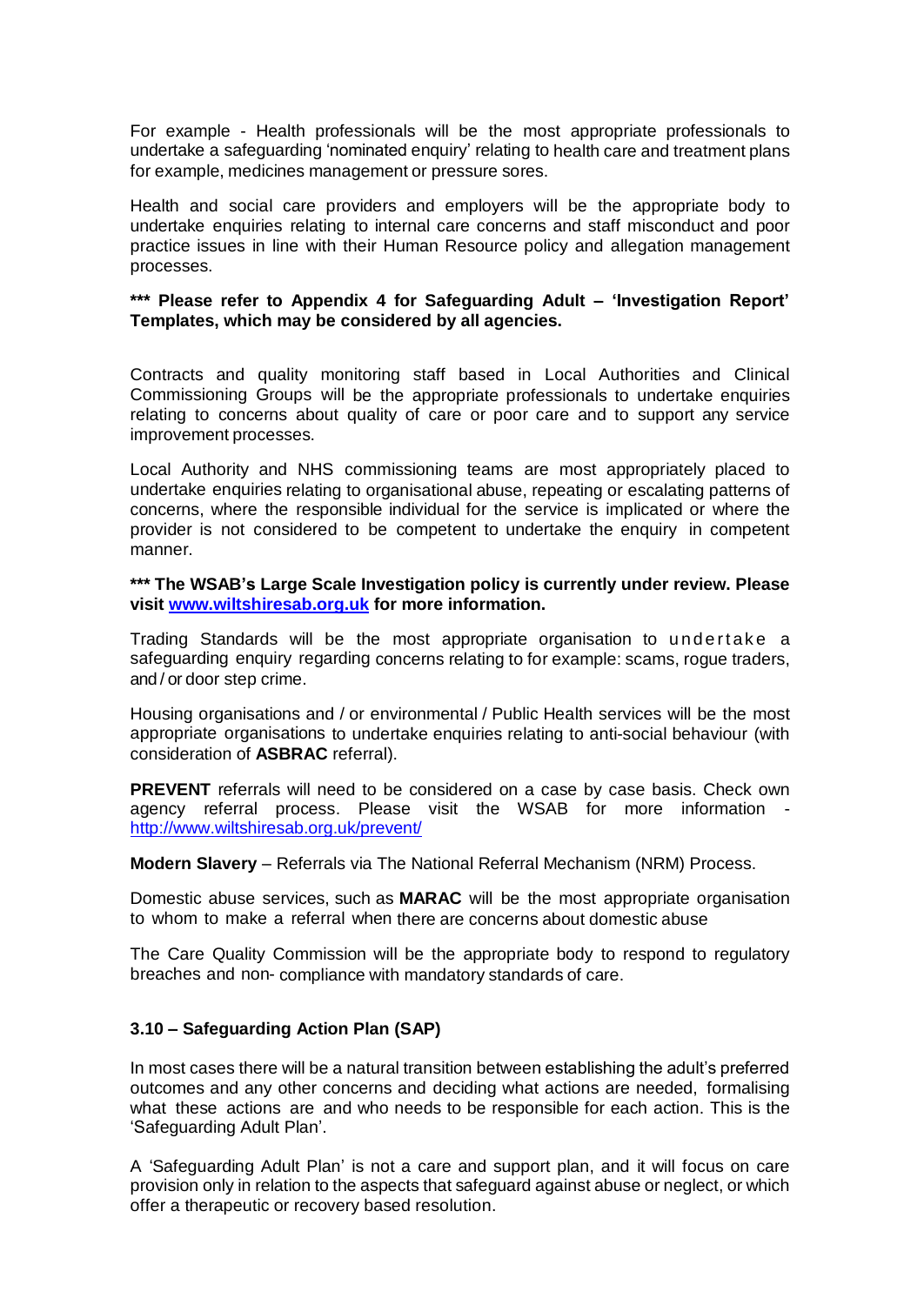For example - Health professionals will be the most appropriate professionals to undertake a safeguarding 'nominated enquiry' relating to health care and treatment plans for example, medicines management or pressure sores.

Health and social care providers and employers will be the appropriate body to undertake enquiries relating to internal care concerns and staff misconduct and poor practice issues in line with their Human Resource policy and allegation management processes.

**\*\*\* Please refer to Appendix 4 for Safeguarding Adult – 'Investigation Report' Templates, which may be considered by all agencies.**

Contracts and quality monitoring staff based in Local Authorities and Clinical Commissioning Groups will be the appropriate professionals to undertake enquiries relating to concerns about quality of care or poor care and to support any service improvement processes.

Local Authority and NHS commissioning teams are most appropriately placed to undertake enquiries relating to organisational abuse, repeating or escalating patterns of concerns, where the responsible individual for the service is implicated or where the provider is not considered to be competent to undertake the enquiry in competent manner.

**\*\*\* The WSAB's Large Scale Investigation policy is currently under review. Please visit [www.wiltshiresab.org.uk](http://www.wiltshiresab.org.uk) for more information.**

Trading Standards will be the most appropriate organisation to undertake a safeguarding enquiry regarding concerns relating to for example: scams, rogue traders, and / or door step crime.

Housing organisations and / or environmental / Public Health services will be the most appropriate organisations to undertake enquiries relating to anti-social behaviour (with consideration of **ASBRAC** referral).

**PREVENT** referrals will need to be considered on a case by case basis. Check own agency referral process. Please visit the WSAB for more information - [http://www.wiltshiresab.org.uk/prevent/](http://www.wiltshiresab.org.uk/prevent/)

**Modern Slavery** – Referrals via The National Referral Mechanism (NRM) Process.

Domestic abuse services, such as **MARAC** will be the most appropriate organisation to whom to make a referral when there are concerns about domestic abuse

The Care Quality Commission will be the appropriate body to respond to regulatory breaches and non- compliance with mandatory standards of care.

### 3.10 – Safeguarding Action Plan (SAP)

In most cases there will be a natural transition between establishing the adult's preferred outcomes and any other concerns and deciding what actions are needed, formalising what these actions are and who needs to be responsible for each action. This is the 'Safeguarding Adult Plan'.

A 'Safeguarding Adult Plan' is not a care and support plan, and it will focus on care provision only in relation to the aspects that safeguard against abuse or neglect, or which offer a therapeutic or recovery based resolution.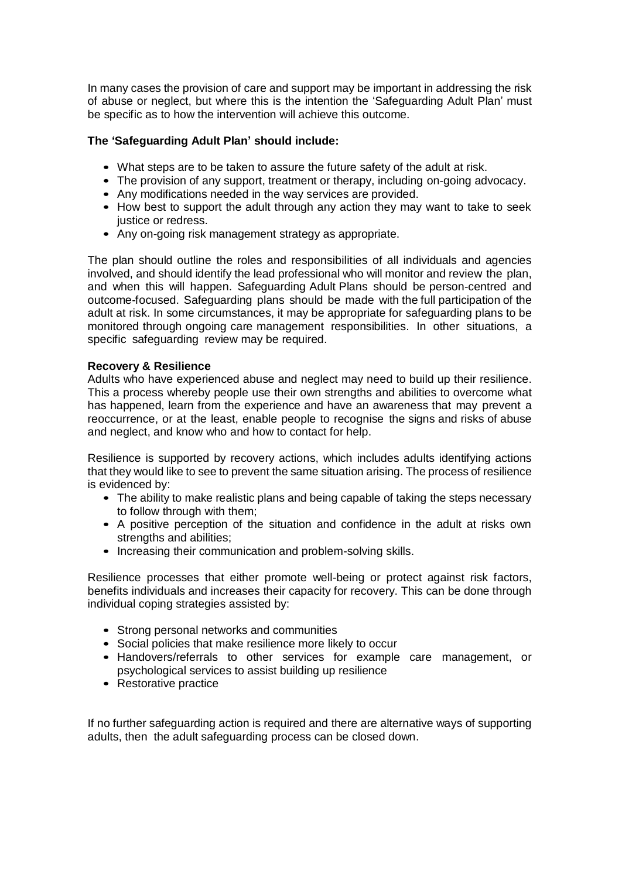In many cases the provision of care and support may be important in addressing the risk of abuse or neglect, but where this is the intention the 'Safeguarding Adult Plan' must be specific as to how the intervention will achieve this outcome.

**The 'Safeguarding Adult Plan' should include:**

- What steps are to be taken to assure the future safety of the adult at risk.
- The provision of any support, treatment or therapy, including on-going advocacy.
- Any modifications needed in the way services are provided.
- How best to support the adult through any action they may want to take to seek justice or redress.
- Any on-going risk management strategy as appropriate.

The plan should outline the roles and responsibilities of all individuals and agencies involved, and should identify the lead professional who will monitor and review the plan, and when this will happen. Safeguarding Adult Plans should be person-centred and outcome-focused. Safeguarding plans should be made with the full participation of the adult at risk. In some circumstances, it may be appropriate for safeguarding plans to be monitored through ongoing care management responsibilities. In other situations, a specific safeguarding review may be required.

**Recovery & Resilience**

Adults who have experienced abuse and neglect may need to build up their resilience. This a process whereby people use their own strengths and abilities to overcome what has happened, learn from the experience and have an awareness that may prevent a reoccurrence, or at the least, enable people to recognise the signs and risks of abuse and neglect, and know who and how to contact for help.

Resilience is supported by recovery actions, which includes adults identifying actions that they would like to see to prevent the same situation arising. The process of resilience is evidenced by:

- The ability to make realistic plans and being capable of taking the steps necessary to follow through with them;
- A positive perception of the situation and confidence in the adult at risks own strengths and abilities;
- Increasing their communication and problem-solving skills.

Resilience processes that either promote well-being or protect against risk factors, benefits individuals and increases their capacity for recovery. This can be done through individual coping strategies assisted by:

- Strong personal networks and communities
- Social policies that make resilience more likely to occur
- Handovers/referrals to other services for example care management, or psychological services to assist building up resilience
- Restorative practice

If no further safeguarding action is required and there are alternative ways of supporting adults, then the adult safeguarding process can be closed down.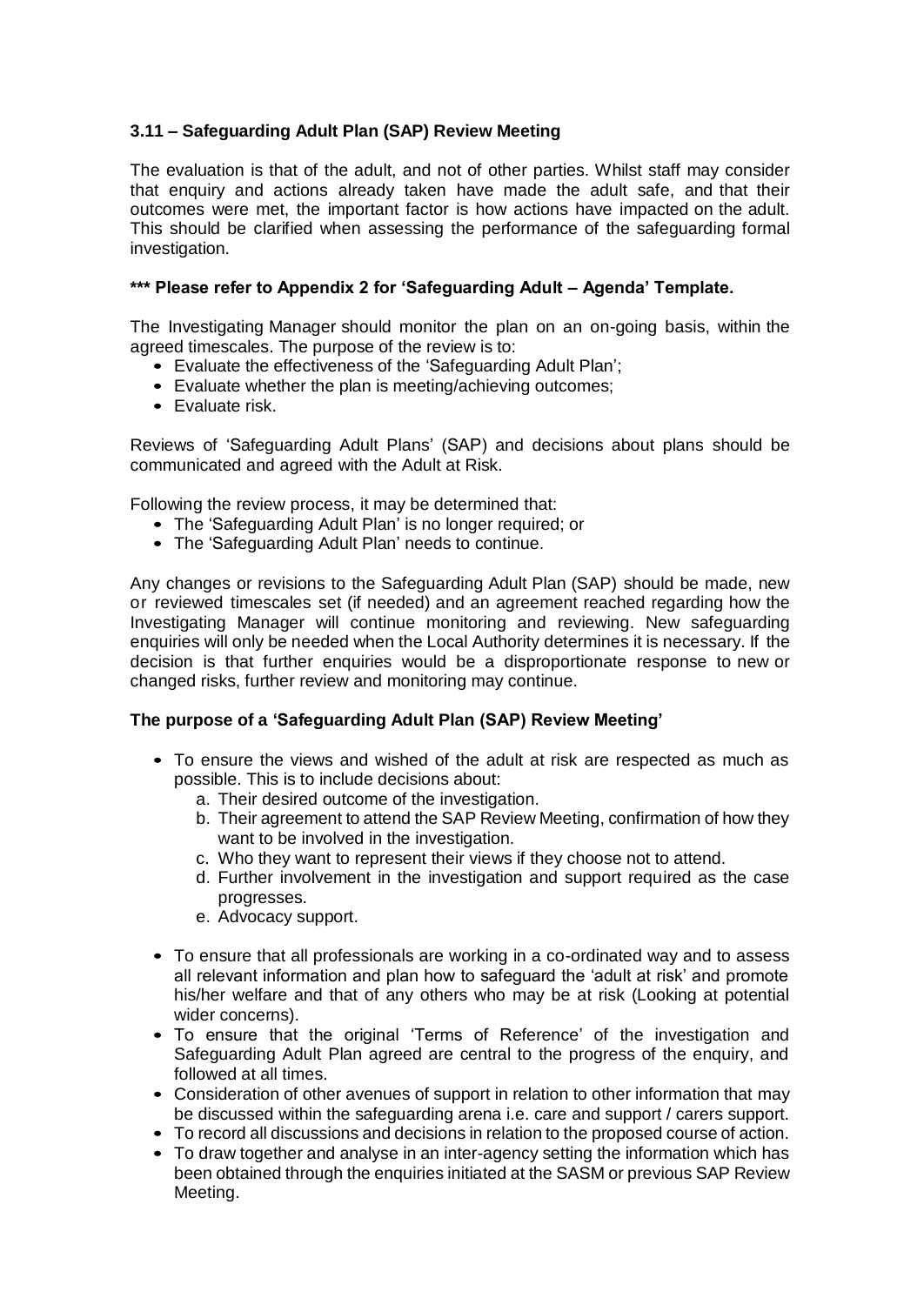### 3.11 – Safeguarding Adult Plan (SAP) Review Meeting

The evaluation is that of the adult, and not of other parties. Whilst staff may consider that enquiry and actions already taken have made the adult safe, and that their outcomes were met, the important factor is how actions have impacted on the adult. This should be clarified when assessing the performance of the safeguarding formal investigation.

**\*\*\* Please refer to Appendix 2 for 'Safeguarding Adult – Agenda' Template.**

The Investigating Manager should monitor the plan on an on-going basis, within the agreed timescales. The purpose of the review is to:

- Evaluate the effectiveness of the 'Safeguarding Adult Plan';
- Evaluate whether the plan is meeting/achieving outcomes;
- Evaluate risk.

Reviews of 'Safeguarding Adult Plans' (SAP) and decisions about plans should be communicated and agreed with the Adult at Risk.

Following the review process, it may be determined that:

- The 'Safeguarding Adult Plan' is no longer required; or
- The 'Safeguarding Adult Plan' needs to continue.

Any changes or revisions to the Safeguarding Adult Plan (SAP) should be made, new or reviewed timescales set (if needed) and an agreement reached regarding how the Investigating Manager will continue monitoring and reviewing. New safeguarding enquiries will only be needed when the Local Authority determines it is necessary. If the decision is that further enquiries would be a disproportionate response to new or changed risks, further review and monitoring may continue.

**The purpose of a 'Safeguarding Adult Plan (SAP) Review Meeting'**

- To ensure the views and wished of the adult at risk are respected as much as possible. This is to include decisions about:
  a. Their desired outcome of the investigation.
  b. Their agreement to attend the SAP Review Meeting, confirmation of how they want to be involved in the investigation.
  c. Who they want to represent their views if they choose not to attend.
  d. Further involvement in the investigation and support required as the case progresses.
  e. Advocacy support.
- To ensure that all professionals are working in a co-ordinated way and to assess all relevant information and plan how to safeguard the 'adult at risk' and promote his/her welfare and that of any others who may be at risk (Looking at potential wider concerns).
- To ensure that the original 'Terms of Reference' of the investigation and Safeguarding Adult Plan agreed are central to the progress of the enquiry, and followed at all times.
- Consideration of other avenues of support in relation to other information that may be discussed within the safeguarding arena i.e. care and support / carers support.
- To record all discussions and decisions in relation to the proposed course of action.
- To draw together and analyse in an inter-agency setting the information which has been obtained through the enquiries initiated at the SASM or previous SAP Review Meeting.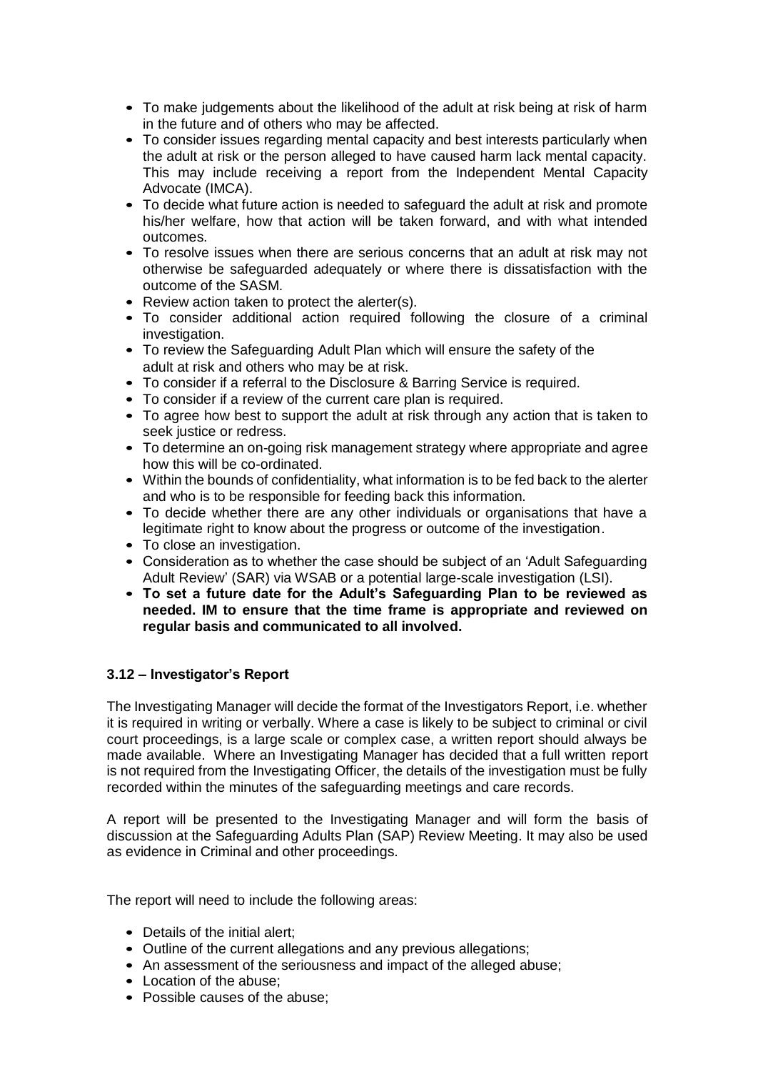- To make judgements about the likelihood of the adult at risk being at risk of harm in the future and of others who may be affected.
- To consider issues regarding mental capacity and best interests particularly when the adult at risk or the person alleged to have caused harm lack mental capacity. This may include receiving a report from the Independent Mental Capacity Advocate (IMCA).
- To decide what future action is needed to safeguard the adult at risk and promote his/her welfare, how that action will be taken forward, and with what intended outcomes.
- To resolve issues when there are serious concerns that an adult at risk may not otherwise be safeguarded adequately or where there is dissatisfaction with the outcome of the SASM.
- Review action taken to protect the alerter(s).
- To consider additional action required following the closure of a criminal investigation.
- To review the Safeguarding Adult Plan which will ensure the safety of the adult at risk and others who may be at risk.
- To consider if a referral to the Disclosure & Barring Service is required.
- To consider if a review of the current care plan is required.
- To agree how best to support the adult at risk through any action that is taken to seek justice or redress.
- To determine an on-going risk management strategy where appropriate and agree how this will be co-ordinated.
- Within the bounds of confidentiality, what information is to be fed back to the alerter and who is to be responsible for feeding back this information.
- To decide whether there are any other individuals or organisations that have a legitimate right to know about the progress or outcome of the investigation.
- To close an investigation.
- Consideration as to whether the case should be subject of an 'Adult Safeguarding Adult Review' (SAR) via WSAB or a potential large-scale investigation (LSI).
- **To set a future date for the Adult's Safeguarding Plan to be reviewed as needed. IM to ensure that the time frame is appropriate and reviewed on regular basis and communicated to all involved.**

### 3.12 – Investigator's Report

The Investigating Manager will decide the format of the Investigators Report, i.e. whether it is required in writing or verbally. Where a case is likely to be subject to criminal or civil court proceedings, is a large scale or complex case, a written report should always be made available. Where an Investigating Manager has decided that a full written report is not required from the Investigating Officer, the details of the investigation must be fully recorded within the minutes of the safeguarding meetings and care records.

A report will be presented to the Investigating Manager and will form the basis of discussion at the Safeguarding Adults Plan (SAP) Review Meeting. It may also be used as evidence in Criminal and other proceedings.

The report will need to include the following areas:

- Details of the initial alert;
- Outline of the current allegations and any previous allegations;
- An assessment of the seriousness and impact of the alleged abuse;
- Location of the abuse;
- Possible causes of the abuse;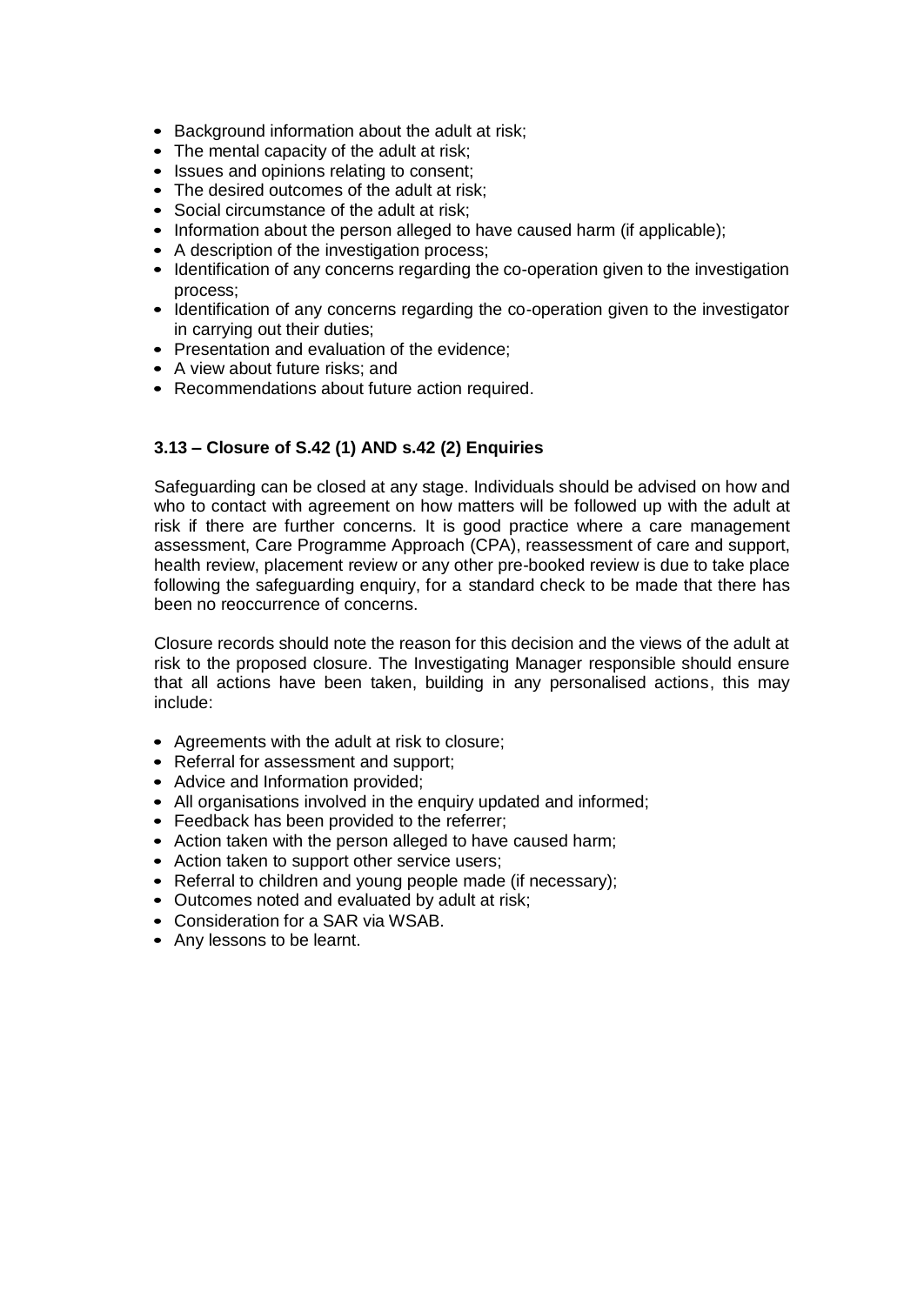- Background information about the adult at risk;
- The mental capacity of the adult at risk;
- Issues and opinions relating to consent;
- The desired outcomes of the adult at risk;
- Social circumstance of the adult at risk;
- Information about the person alleged to have caused harm (if applicable);
- A description of the investigation process;
- Identification of any concerns regarding the co-operation given to the investigation process;
- Identification of any concerns regarding the co-operation given to the investigator in carrying out their duties;
- Presentation and evaluation of the evidence;
- A view about future risks; and
- Recommendations about future action required.

### 3.13 – Closure of S.42 (1) AND s.42 (2) Enquiries

Safeguarding can be closed at any stage. Individuals should be advised on how and who to contact with agreement on how matters will be followed up with the adult at risk if there are further concerns. It is good practice where a care management assessment, Care Programme Approach (CPA), reassessment of care and support, health review, placement review or any other pre-booked review is due to take place following the safeguarding enquiry, for a standard check to be made that there has been no reoccurrence of concerns.

Closure records should note the reason for this decision and the views of the adult at risk to the proposed closure. The Investigating Manager responsible should ensure that all actions have been taken, building in any personalised actions, this may include:

- Agreements with the adult at risk to closure;
- Referral for assessment and support;
- Advice and Information provided;
- All organisations involved in the enquiry updated and informed;
- Feedback has been provided to the referrer;
- Action taken with the person alleged to have caused harm;
- Action taken to support other service users;
- Referral to children and young people made (if necessary);
- Outcomes noted and evaluated by adult at risk;
- Consideration for a SAR via WSAB.
- Any lessons to be learnt.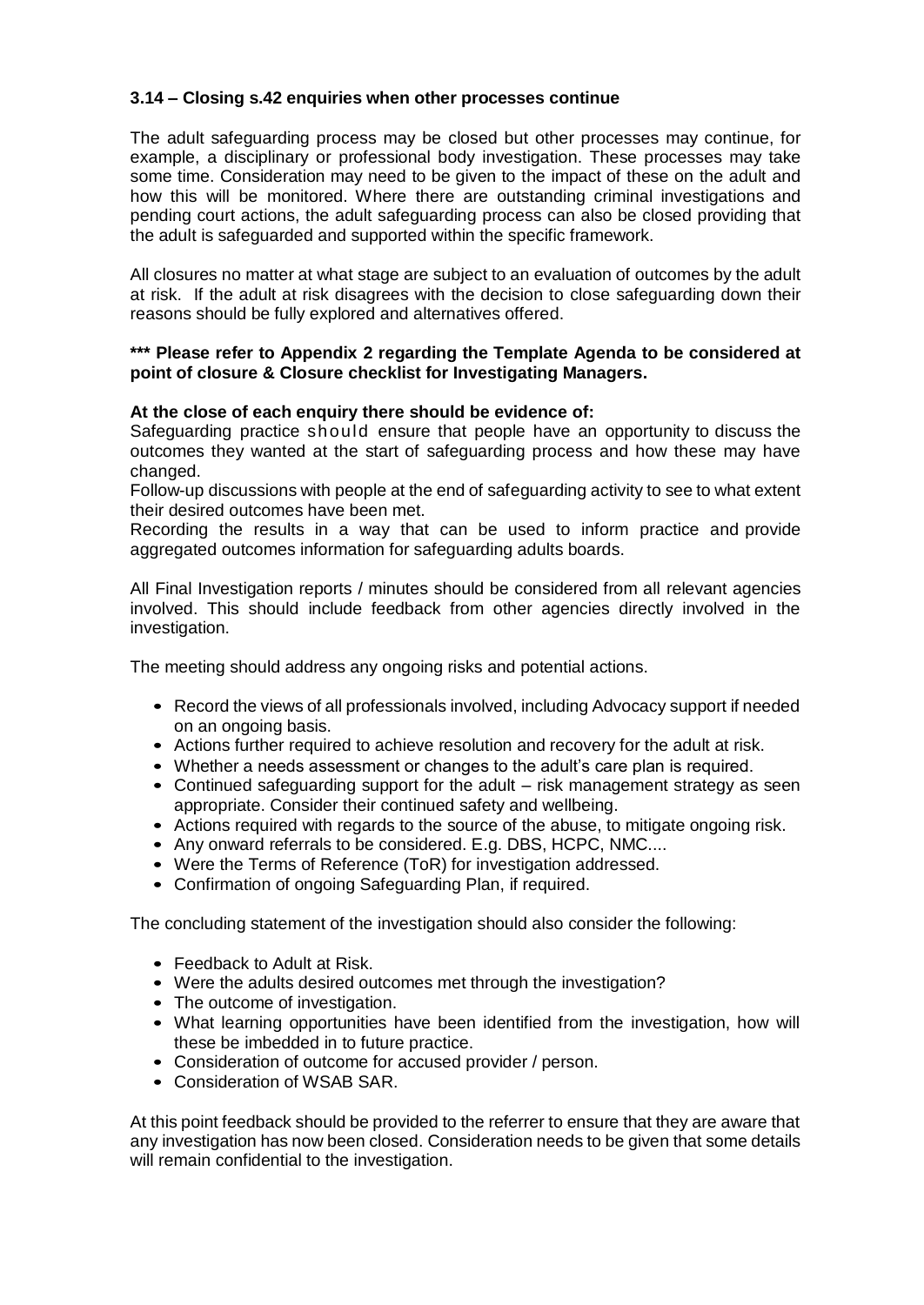### 3.14 – Closing s.42 enquiries when other processes continue

The adult safeguarding process may be closed but other processes may continue, for example, a disciplinary or professional body investigation. These processes may take some time. Consideration may need to be given to the impact of these on the adult and how this will be monitored. Where there are outstanding criminal investigations and pending court actions, the adult safeguarding process can also be closed providing that the adult is safeguarded and supported within the specific framework.

All closures no matter at what stage are subject to an evaluation of outcomes by the adult at risk. If the adult at risk disagrees with the decision to close safeguarding down their reasons should be fully explored and alternatives offered.

**\*\*\* Please refer to Appendix 2 regarding the Template Agenda to be considered at point of closure & Closure checklist for Investigating Managers.**

**At the close of each enquiry there should be evidence of:**

Safeguarding practice should ensure that people have an opportunity to discuss the outcomes they wanted at the start of safeguarding process and how these may have changed.

Follow-up discussions with people at the end of safeguarding activity to see to what extent their desired outcomes have been met.

Recording the results in a way that can be used to inform practice and provide aggregated outcomes information for safeguarding adults boards.

All Final Investigation reports / minutes should be considered from all relevant agencies involved. This should include feedback from other agencies directly involved in the investigation.

The meeting should address any ongoing risks and potential actions.

- Record the views of all professionals involved, including Advocacy support if needed on an ongoing basis.
- Actions further required to achieve resolution and recovery for the adult at risk.
- Whether a needs assessment or changes to the adult's care plan is required.
- Continued safeguarding support for the adult – risk management strategy as seen appropriate. Consider their continued safety and wellbeing.
- Actions required with regards to the source of the abuse, to mitigate ongoing risk.
- Any onward referrals to be considered. E.g. DBS, HCPC, NMC....
- Were the Terms of Reference (ToR) for investigation addressed.
- Confirmation of ongoing Safeguarding Plan, if required.

The concluding statement of the investigation should also consider the following:

- Feedback to Adult at Risk.
- Were the adults desired outcomes met through the investigation?
- The outcome of investigation.
- What learning opportunities have been identified from the investigation, how will these be imbedded in to future practice.
- Consideration of outcome for accused provider / person.
- Consideration of WSAB SAR.

At this point feedback should be provided to the referrer to ensure that they are aware that any investigation has now been closed. Consideration needs to be given that some details will remain confidential to the investigation.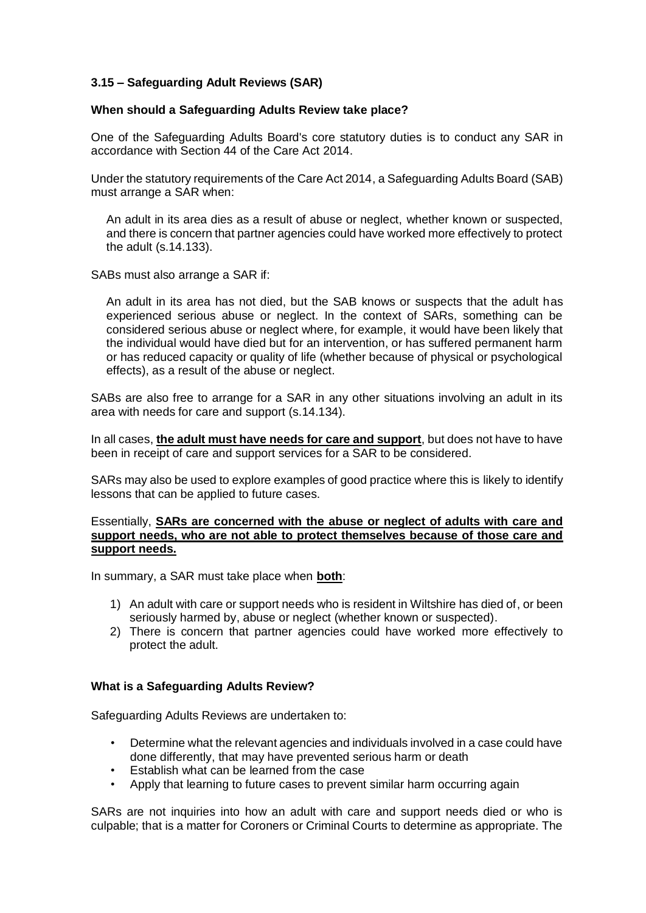### 3.15 – Safeguarding Adult Reviews (SAR)

**When should a Safeguarding Adults Review take place?**

One of the Safeguarding Adults Board's core statutory duties is to conduct any SAR in accordance with Section 44 of the Care Act 2014.

Under the statutory requirements of the Care Act 2014, a Safeguarding Adults Board (SAB) must arrange a SAR when:

> An adult in its area dies as a result of abuse or neglect, whether known or suspected, and there is concern that partner agencies could have worked more effectively to protect the adult (s.14.133).

SABs must also arrange a SAR if:

> An adult in its area has not died, but the SAB knows or suspects that the adult has experienced serious abuse or neglect. In the context of SARs, something can be considered serious abuse or neglect where, for example, it would have been likely that the individual would have died but for an intervention, or has suffered permanent harm or has reduced capacity or quality of life (whether because of physical or psychological effects), as a result of the abuse or neglect.

SABs are also free to arrange for a SAR in any other situations involving an adult in its area with needs for care and support (s.14.134).

In all cases, **<u>the adult must have needs for care and support</u>**, but does not have to have been in receipt of care and support services for a SAR to be considered.

SARs may also be used to explore examples of good practice where this is likely to identify lessons that can be applied to future cases.

Essentially, **<u>SARs are concerned with the abuse or neglect of adults with care and support needs, who are not able to protect themselves because of those care and support needs.</u>**

In summary, a SAR must take place when **<u>both</u>**:

1) An adult with care or support needs who is resident in Wiltshire has died of, or been seriously harmed by, abuse or neglect (whether known or suspected).
2) There is concern that partner agencies could have worked more effectively to protect the adult.

**What is a Safeguarding Adults Review?**

Safeguarding Adults Reviews are undertaken to:

- Determine what the relevant agencies and individuals involved in a case could have done differently, that may have prevented serious harm or death
- Establish what can be learned from the case
- Apply that learning to future cases to prevent similar harm occurring again

SARs are not inquiries into how an adult with care and support needs died or who is culpable; that is a matter for Coroners or Criminal Courts to determine as appropriate. The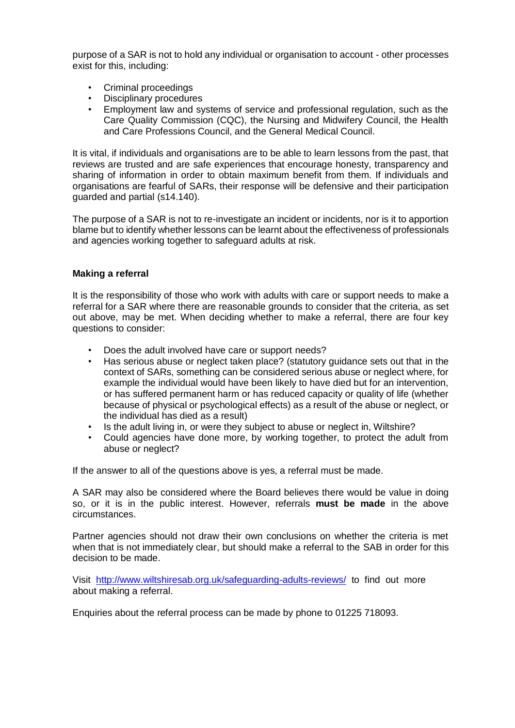purpose of a SAR is not to hold any individual or organisation to account - other processes exist for this, including:

- Criminal proceedings
- Disciplinary procedures
- Employment law and systems of service and professional regulation, such as the Care Quality Commission (CQC), the Nursing and Midwifery Council, the Health and Care Professions Council, and the General Medical Council.

It is vital, if individuals and organisations are to be able to learn lessons from the past, that reviews are trusted and are safe experiences that encourage honesty, transparency and sharing of information in order to obtain maximum benefit from them. If individuals and organisations are fearful of SARs, their response will be defensive and their participation guarded and partial (s14.140).

The purpose of a SAR is not to re-investigate an incident or incidents, nor is it to apportion blame but to identify whether lessons can be learnt about the effectiveness of professionals and agencies working together to safeguard adults at risk.

**Making a referral**

It is the responsibility of those who work with adults with care or support needs to make a referral for a SAR where there are reasonable grounds to consider that the criteria, as set out above, may be met. When deciding whether to make a referral, there are four key questions to consider:

- Does the adult involved have care or support needs?
- Has serious abuse or neglect taken place? (statutory guidance sets out that in the context of SARs, something can be considered serious abuse or neglect where, for example the individual would have been likely to have died but for an intervention, or has suffered permanent harm or has reduced capacity or quality of life (whether because of physical or psychological effects) as a result of the abuse or neglect, or the individual has died as a result)
- Is the adult living in, or were they subject to abuse or neglect in, Wiltshire?
- Could agencies have done more, by working together, to protect the adult from abuse or neglect?

If the answer to all of the questions above is yes, a referral must be made.

A SAR may also be considered where the Board believes there would be value in doing so, or it is in the public interest. However, referrals **must be made** in the above circumstances.

Partner agencies should not draw their own conclusions on whether the criteria is met when that is not immediately clear, but should make a referral to the SAB in order for this decision to be made.

Visit [http://www.wiltshiresab.org.uk/safeguarding-adults-reviews/](http://www.wiltshiresab.org.uk/safeguarding-adults-reviews/) to find out more about making a referral.

Enquiries about the referral process can be made by phone to 01225 718093.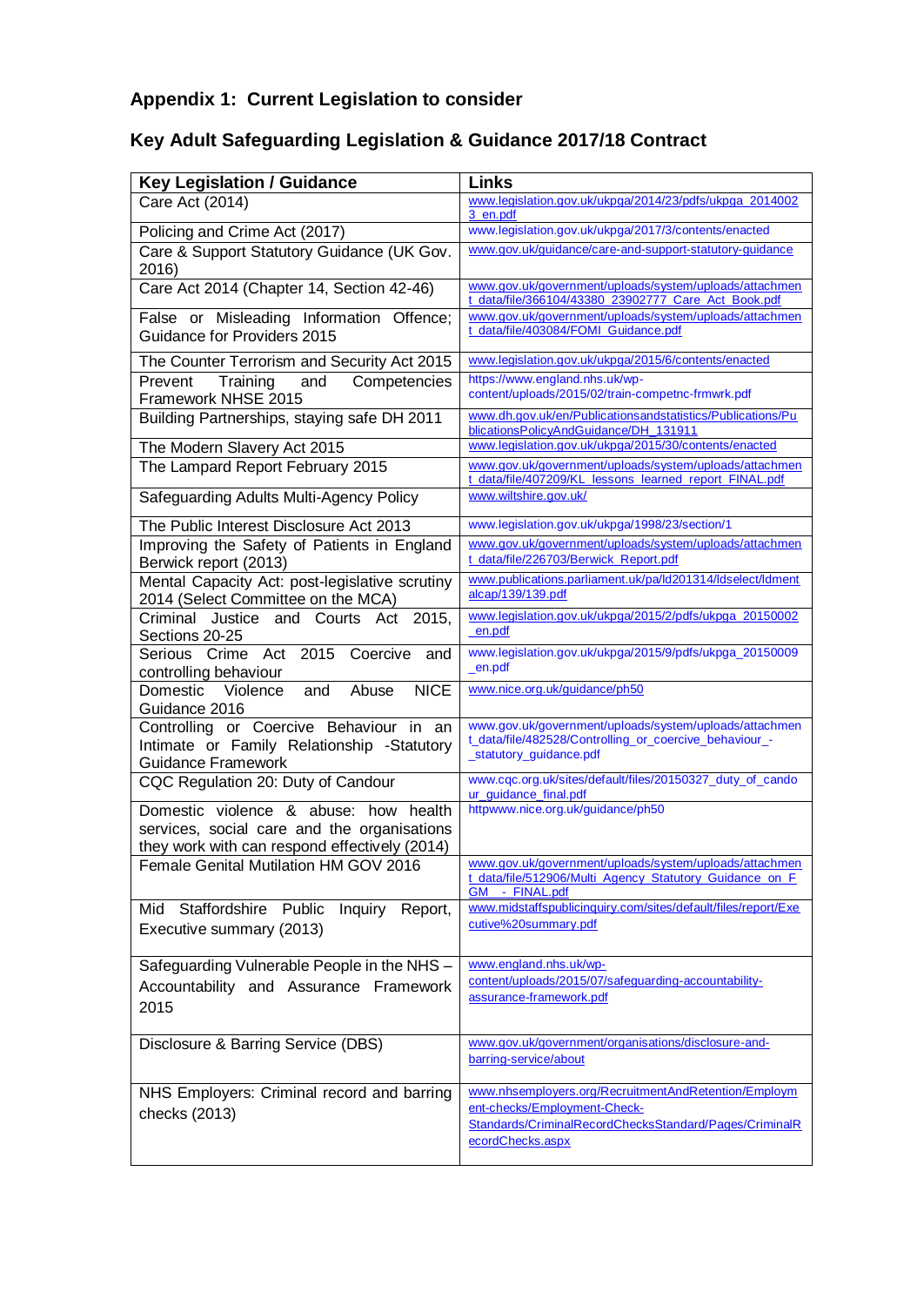## Appendix 1: Current Legislation to consider

## Key Adult Safeguarding Legislation & Guidance 2017/18 Contract

| Key Legislation / Guidance | Links |
|---|---|
| Care Act (2014) | www.legislation.gov.uk/ukpga/2014/23/pdfs/ukpga_20140023_en.pdf |
| Policing and Crime Act (2017) | www.legislation.gov.uk/ukpga/2017/3/contents/enacted |
| Care & Support Statutory Guidance (UK Gov. 2016) | www.gov.uk/guidance/care-and-support-statutory-guidance |
| Care Act 2014 (Chapter 14, Section 42-46) | www.gov.uk/government/uploads/system/uploads/attachment_data/file/366104/43380_23902777_Care_Act_Book.pdf |
| False or Misleading Information Offence; Guidance for Providers 2015 | www.gov.uk/government/uploads/system/uploads/attachment_data/file/403084/FOMI_Guidance.pdf |
| The Counter Terrorism and Security Act 2015 | www.legislation.gov.uk/ukpga/2015/6/contents/enacted |
| Prevent Training and Competencies Framework NHSE 2015 | https://www.england.nhs.uk/wp-content/uploads/2015/02/train-competnc-frmwrk.pdf |
| Building Partnerships, staying safe DH 2011 | www.dh.gov.uk/en/Publicationsandstatistics/Publications/PublicationsPolicyAndGuidance/DH_131911 |
| The Modern Slavery Act 2015 | www.legislation.gov.uk/ukpga/2015/30/contents/enacted |
| The Lampard Report February 2015 | www.gov.uk/government/uploads/system/uploads/attachment_data/file/407209/KL_lessons_learned_report_FINAL.pdf |
| Safeguarding Adults Multi-Agency Policy | www.wiltshire.gov.uk/ |
| The Public Interest Disclosure Act 2013 | www.legislation.gov.uk/ukpga/1998/23/section/1 |
| Improving the Safety of Patients in England Berwick report (2013) | www.gov.uk/government/uploads/system/uploads/attachment_data/file/226703/Berwick_Report.pdf |
| Mental Capacity Act: post-legislative scrutiny 2014 (Select Committee on the MCA) | www.publications.parliament.uk/pa/ld201314/ldselect/ldmentalcap/139/139.pdf |
| Criminal Justice and Courts Act 2015, Sections 20-25 | www.legislation.gov.uk/ukpga/2015/2/pdfs/ukpga_20150002_en.pdf |
| Serious Crime Act 2015 Coercive and controlling behaviour | www.legislation.gov.uk/ukpga/2015/9/pdfs/ukpga_20150009_en.pdf |
| Domestic Violence and Abuse NICE Guidance 2016 | www.nice.org.uk/guidance/ph50 |
| Controlling or Coercive Behaviour in an Intimate or Family Relationship -Statutory Guidance Framework | www.gov.uk/government/uploads/system/uploads/attachment_data/file/482528/Controlling_or_coercive_behaviour_-_statutory_guidance.pdf |
| CQC Regulation 20: Duty of Candour | www.cqc.org.uk/sites/default/files/20150327_duty_of_candour_guidance_final.pdf |
| Domestic violence & abuse: how health services, social care and the organisations they work with can respond effectively (2014) | httpwww.nice.org.uk/guidance/ph50 |
| Female Genital Mutilation HM GOV 2016 | www.gov.uk/government/uploads/system/uploads/attachment_data/file/512906/Multi_Agency_Statutory_Guidance_on_FGM__-_FINAL.pdf |
| Mid Staffordshire Public Inquiry Report, Executive summary (2013) | www.midstaffspublicinquiry.com/sites/default/files/report/Executive%20summary.pdf |
| Safeguarding Vulnerable People in the NHS – Accountability and Assurance Framework 2015 | www.england.nhs.uk/wp-content/uploads/2015/07/safeguarding-accountability-assurance-framework.pdf |
| Disclosure & Barring Service (DBS) | www.gov.uk/government/organisations/disclosure-and-barring-service/about |
| NHS Employers: Criminal record and barring checks (2013) | www.nhsemployers.org/RecruitmentAndRetention/Employment-checks/Employment-Check-Standards/CriminalRecordChecksStandard/Pages/CriminalRecordChecks.aspx |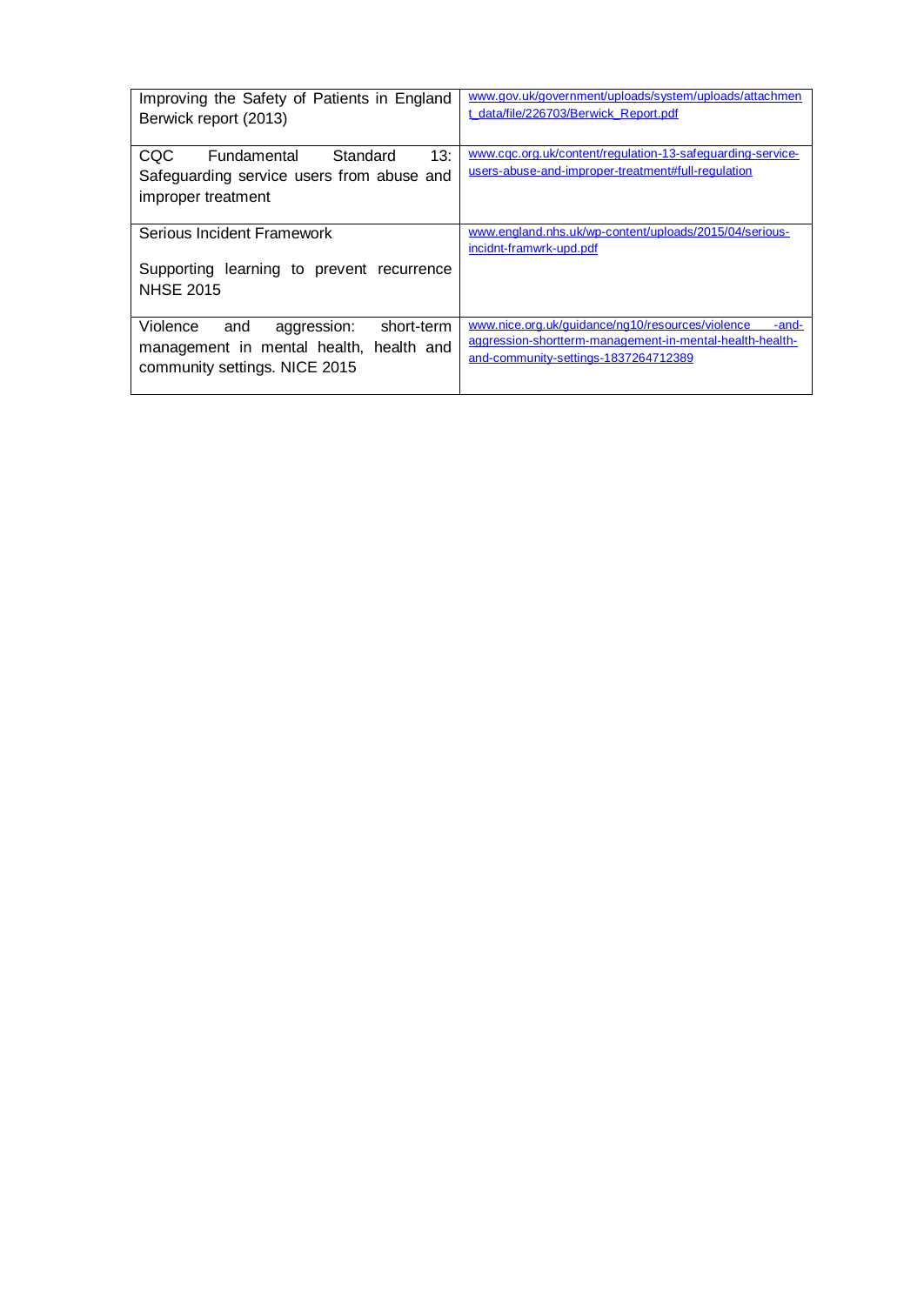| | |
|---|---|
| Improving the Safety of Patients in England Berwick report (2013) | www.gov.uk/government/uploads/system/uploads/attachment_data/file/226703/Berwick_Report.pdf |
| CQC Fundamental Standard 13: Safeguarding service users from abuse and improper treatment | www.cqc.org.uk/content/regulation-13-safeguarding-service-users-abuse-and-improper-treatment#full-regulation |
| Serious Incident Framework<br><br>Supporting learning to prevent recurrence NHSE 2015 | www.england.nhs.uk/wp-content/uploads/2015/04/serious-incidnt-framwrk-upd.pdf |
| Violence and aggression: short-term management in mental health, health and community settings. NICE 2015 | www.nice.org.uk/guidance/ng10/resources/violence -and-aggression-shortterm-management-in-mental-health-health-and-community-settings-1837264712389 |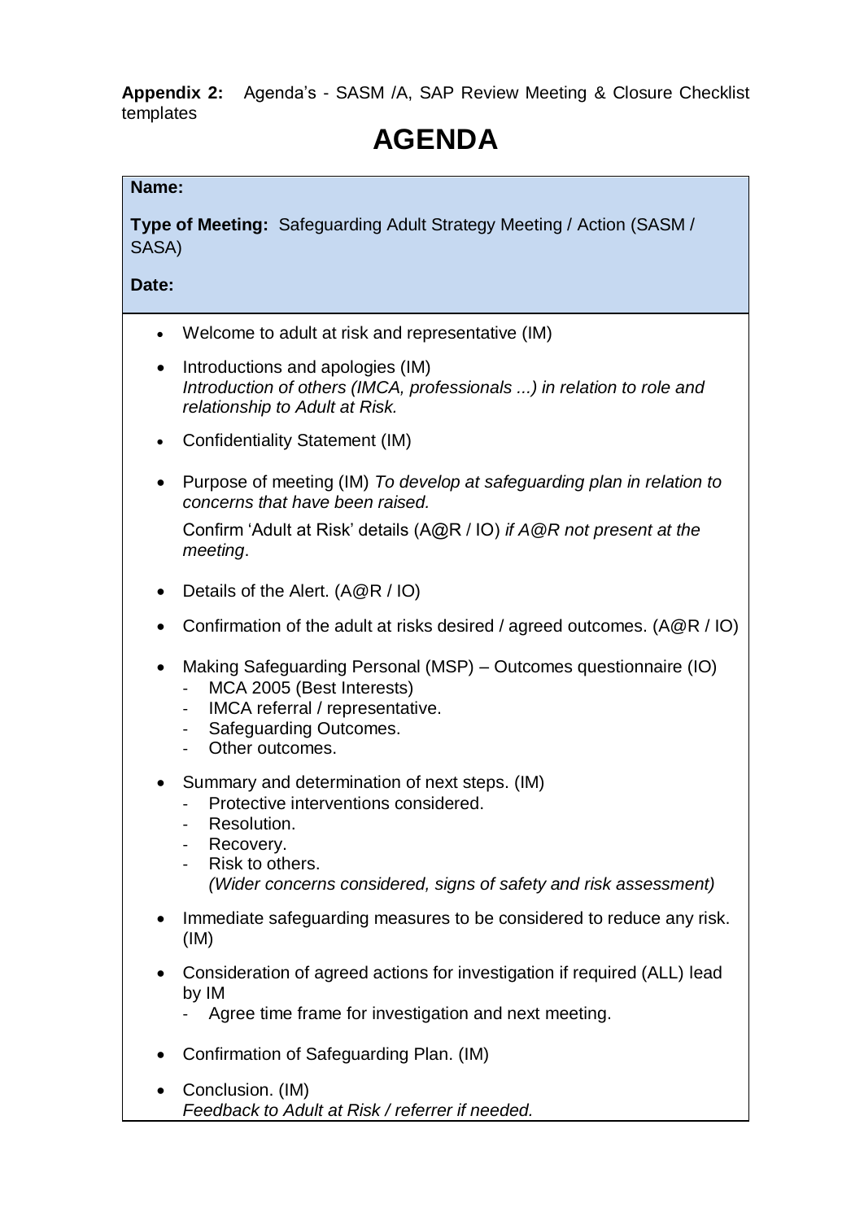**Appendix 2:** Agenda's - SASM /A, SAP Review Meeting & Closure Checklist templates

# AGENDA

**Name:**

**Type of Meeting:** Safeguarding Adult Strategy Meeting / Action (SASM / SASA)

**Date:**

- Welcome to adult at risk and representative (IM)
- Introductions and apologies (IM)
  *Introduction of others (IMCA, professionals ...) in relation to role and relationship to Adult at Risk.*
- Confidentiality Statement (IM)
- Purpose of meeting (IM) *To develop at safeguarding plan in relation to concerns that have been raised.*

  Confirm 'Adult at Risk' details (A@R / IO) *if A@R not present at the meeting*.
- Details of the Alert. (A@R / IO)
- Confirmation of the adult at risks desired / agreed outcomes. (A@R / IO)
- Making Safeguarding Personal (MSP) – Outcomes questionnaire (IO)
  - MCA 2005 (Best Interests)
  - IMCA referral / representative.
  - Safeguarding Outcomes.
  - Other outcomes.
- Summary and determination of next steps. (IM)
  - Protective interventions considered.
  - Resolution.
  - Recovery.
  - Risk to others.
    *(Wider concerns considered, signs of safety and risk assessment)*
- Immediate safeguarding measures to be considered to reduce any risk. (IM)
- Consideration of agreed actions for investigation if required (ALL) lead by IM
  - Agree time frame for investigation and next meeting.
- Confirmation of Safeguarding Plan. (IM)
- Conclusion. (IM)
  *Feedback to Adult at Risk / referrer if needed.*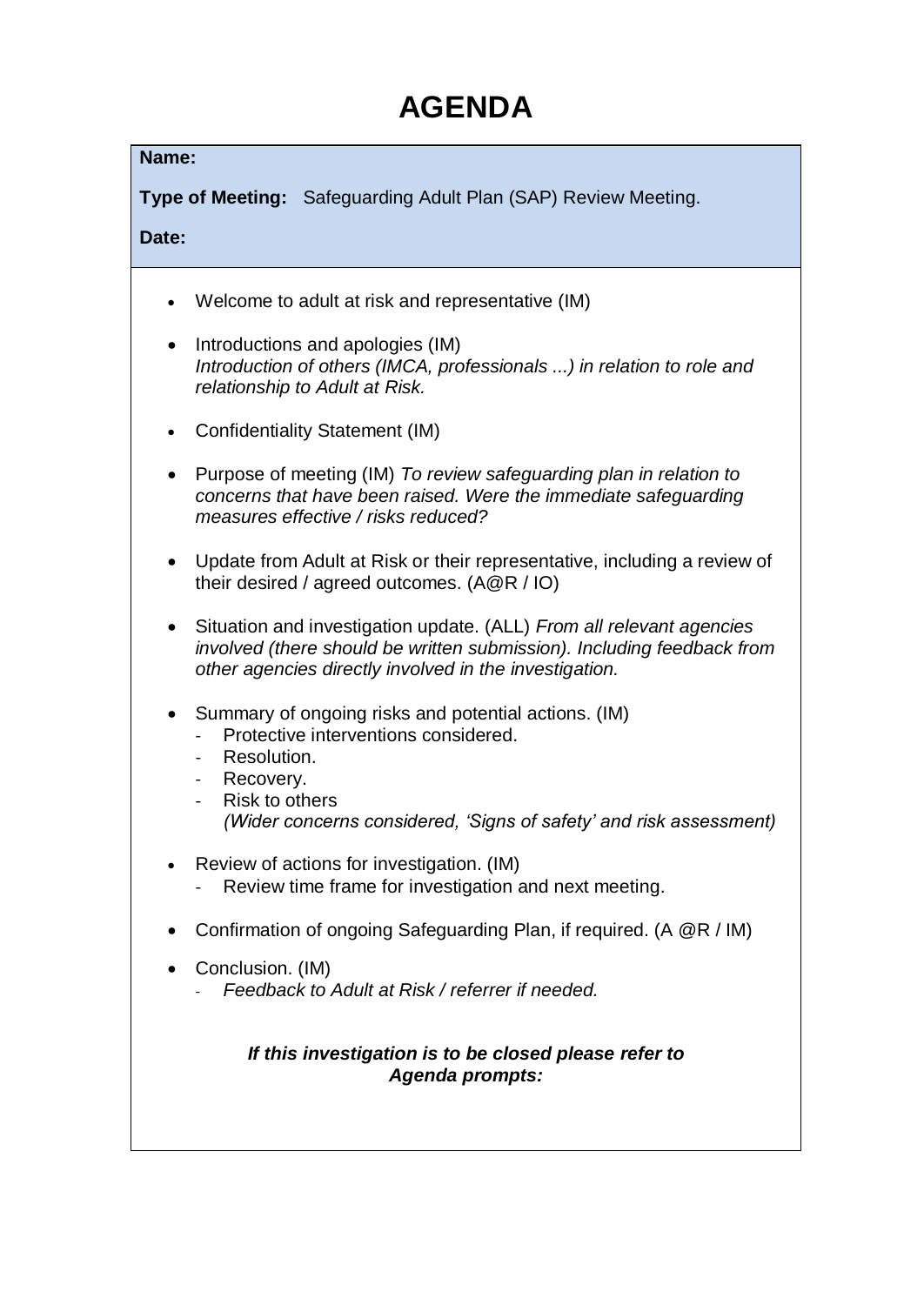# AGENDA

**Name:**

**Type of Meeting:** Safeguarding Adult Plan (SAP) Review Meeting.

**Date:**

- Welcome to adult at risk and representative (IM)
- Introductions and apologies (IM)
  *Introduction of others (IMCA, professionals ...) in relation to role and relationship to Adult at Risk.*
- Confidentiality Statement (IM)
- Purpose of meeting (IM) *To review safeguarding plan in relation to concerns that have been raised. Were the immediate safeguarding measures effective / risks reduced?*
- Update from Adult at Risk or their representative, including a review of their desired / agreed outcomes. (A@R / IO)
- Situation and investigation update. (ALL) *From all relevant agencies involved (there should be written submission). Including feedback from other agencies directly involved in the investigation.*
- Summary of ongoing risks and potential actions. (IM)
  - Protective interventions considered.
  - Resolution.
  - Recovery.
  - Risk to others
    *(Wider concerns considered, 'Signs of safety' and risk assessment)*
- Review of actions for investigation. (IM)
  - Review time frame for investigation and next meeting.
- Confirmation of ongoing Safeguarding Plan, if required. (A @R / IM)
- Conclusion. (IM)
  - *Feedback to Adult at Risk / referrer if needed.*

***If this investigation is to be closed please refer to Agenda prompts:***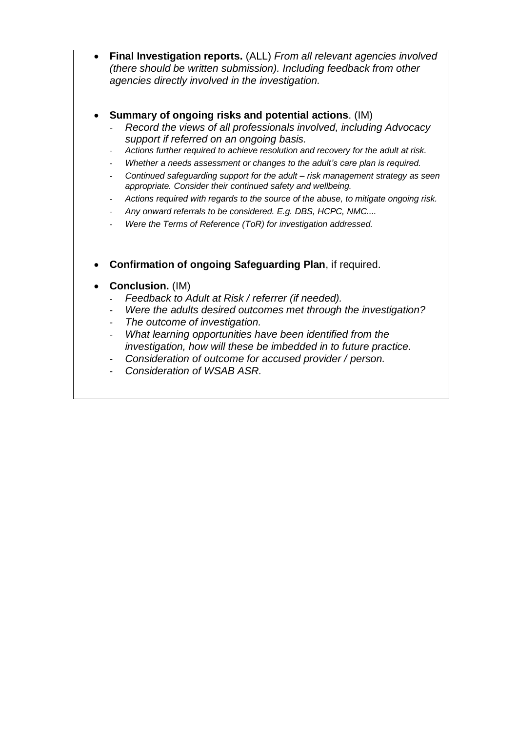- **Final Investigation reports.** (ALL) *From all relevant agencies involved (there should be written submission). Including feedback from other agencies directly involved in the investigation.*

- **Summary of ongoing risks and potential actions**. (IM)
  - *Record the views of all professionals involved, including Advocacy support if referred on an ongoing basis.*
  - *Actions further required to achieve resolution and recovery for the adult at risk.*
  - *Whether a needs assessment or changes to the adult's care plan is required.*
  - *Continued safeguarding support for the adult – risk management strategy as seen appropriate. Consider their continued safety and wellbeing.*
  - *Actions required with regards to the source of the abuse, to mitigate ongoing risk.*
  - *Any onward referrals to be considered. E.g. DBS, HCPC, NMC....*
  - *Were the Terms of Reference (ToR) for investigation addressed.*

- **Confirmation of ongoing Safeguarding Plan**, if required.

- **Conclusion.** (IM)
  - *Feedback to Adult at Risk / referrer (if needed).*
  - *Were the adults desired outcomes met through the investigation?*
  - *The outcome of investigation.*
  - *What learning opportunities have been identified from the investigation, how will these be imbedded in to future practice.*
  - *Consideration of outcome for accused provider / person.*
  - *Consideration of WSAB ASR.*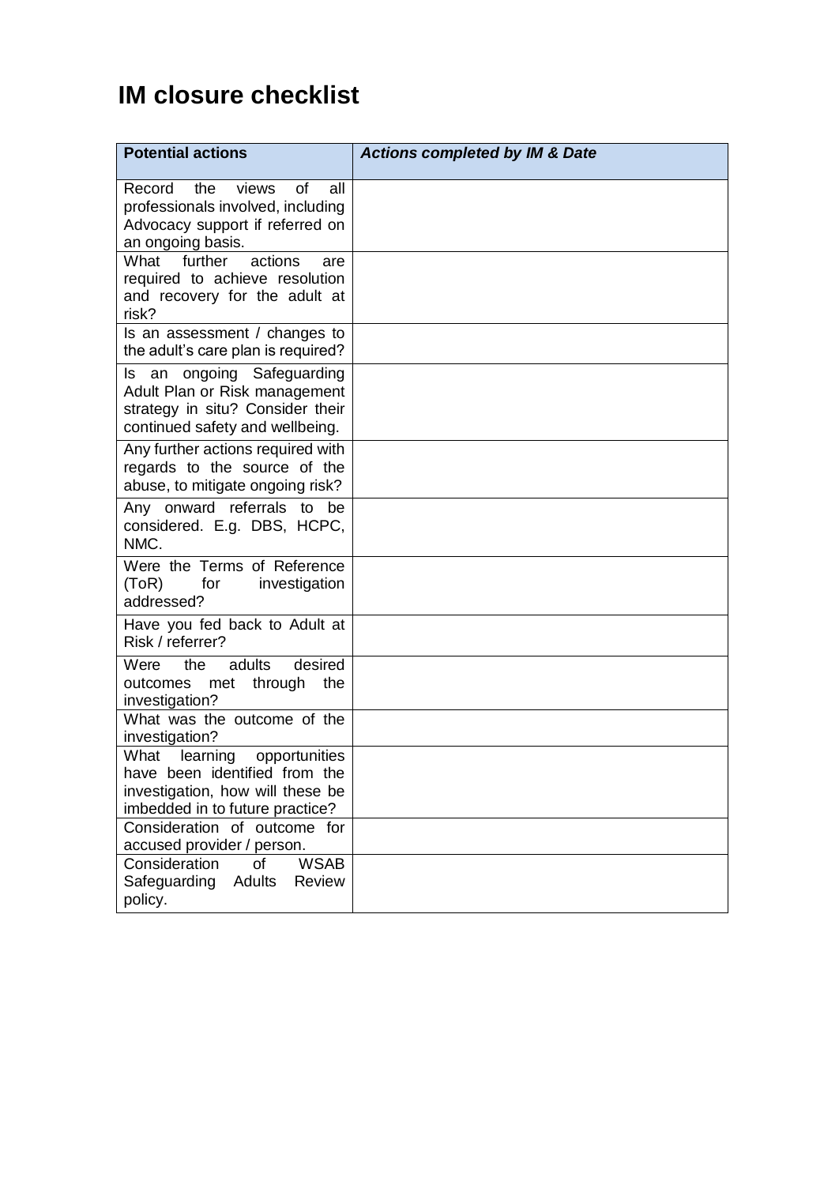# IM closure checklist

| Potential actions | *Actions completed by IM & Date* |
|---|---|
| Record the views of all professionals involved, including Advocacy support if referred on an ongoing basis. | |
| What further actions are required to achieve resolution and recovery for the adult at risk? | |
| Is an assessment / changes to the adult's care plan is required? | |
| Is an ongoing Safeguarding Adult Plan or Risk management strategy in situ? Consider their continued safety and wellbeing. | |
| Any further actions required with regards to the source of the abuse, to mitigate ongoing risk? | |
| Any onward referrals to be considered. E.g. DBS, HCPC, NMC. | |
| Were the Terms of Reference (ToR) for investigation addressed? | |
| Have you fed back to Adult at Risk / referrer? | |
| Were the adults desired outcomes met through the investigation? | |
| What was the outcome of the investigation? | |
| What learning opportunities have been identified from the investigation, how will these be imbedded in to future practice? | |
| Consideration of outcome for accused provider / person. | |
| Consideration of WSAB Safeguarding Adults Review policy. | |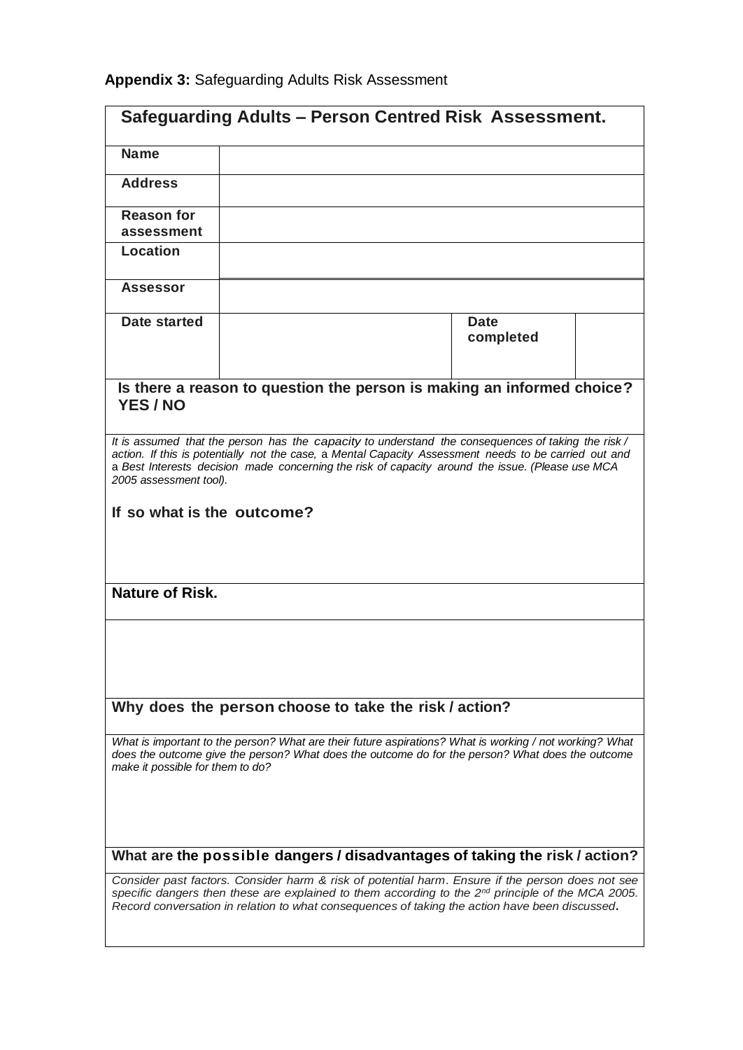**Appendix 3:** Safeguarding Adults Risk Assessment

| Safeguarding Adults – Person Centred Risk Assessment. | | | |
|---|---|---|---|
| **Name** | | | |
| **Address** | | | |
| **Reason for assessment** | | | |
| **Location** | | | |
| **Assessor** | | | |
| **Date started** | | **Date completed** | |

**Is there a reason to question the person is making an informed choice? YES / NO**

*It is assumed that the person has the capacity to understand the consequences of taking the risk / action. If this is potentially not the case,* a *Mental Capacity Assessment needs to be carried out and* a *Best Interests decision made concerning the risk of capacity around the issue. (Please use MCA 2005 assessment tool).*

**If so what is the outcome?**

**Nature of Risk.**

**Why does the person choose to take the risk / action?**

*What is important to the person? What are their future aspirations? What is working / not working? What does the outcome give the person? What does the outcome do for the person? What does the outcome make it possible for them to do?*

**What are the possible dangers / disadvantages of taking the risk / action?**

*Consider past factors. Consider harm & risk of potential harm. Ensure if the person does not see specific dangers then these are explained to them according to the 2nd principle of the MCA 2005. Record conversation in relation to what consequences of taking the action have been discussed.*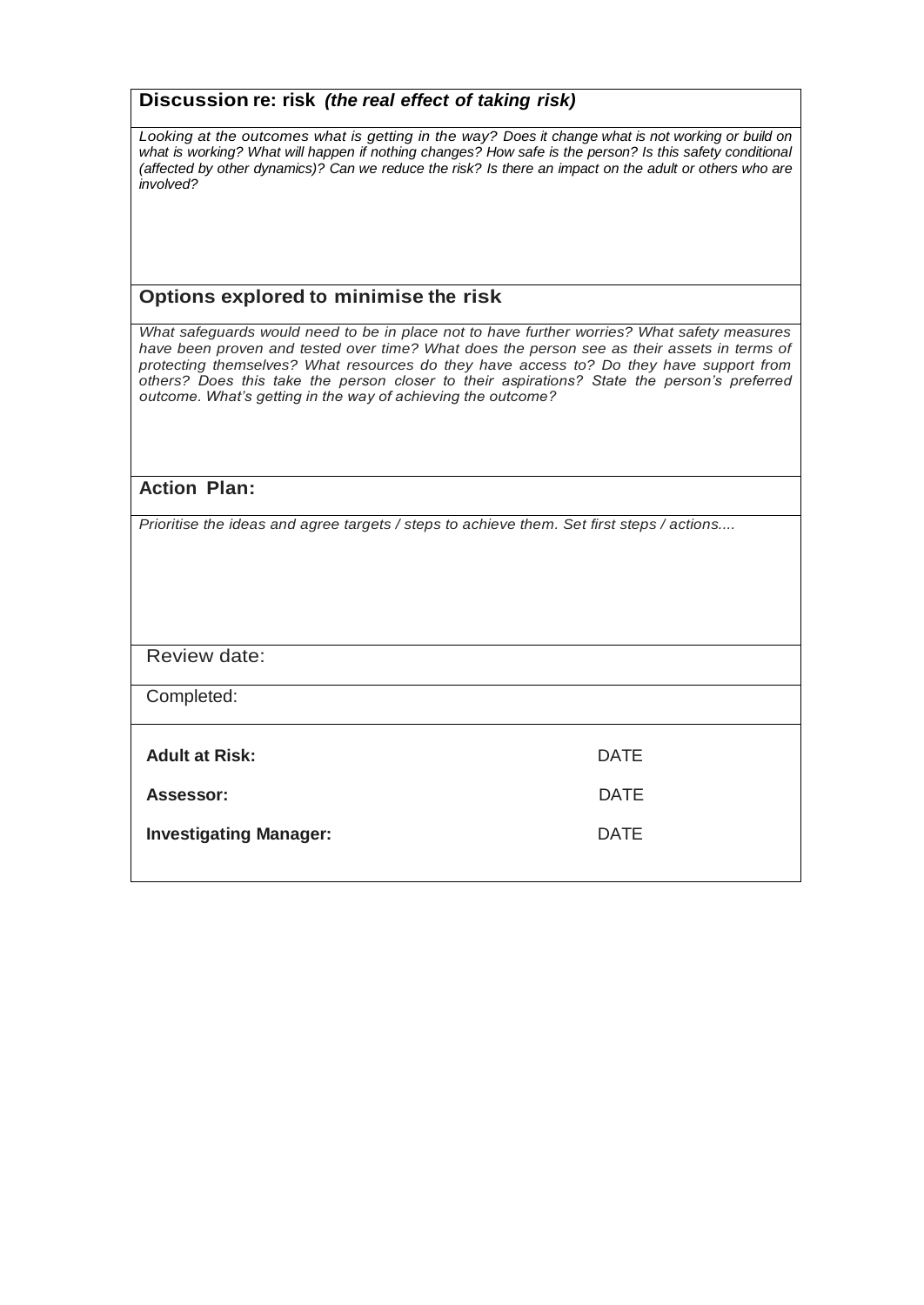## Discussion re: risk *(the real effect of taking risk)*

*Looking at the outcomes what is getting in the way? Does it change what is not working or build on what is working? What will happen if nothing changes? How safe is the person? Is this safety conditional (affected by other dynamics)? Can we reduce the risk? Is there an impact on the adult or others who are involved?*

## Options explored to minimise the risk

*What safeguards would need to be in place not to have further worries? What safety measures have been proven and tested over time? What does the person see as their assets in terms of protecting themselves? What resources do they have access to? Do they have support from others? Does this take the person closer to their aspirations? State the person's preferred outcome. What's getting in the way of achieving the outcome?*

## Action Plan:

*Prioritise the ideas and agree targets / steps to achieve them. Set first steps / actions....*

Review date:

Completed:

| | |
|---|---|
| **Adult at Risk:** | DATE |
| **Assessor:** | DATE |
| **Investigating Manager:** | DATE |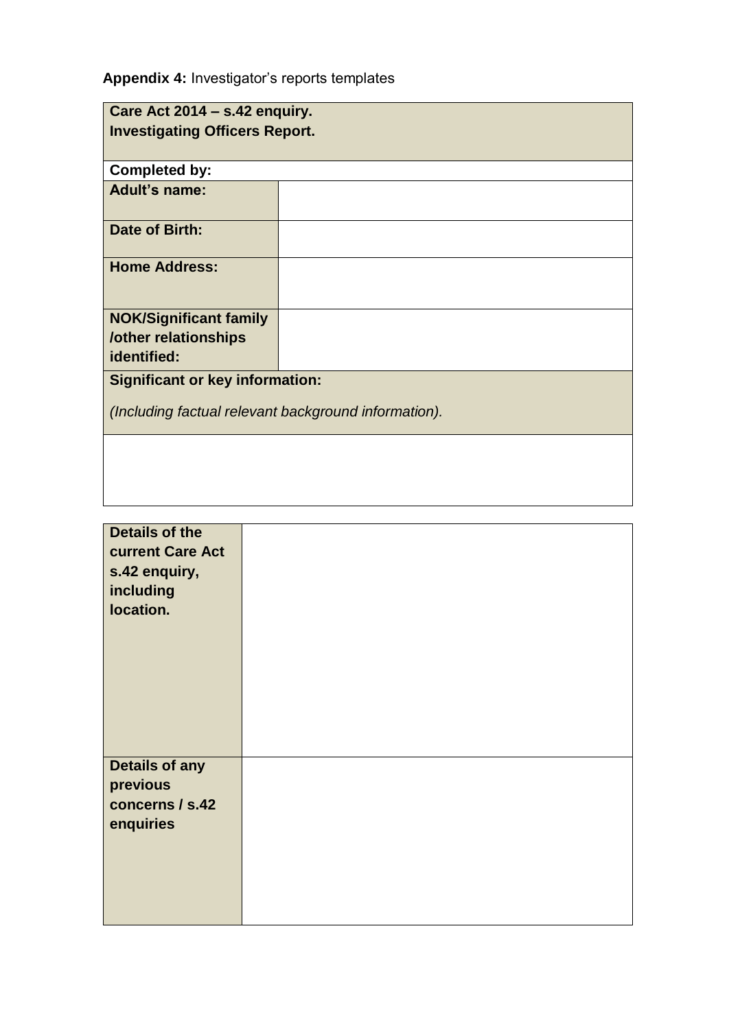**Appendix 4:** Investigator's reports templates

| **Care Act 2014 – s.42 enquiry.<br>Investigating Officers Report.** | |
|---|---|
| **Completed by:** | |
| **Adult's name:** | |
| **Date of Birth:** | |
| **Home Address:** | |
| **NOK/Significant family /other relationships identified:** | |
| **Significant or key information:**<br><br>*(Including factual relevant background information).* | |
| | |

| **Details of the current Care Act s.42 enquiry, including location.** | |
|---|---|
| **Details of any previous concerns / s.42 enquiries** | |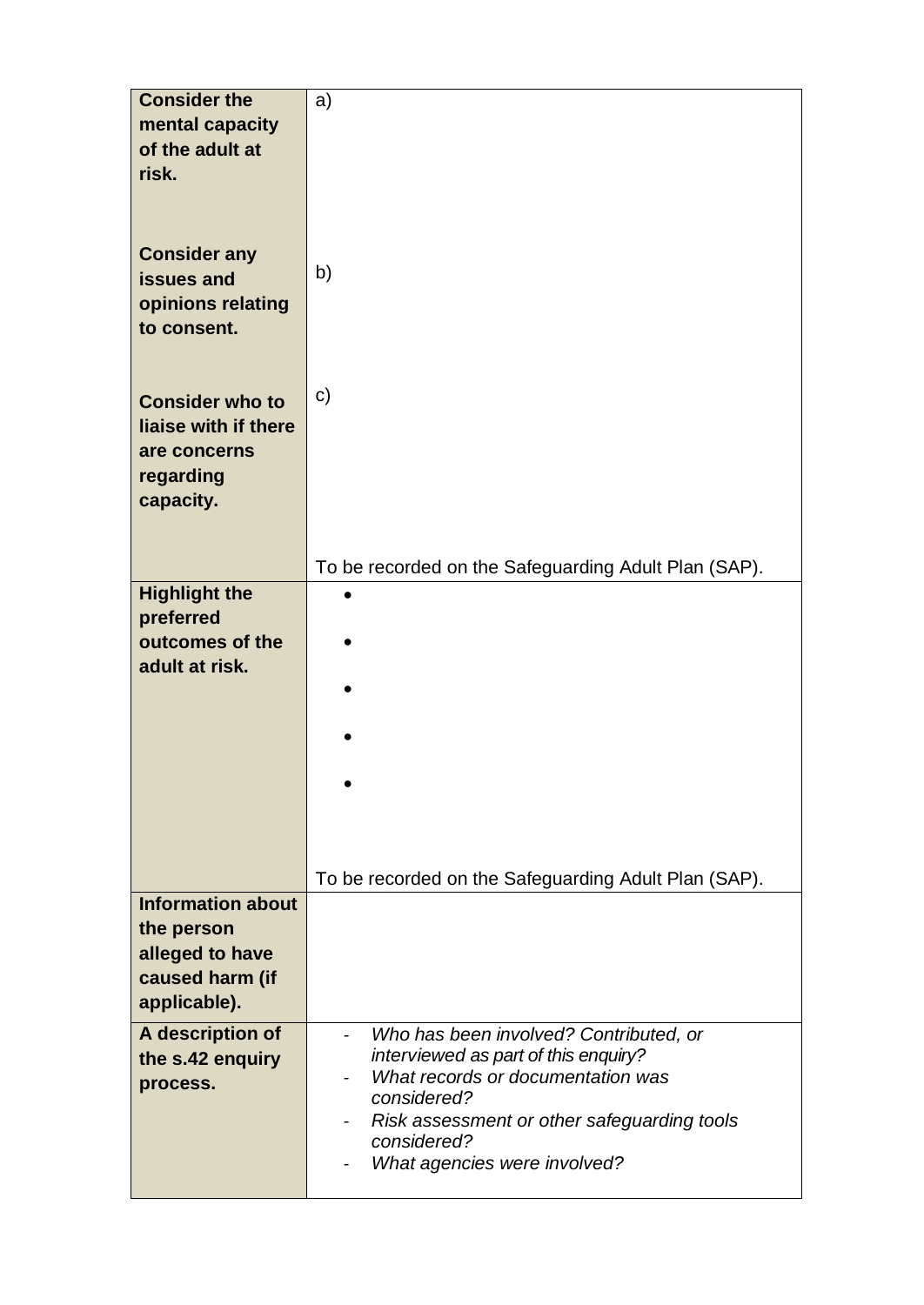| | |
|---|---|
| **Consider the mental capacity of the adult at risk.**<br><br>**Consider any issues and opinions relating to consent.**<br><br>**Consider who to liaise with if there are concerns regarding capacity.** | a)<br><br>b)<br><br>c)<br><br>To be recorded on the Safeguarding Adult Plan (SAP). |
| **Highlight the preferred outcomes of the adult at risk.** | •<br>•<br>•<br>•<br>•<br><br>To be recorded on the Safeguarding Adult Plan (SAP). |
| **Information about the person alleged to have caused harm (if applicable).** | |
| **A description of the s.42 enquiry process.** | - *Who has been involved? Contributed, or interviewed as part of this enquiry?*<br>- *What records or documentation was considered?*<br>- *Risk assessment or other safeguarding tools considered?*<br>- *What agencies were involved?* |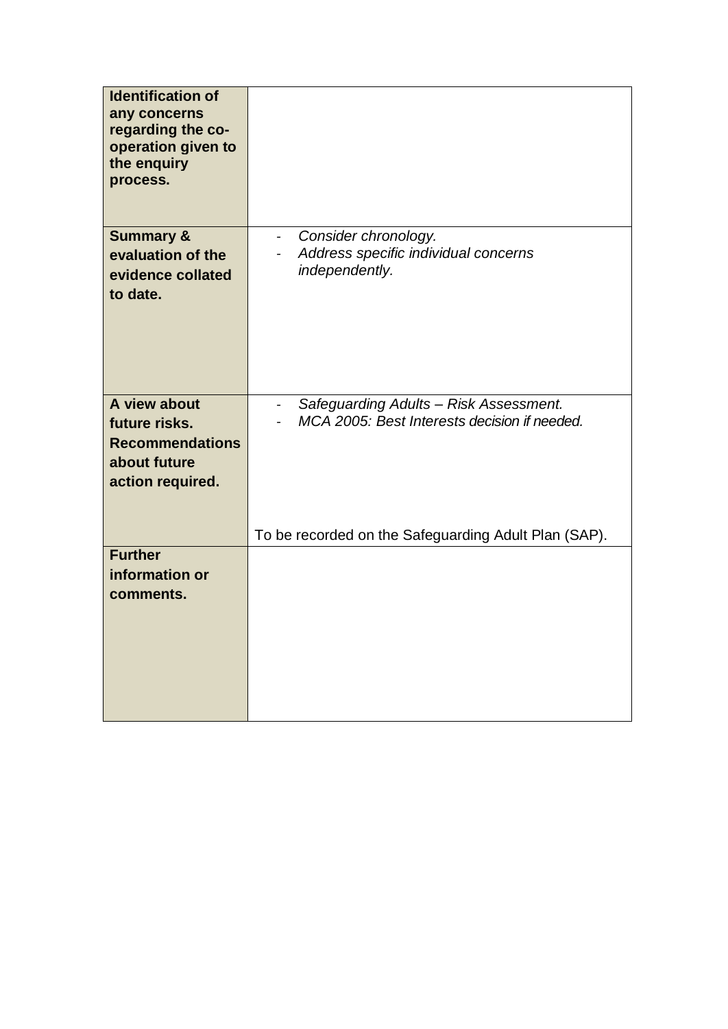| | |
|---|---|
| **Identification of any concerns regarding the co-operation given to the enquiry process.** | |
| **Summary & evaluation of the evidence collated to date.** | - *Consider chronology.*<br>- *Address specific individual concerns independently.* |
| **A view about future risks. Recommendations about future action required.** | - *Safeguarding Adults – Risk Assessment.*<br>- *MCA 2005: Best Interests decision if needed.*<br><br>To be recorded on the Safeguarding Adult Plan (SAP). |
| **Further information or comments.** | |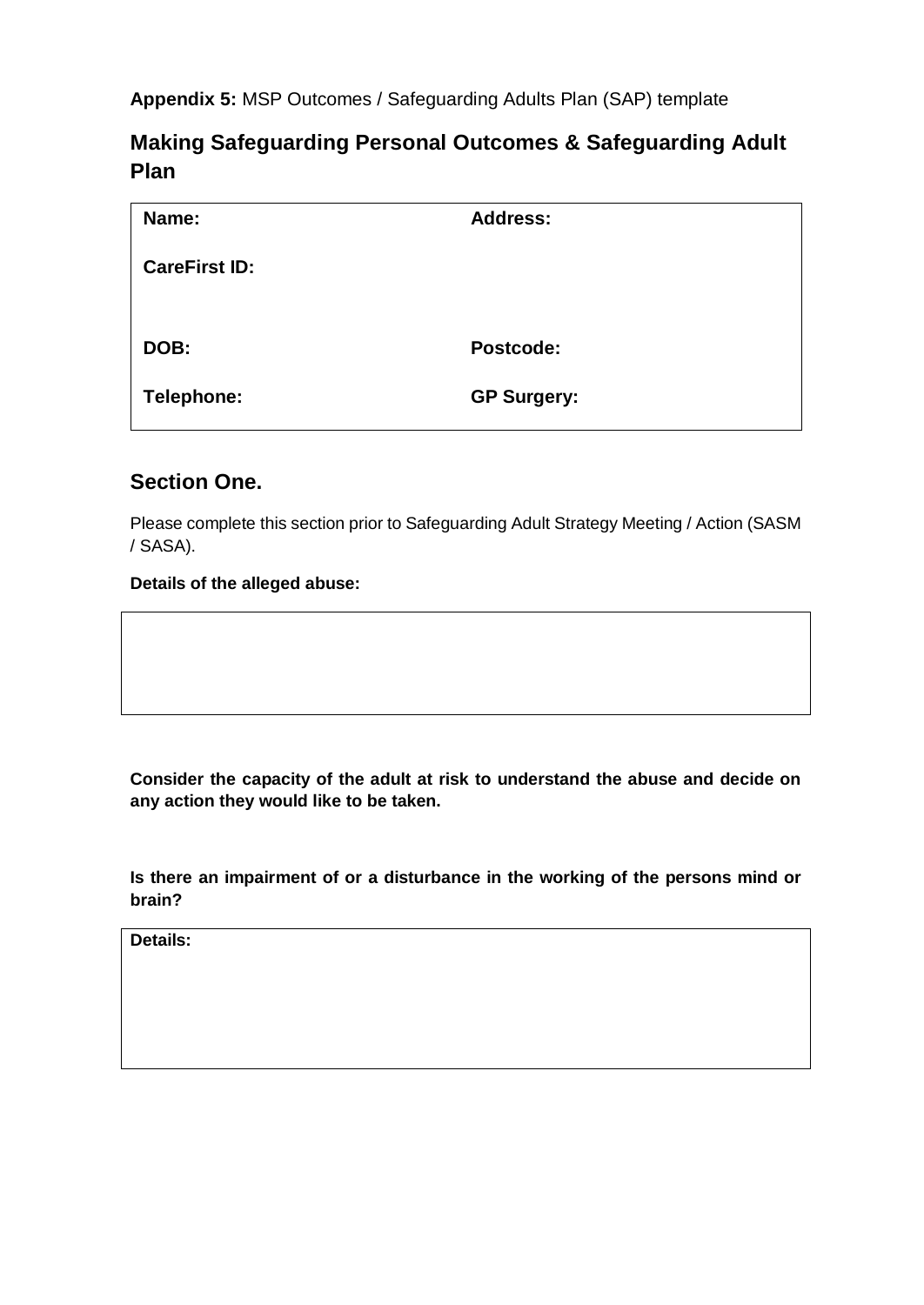**Appendix 5:** MSP Outcomes / Safeguarding Adults Plan (SAP) template

## Making Safeguarding Personal Outcomes & Safeguarding Adult Plan

| **Name:** | **Address:** |
|---|---|
| **CareFirst ID:** | |
| **DOB:** | **Postcode:** |
| **Telephone:** | **GP Surgery:** |

## Section One.

Please complete this section prior to Safeguarding Adult Strategy Meeting / Action (SASM / SASA).

**Details of the alleged abuse:**

| |
|---|
| |

**Consider the capacity of the adult at risk to understand the abuse and decide on any action they would like to be taken.**

**Is there an impairment of or a disturbance in the working of the persons mind or brain?**

| **Details:** |
|---|
| |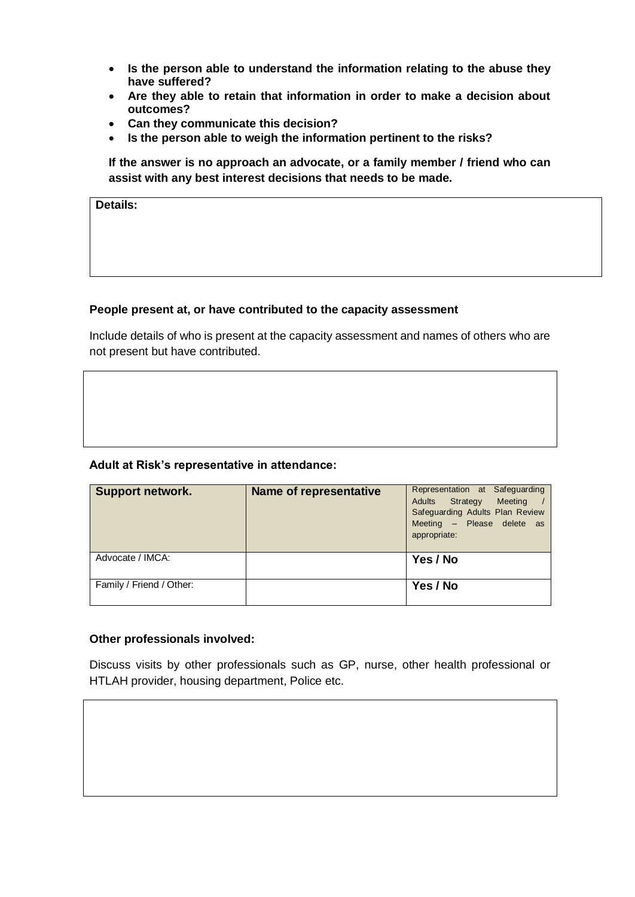- **Is the person able to understand the information relating to the abuse they have suffered?**
- **Are they able to retain that information in order to make a decision about outcomes?**
- **Can they communicate this decision?**
- **Is the person able to weigh the information pertinent to the risks?**

**If the answer is no approach an advocate, or a family member / friend who can assist with any best interest decisions that needs to be made.**

| **Details:** |
|---|
| |

**People present at, or have contributed to the capacity assessment**

Include details of who is present at the capacity assessment and names of others who are not present but have contributed.

| |
|---|
| |

**Adult at Risk's representative in attendance:**

| **Support network.** | **Name of representative** | Representation at Safeguarding Adults Strategy Meeting / Safeguarding Adults Plan Review Meeting – Please delete as appropriate: |
|---|---|---|
| Advocate / IMCA: | | **Yes / No** |
| Family / Friend / Other: | | **Yes / No** |

**Other professionals involved:**

Discuss visits by other professionals such as GP, nurse, other health professional or HTLAH provider, housing department, Police etc.

| |
|---|
| |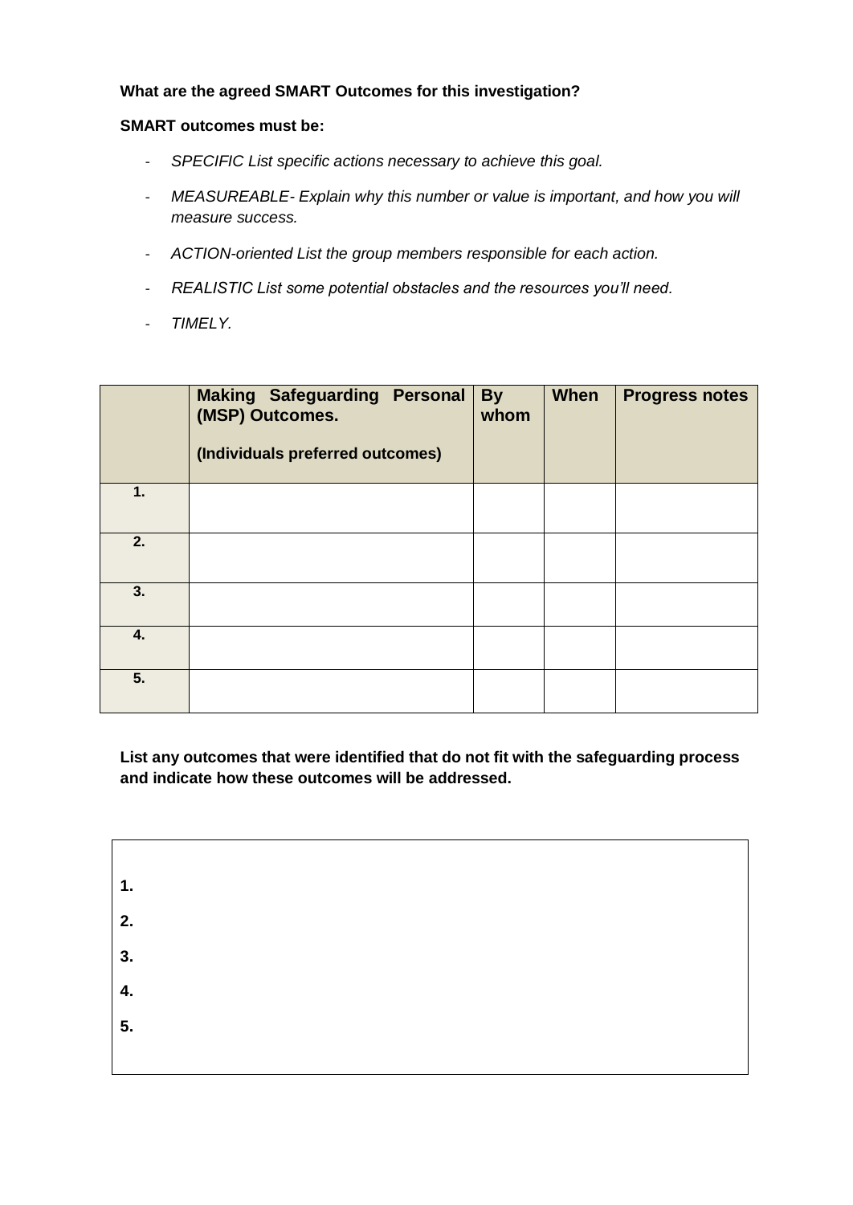**What are the agreed SMART Outcomes for this investigation?**

**SMART outcomes must be:**

- *SPECIFIC List specific actions necessary to achieve this goal.*
- *MEASUREABLE- Explain why this number or value is important, and how you will measure success.*
- *ACTION-oriented List the group members responsible for each action.*
- *REALISTIC List some potential obstacles and the resources you'll need.*
- *TIMELY.*

| | **Making Safeguarding Personal (MSP) Outcomes.**<br><br>**(Individuals preferred outcomes)** | **By whom** | **When** | **Progress notes** |
|---|---|---|---|---|
| **1.** | | | | |
| **2.** | | | | |
| **3.** | | | | |
| **4.** | | | | |
| **5.** | | | | |

**List any outcomes that were identified that do not fit with the safeguarding process and indicate how these outcomes will be addressed.**

**1.**

**2.**

**3.**

**4.**

**5.**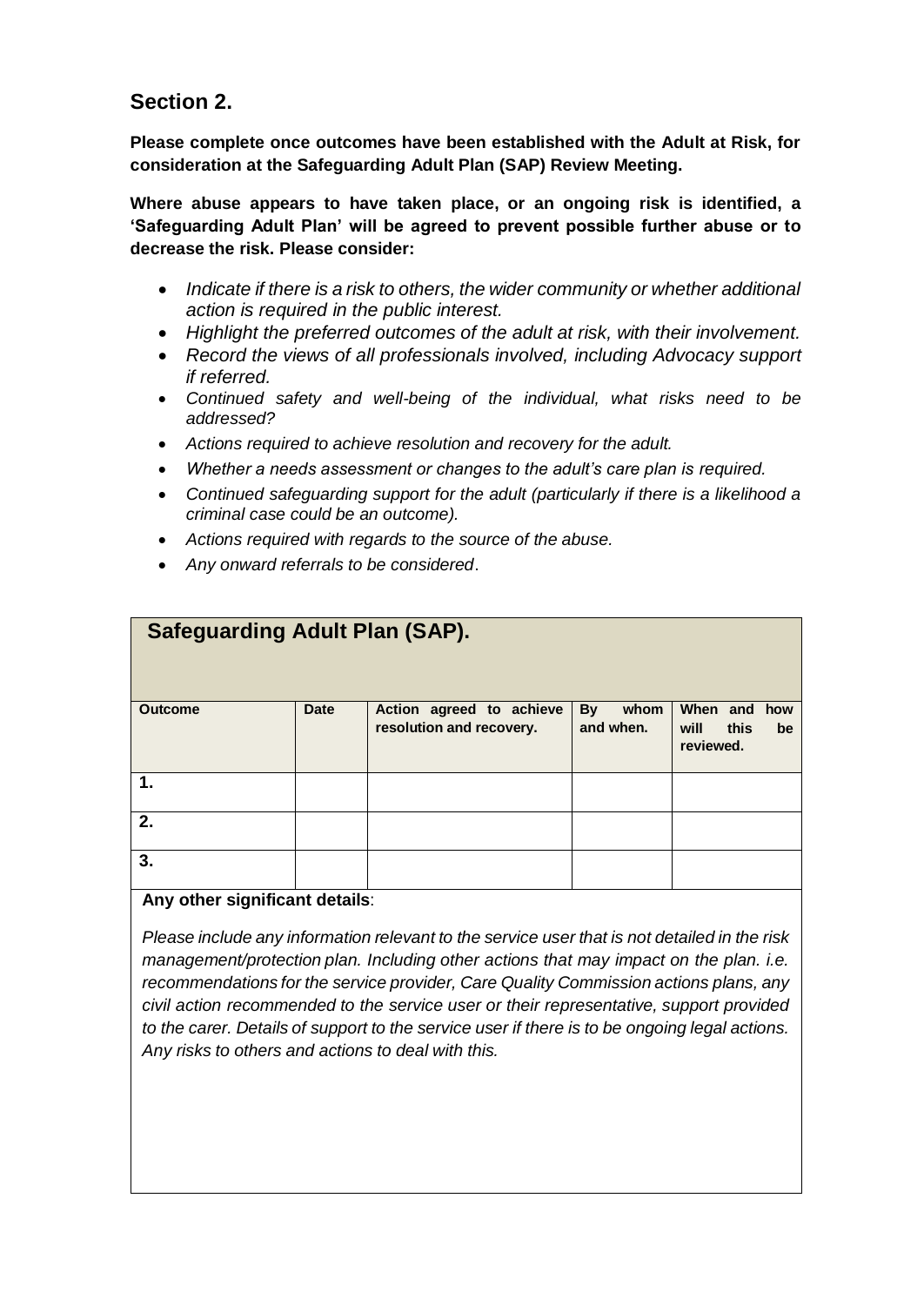## Section 2.

**Please complete once outcomes have been established with the Adult at Risk, for consideration at the Safeguarding Adult Plan (SAP) Review Meeting.**

**Where abuse appears to have taken place, or an ongoing risk is identified, a 'Safeguarding Adult Plan' will be agreed to prevent possible further abuse or to decrease the risk. Please consider:**

- *Indicate if there is a risk to others, the wider community or whether additional action is required in the public interest.*
- *Highlight the preferred outcomes of the adult at risk, with their involvement.*
- *Record the views of all professionals involved, including Advocacy support if referred.*
- *Continued safety and well-being of the individual, what risks need to be addressed?*
- *Actions required to achieve resolution and recovery for the adult.*
- *Whether a needs assessment or changes to the adult's care plan is required.*
- *Continued safeguarding support for the adult (particularly if there is a likelihood a criminal case could be an outcome).*
- *Actions required with regards to the source of the abuse.*
- *Any onward referrals to be considered*.

| **Safeguarding Adult Plan (SAP).** | | | | |
|---|---|---|---|---|
| **Outcome** | **Date** | **Action agreed to achieve resolution and recovery.** | **By whom and when.** | **When and how will this be reviewed.** |
| **1.** | | | | |
| **2.** | | | | |
| **3.** | | | | |

**Any other significant details**:

*Please include any information relevant to the service user that is not detailed in the risk management/protection plan. Including other actions that may impact on the plan. i.e. recommendations for the service provider, Care Quality Commission actions plans, any civil action recommended to the service user or their representative, support provided to the carer. Details of support to the service user if there is to be ongoing legal actions. Any risks to others and actions to deal with this.*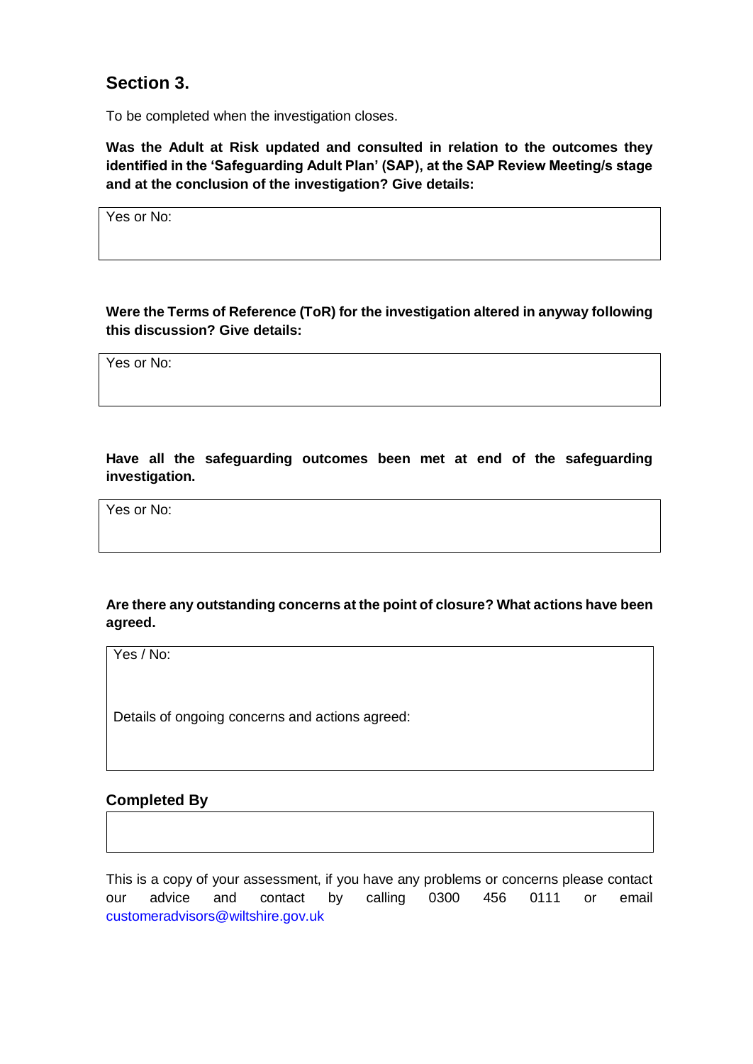## Section 3.

To be completed when the investigation closes.

**Was the Adult at Risk updated and consulted in relation to the outcomes they identified in the 'Safeguarding Adult Plan' (SAP), at the SAP Review Meeting/s stage and at the conclusion of the investigation? Give details:**

| Yes or No: |
|---|
| |

**Were the Terms of Reference (ToR) for the investigation altered in anyway following this discussion? Give details:**

| Yes or No: |
|---|
| |

**Have all the safeguarding outcomes been met at end of the safeguarding investigation.**

| Yes or No: |
|---|
| |

**Are there any outstanding concerns at the point of closure? What actions have been agreed.**

| Yes / No: |
|---|
| Details of ongoing concerns and actions agreed: |

**Completed By**

| |
|---|
| |

This is a copy of your assessment, if you have any problems or concerns please contact our advice and contact by calling 0300 456 0111 or email customeradvisors@wiltshire.gov.uk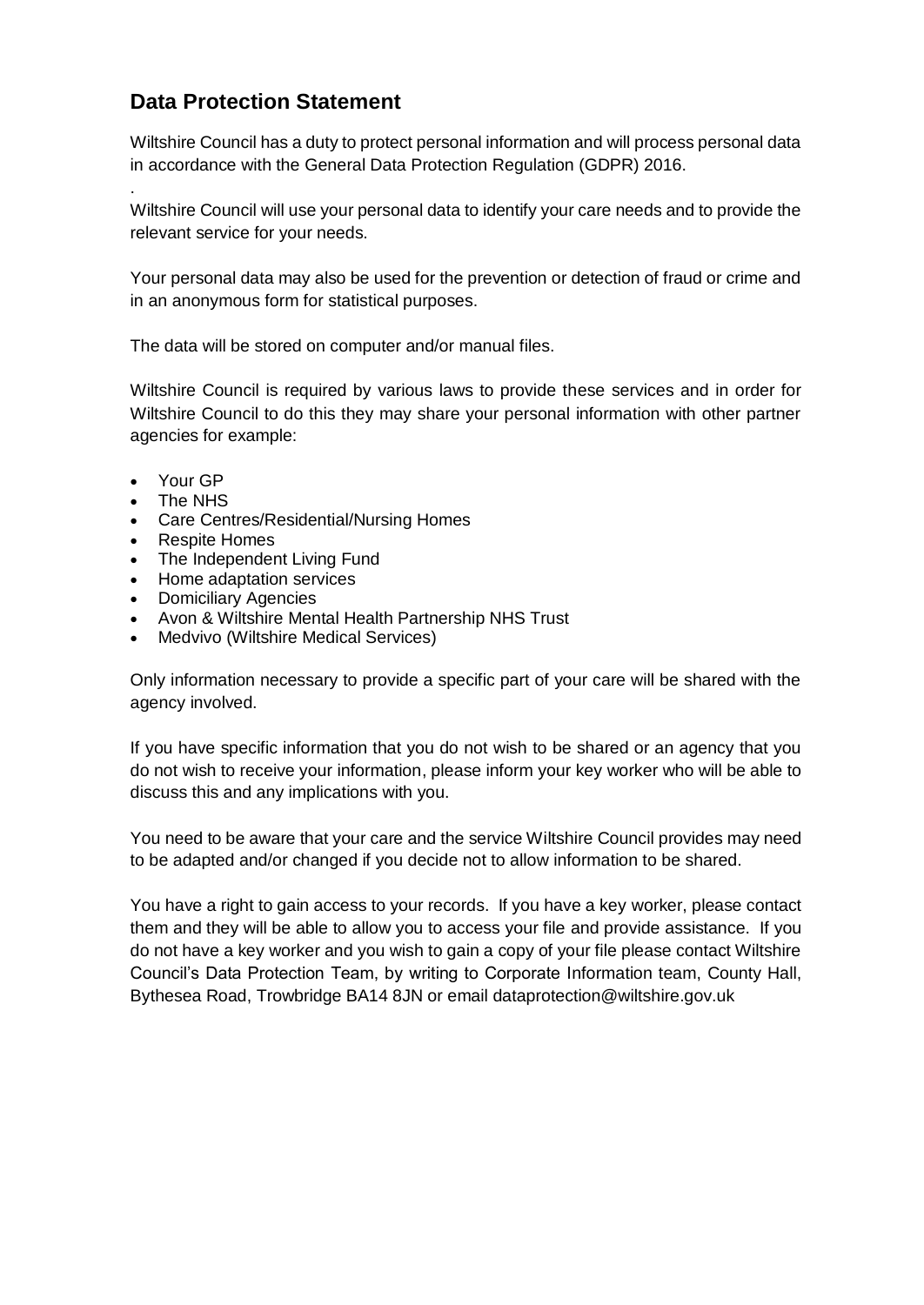## Data Protection Statement

Wiltshire Council has a duty to protect personal information and will process personal data in accordance with the General Data Protection Regulation (GDPR) 2016.

.

Wiltshire Council will use your personal data to identify your care needs and to provide the relevant service for your needs.

Your personal data may also be used for the prevention or detection of fraud or crime and in an anonymous form for statistical purposes.

The data will be stored on computer and/or manual files.

Wiltshire Council is required by various laws to provide these services and in order for Wiltshire Council to do this they may share your personal information with other partner agencies for example:

- Your GP
- The NHS
- Care Centres/Residential/Nursing Homes
- Respite Homes
- The Independent Living Fund
- Home adaptation services
- Domiciliary Agencies
- Avon & Wiltshire Mental Health Partnership NHS Trust
- Medvivo (Wiltshire Medical Services)

Only information necessary to provide a specific part of your care will be shared with the agency involved.

If you have specific information that you do not wish to be shared or an agency that you do not wish to receive your information, please inform your key worker who will be able to discuss this and any implications with you.

You need to be aware that your care and the service Wiltshire Council provides may need to be adapted and/or changed if you decide not to allow information to be shared.

You have a right to gain access to your records. If you have a key worker, please contact them and they will be able to allow you to access your file and provide assistance. If you do not have a key worker and you wish to gain a copy of your file please contact Wiltshire Council's Data Protection Team, by writing to Corporate Information team, County Hall, Bythesea Road, Trowbridge BA14 8JN or email dataprotection@wiltshire.gov.uk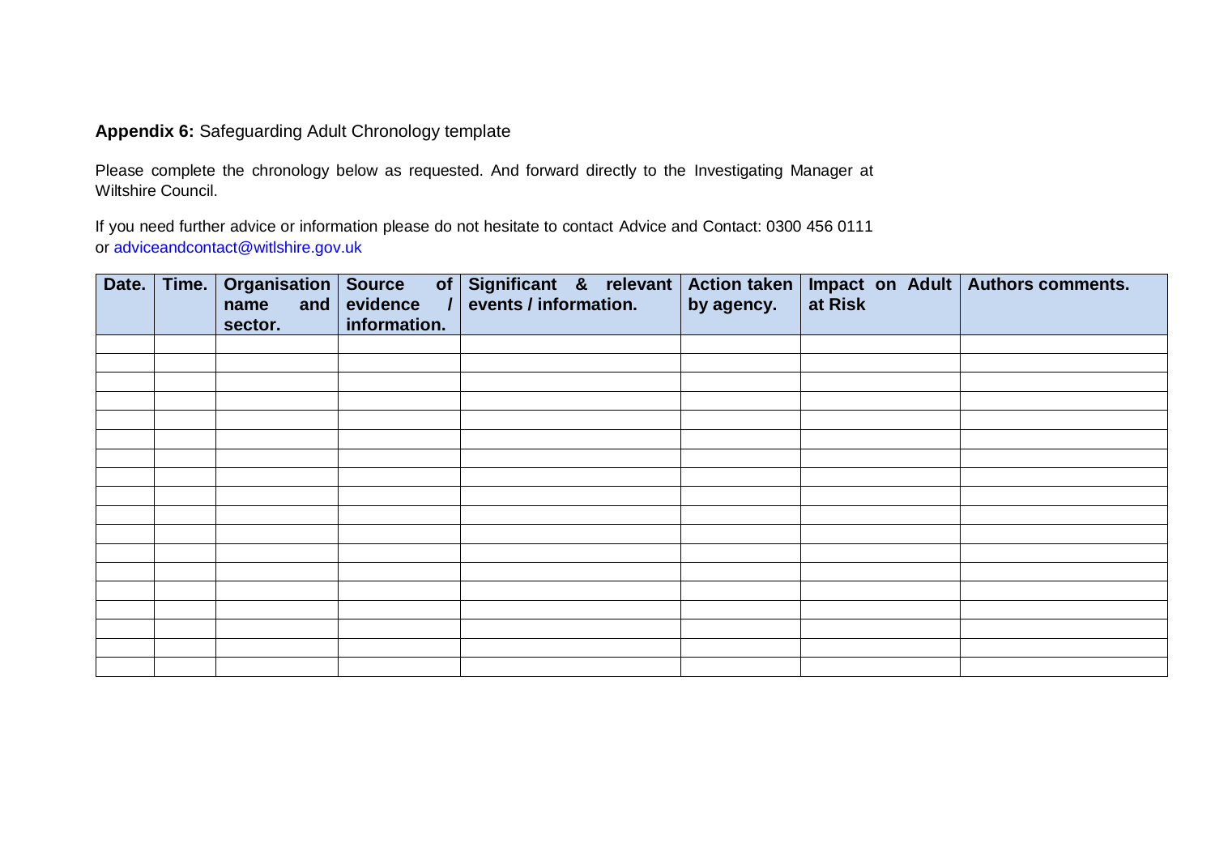**Appendix 6:** Safeguarding Adult Chronology template

Please complete the chronology below as requested. And forward directly to the Investigating Manager at Wiltshire Council.

If you need further advice or information please do not hesitate to contact Advice and Contact: 0300 456 0111 or adviceandcontact@witlshire.gov.uk

| Date. | Time. | Organisation name and sector. | Source of evidence / information. | Significant & relevant events / information. | Action taken by agency. | Impact on Adult at Risk | Authors comments. |
|---|---|---|---|---|---|---|---|
| | | | | | | | |
| | | | | | | | |
| | | | | | | | |
| | | | | | | | |
| | | | | | | | |
| | | | | | | | |
| | | | | | | | |
| | | | | | | | |
| | | | | | | | |
| | | | | | | | |
| | | | | | | | |
| | | | | | | | |
| | | | | | | | |
| | | | | | | | |
| | | | | | | | |
| | | | | | | | |
| | | | | | | | |
| | | | | | | | |